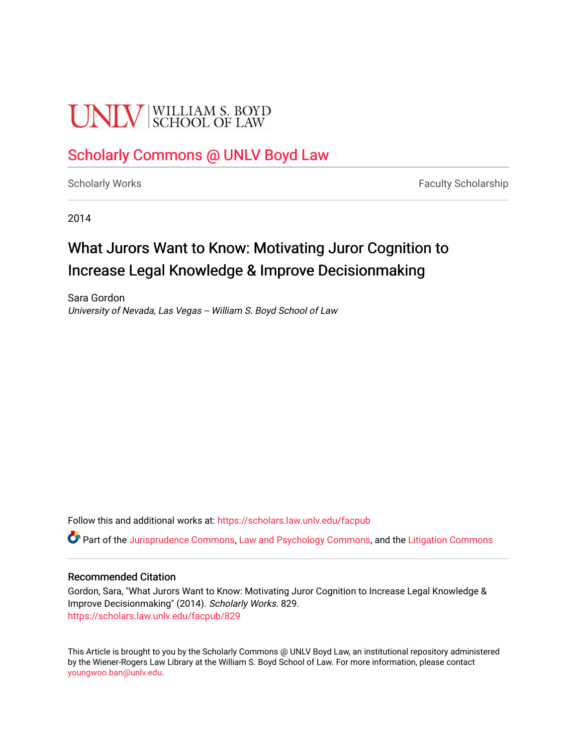UNLV | WILLIAM S. BOYD SCHOOL OF LAW

Scholarly Commons @ UNLV Boyd Law

Scholarly Works | Faculty Scholarship

2014

# What Jurors Want to Know: Motivating Juror Cognition to Increase Legal Knowledge & Improve Decisionmaking

Sara Gordon
*University of Nevada, Las Vegas -- William S. Boyd School of Law*

Follow this and additional works at: https://scholars.law.unlv.edu/facpub

Part of the Jurisprudence Commons, Law and Psychology Commons, and the Litigation Commons

## Recommended Citation

Gordon, Sara, "What Jurors Want to Know: Motivating Juror Cognition to Increase Legal Knowledge & Improve Decisionmaking" (2014). *Scholarly Works*. 829.
https://scholars.law.unlv.edu/facpub/829

This Article is brought to you by the Scholarly Commons @ UNLV Boyd Law, an institutional repository administered by the Wiener-Rogers Law Library at the William S. Boyd School of Law. For more information, please contact youngwoo.ban@unlv.edu.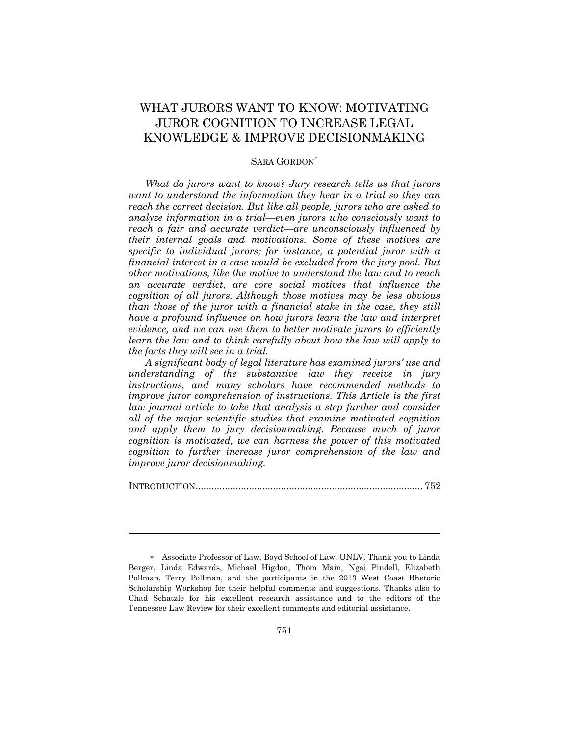# WHAT JURORS WANT TO KNOW: MOTIVATING JUROR COGNITION TO INCREASE LEGAL KNOWLEDGE & IMPROVE DECISIONMAKING

SARA GORDON[*]

*What do jurors want to know? Jury research tells us that jurors want to understand the information they hear in a trial so they can reach the correct decision. But like all people, jurors who are asked to analyze information in a trial—even jurors who consciously want to reach a fair and accurate verdict—are unconsciously influenced by their internal goals and motivations. Some of these motives are specific to individual jurors; for instance, a potential juror with a financial interest in a case would be excluded from the jury pool. But other motivations, like the motive to understand the law and to reach an accurate verdict, are core social motives that influence the cognition of all jurors. Although those motives may be less obvious than those of the juror with a financial stake in the case, they still have a profound influence on how jurors learn the law and interpret evidence, and we can use them to better motivate jurors to efficiently learn the law and to think carefully about how the law will apply to the facts they will see in a trial.*

*A significant body of legal literature has examined jurors' use and understanding of the substantive law they receive in jury instructions, and many scholars have recommended methods to improve juror comprehension of instructions. This Article is the first law journal article to take that analysis a step further and consider all of the major scientific studies that examine motivated cognition and apply them to jury decisionmaking. Because much of juror cognition is motivated, we can harness the power of this motivated cognition to further increase juror comprehension of the law and improve juror decisionmaking.*

INTRODUCTION.................................................................................... 752

---

[*] Associate Professor of Law, Boyd School of Law, UNLV. Thank you to Linda Berger, Linda Edwards, Michael Higdon, Thom Main, Ngai Pindell, Elizabeth Pollman, Terry Pollman, and the participants in the 2013 West Coast Rhetoric Scholarship Workshop for their helpful comments and suggestions. Thanks also to Chad Schatzle for his excellent research assistance and to the editors of the Tennessee Law Review for their excellent comments and editorial assistance.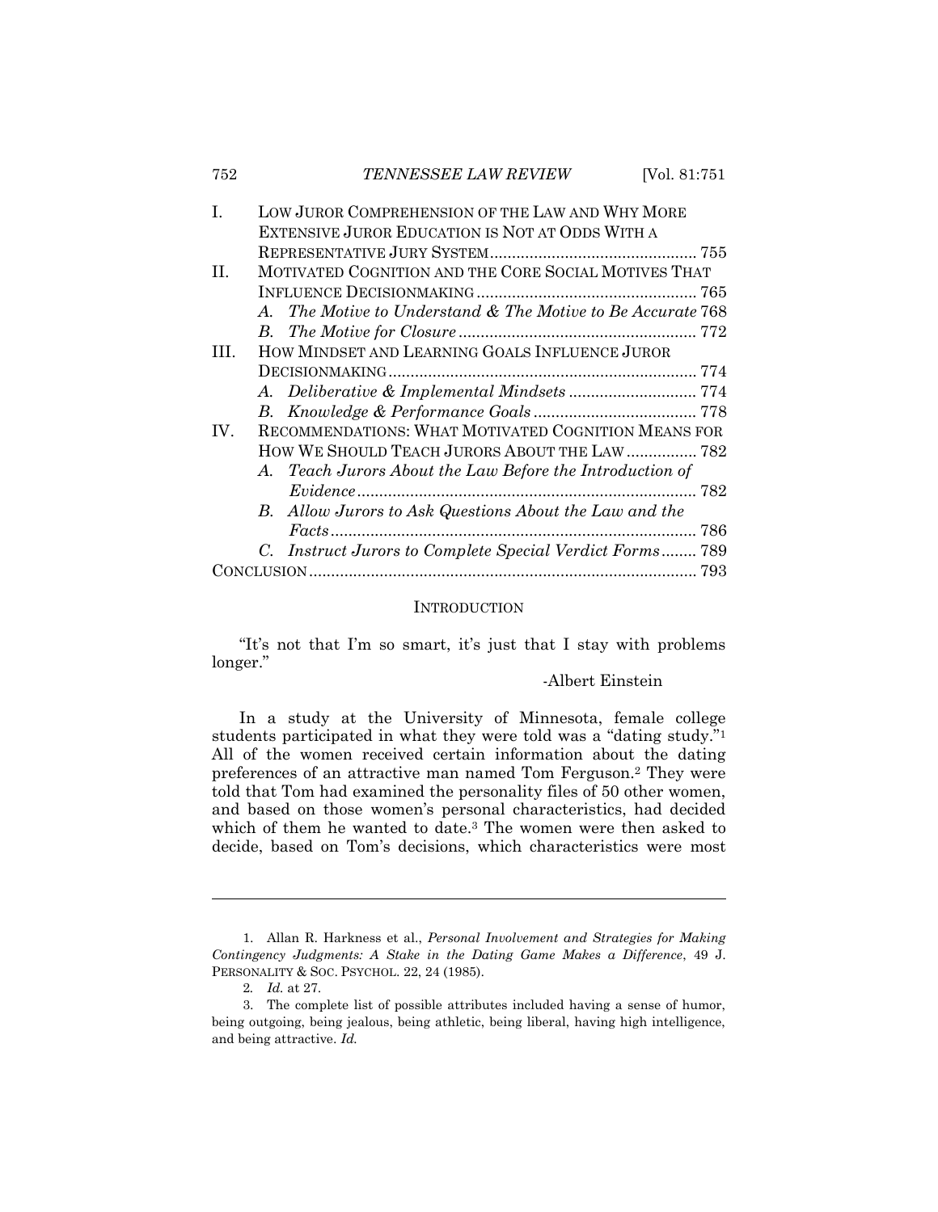| | | |
|---|---|---|
| I. | LOW JUROR COMPREHENSION OF THE LAW AND WHY MORE EXTENSIVE JUROR EDUCATION IS NOT AT ODDS WITH A REPRESENTATIVE JURY SYSTEM | 755 |
| II. | MOTIVATED COGNITION AND THE CORE SOCIAL MOTIVES THAT INFLUENCE DECISIONMAKING | 765 |
| | A. *The Motive to Understand & The Motive to Be Accurate* | 768 |
| | B. *The Motive for Closure* | 772 |
| III. | HOW MINDSET AND LEARNING GOALS INFLUENCE JUROR DECISIONMAKING | 774 |
| | A. *Deliberative & Implemental Mindsets* | 774 |
| | B. *Knowledge & Performance Goals* | 778 |
| IV. | RECOMMENDATIONS: WHAT MOTIVATED COGNITION MEANS FOR HOW WE SHOULD TEACH JURORS ABOUT THE LAW | 782 |
| | A. *Teach Jurors About the Law Before the Introduction of Evidence* | 782 |
| | B. *Allow Jurors to Ask Questions About the Law and the Facts* | 786 |
| | C. *Instruct Jurors to Complete Special Verdict Forms* | 789 |
| CONCLUSION | | 793 |

## INTRODUCTION

"It's not that I'm so smart, it's just that I stay with problems longer."

-Albert Einstein

In a study at the University of Minnesota, female college students participated in what they were told was a "dating study."[1] All of the women received certain information about the dating preferences of an attractive man named Tom Ferguson.[2] They were told that Tom had examined the personality files of 50 other women, and based on those women's personal characteristics, had decided which of them he wanted to date.[3] The women were then asked to decide, based on Tom's decisions, which characteristics were most

---

1. Allan R. Harkness et al., *Personal Involvement and Strategies for Making Contingency Judgments: A Stake in the Dating Game Makes a Difference*, 49 J. PERSONALITY & SOC. PSYCHOL. 22, 24 (1985).

2. *Id.* at 27.

3. The complete list of possible attributes included having a sense of humor, being outgoing, being jealous, being athletic, being liberal, having high intelligence, and being attractive. *Id.*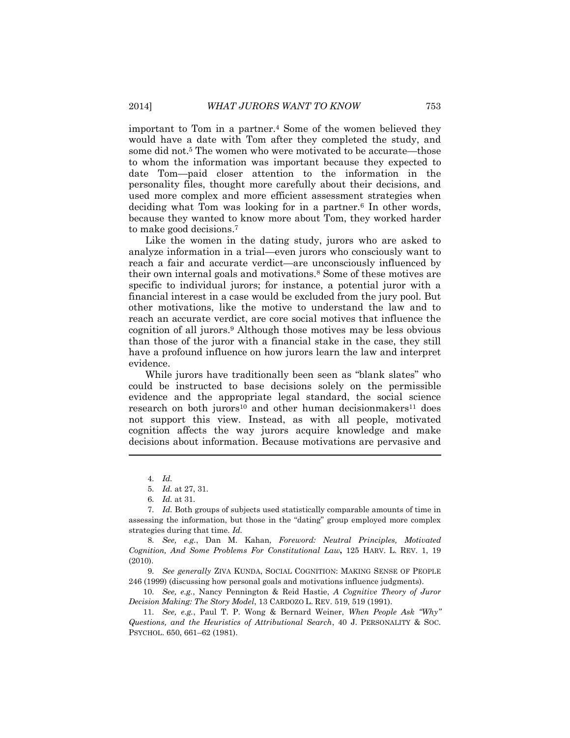important to Tom in a partner.[4] Some of the women believed they would have a date with Tom after they completed the study, and some did not.[5] The women who were motivated to be accurate—those to whom the information was important because they expected to date Tom—paid closer attention to the information in the personality files, thought more carefully about their decisions, and used more complex and more efficient assessment strategies when deciding what Tom was looking for in a partner.[6] In other words, because they wanted to know more about Tom, they worked harder to make good decisions.[7]

Like the women in the dating study, jurors who are asked to analyze information in a trial—even jurors who consciously want to reach a fair and accurate verdict—are unconsciously influenced by their own internal goals and motivations.[8] Some of these motives are specific to individual jurors; for instance, a potential juror with a financial interest in a case would be excluded from the jury pool. But other motivations, like the motive to understand the law and to reach an accurate verdict, are core social motives that influence the cognition of all jurors.[9] Although those motives may be less obvious than those of the juror with a financial stake in the case, they still have a profound influence on how jurors learn the law and interpret evidence.

While jurors have traditionally been seen as "blank slates" who could be instructed to base decisions solely on the permissible evidence and the appropriate legal standard, the social science research on both jurors[10] and other human decisionmakers[11] does not support this view. Instead, as with all people, motivated cognition affects the way jurors acquire knowledge and make decisions about information. Because motivations are pervasive and

---

4. *Id.*

5. *Id.* at 27, 31.

6. *Id.* at 31.

7. *Id.* Both groups of subjects used statistically comparable amounts of time in assessing the information, but those in the "dating" group employed more complex strategies during that time. *Id.*

8. *See, e.g.*, Dan M. Kahan, *Foreword: Neutral Principles, Motivated Cognition, And Some Problems For Constitutional Law*, 125 HARV. L. REV. 1, 19 (2010).

9. *See generally* ZIVA KUNDA, SOCIAL COGNITION: MAKING SENSE OF PEOPLE 246 (1999) (discussing how personal goals and motivations influence judgments).

10. *See, e.g.*, Nancy Pennington & Reid Hastie, *A Cognitive Theory of Juror Decision Making: The Story Model*, 13 CARDOZO L. REV. 519, 519 (1991).

11. *See, e.g.*, Paul T. P. Wong & Bernard Weiner, *When People Ask "Why" Questions, and the Heuristics of Attributional Search*, 40 J. PERSONALITY & SOC. PSYCHOL. 650, 661–62 (1981).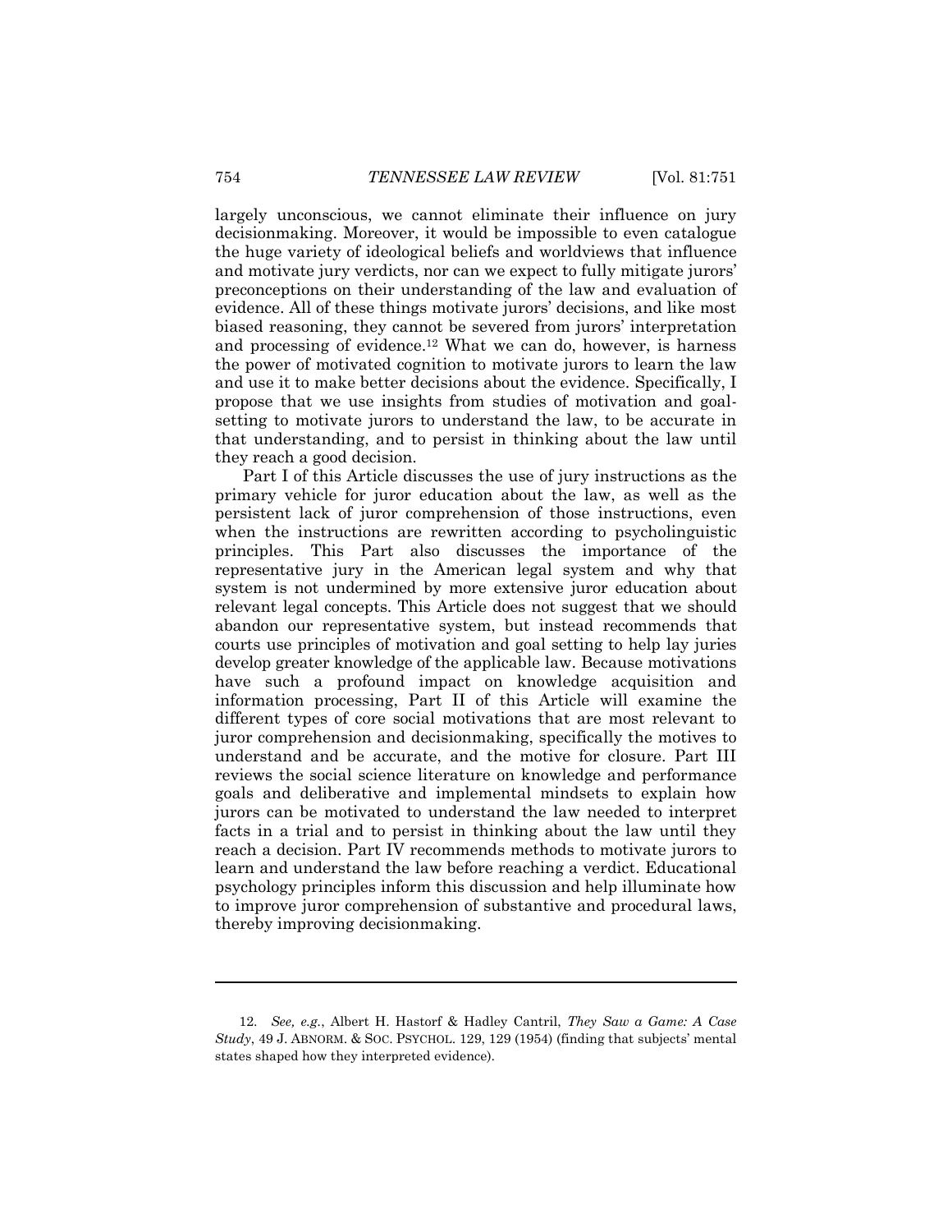largely unconscious, we cannot eliminate their influence on jury decisionmaking. Moreover, it would be impossible to even catalogue the huge variety of ideological beliefs and worldviews that influence and motivate jury verdicts, nor can we expect to fully mitigate jurors' preconceptions on their understanding of the law and evaluation of evidence. All of these things motivate jurors' decisions, and like most biased reasoning, they cannot be severed from jurors' interpretation and processing of evidence.[12] What we can do, however, is harness the power of motivated cognition to motivate jurors to learn the law and use it to make better decisions about the evidence. Specifically, I propose that we use insights from studies of motivation and goal-setting to motivate jurors to understand the law, to be accurate in that understanding, and to persist in thinking about the law until they reach a good decision.

Part I of this Article discusses the use of jury instructions as the primary vehicle for juror education about the law, as well as the persistent lack of juror comprehension of those instructions, even when the instructions are rewritten according to psycholinguistic principles. This Part also discusses the importance of the representative jury in the American legal system and why that system is not undermined by more extensive juror education about relevant legal concepts. This Article does not suggest that we should abandon our representative system, but instead recommends that courts use principles of motivation and goal setting to help lay juries develop greater knowledge of the applicable law. Because motivations have such a profound impact on knowledge acquisition and information processing, Part II of this Article will examine the different types of core social motivations that are most relevant to juror comprehension and decisionmaking, specifically the motives to understand and be accurate, and the motive for closure. Part III reviews the social science literature on knowledge and performance goals and deliberative and implemental mindsets to explain how jurors can be motivated to understand the law needed to interpret facts in a trial and to persist in thinking about the law until they reach a decision. Part IV recommends methods to motivate jurors to learn and understand the law before reaching a verdict. Educational psychology principles inform this discussion and help illuminate how to improve juror comprehension of substantive and procedural laws, thereby improving decisionmaking.

---

12. *See, e.g.*, Albert H. Hastorf & Hadley Cantril, *They Saw a Game: A Case Study*, 49 J. ABNORM. & SOC. PSYCHOL. 129, 129 (1954) (finding that subjects' mental states shaped how they interpreted evidence).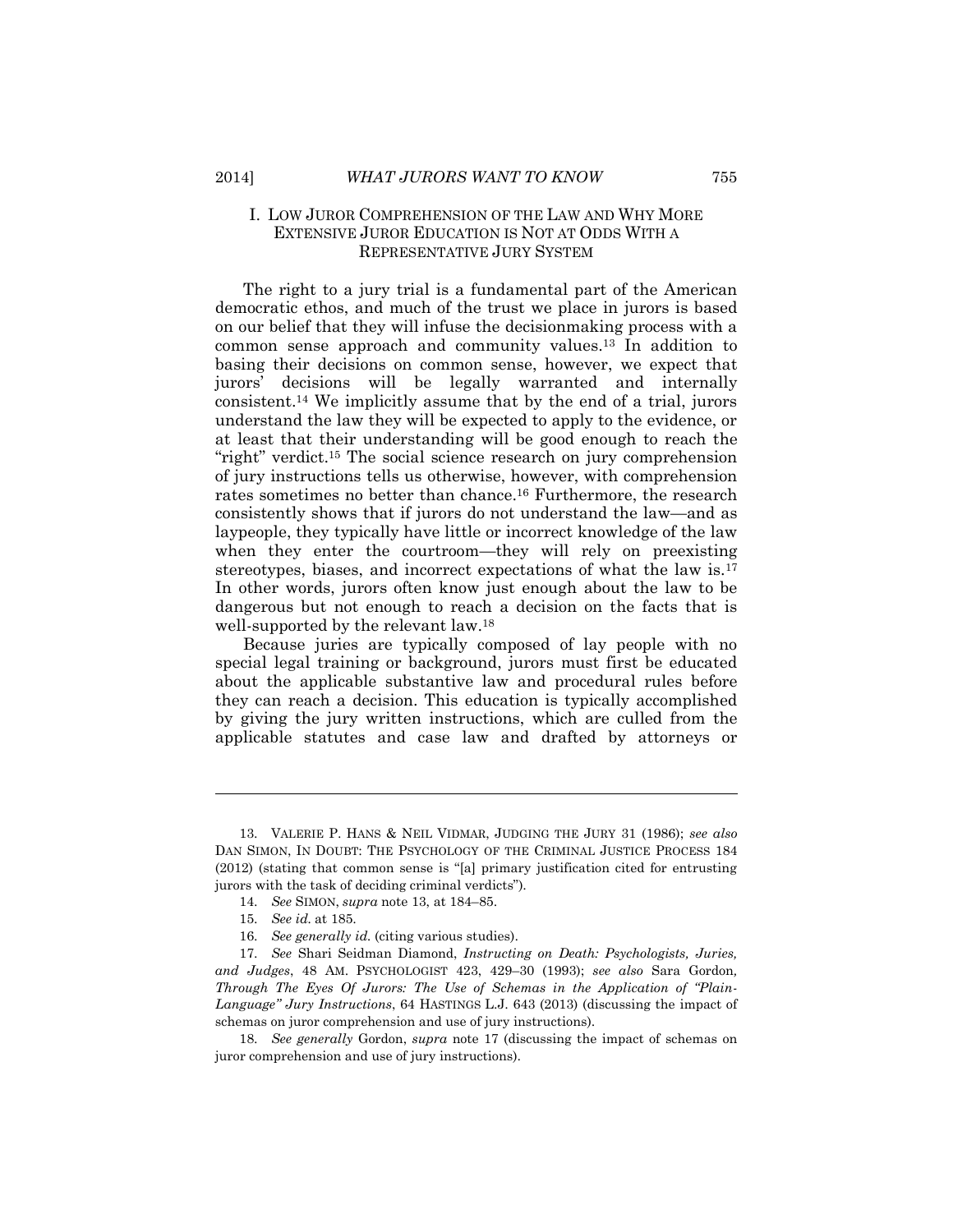## I. LOW JUROR COMPREHENSION OF THE LAW AND WHY MORE EXTENSIVE JUROR EDUCATION IS NOT AT ODDS WITH A REPRESENTATIVE JURY SYSTEM

The right to a jury trial is a fundamental part of the American democratic ethos, and much of the trust we place in jurors is based on our belief that they will infuse the decisionmaking process with a common sense approach and community values.[13] In addition to basing their decisions on common sense, however, we expect that jurors' decisions will be legally warranted and internally consistent.[14] We implicitly assume that by the end of a trial, jurors understand the law they will be expected to apply to the evidence, or at least that their understanding will be good enough to reach the "right" verdict.[15] The social science research on jury comprehension of jury instructions tells us otherwise, however, with comprehension rates sometimes no better than chance.[16] Furthermore, the research consistently shows that if jurors do not understand the law—and as laypeople, they typically have little or incorrect knowledge of the law when they enter the courtroom—they will rely on preexisting stereotypes, biases, and incorrect expectations of what the law is.[17] In other words, jurors often know just enough about the law to be dangerous but not enough to reach a decision on the facts that is well-supported by the relevant law.[18]

Because juries are typically composed of lay people with no special legal training or background, jurors must first be educated about the applicable substantive law and procedural rules before they can reach a decision. This education is typically accomplished by giving the jury written instructions, which are culled from the applicable statutes and case law and drafted by attorneys or

---

13. VALERIE P. HANS & NEIL VIDMAR, JUDGING THE JURY 31 (1986); *see also* DAN SIMON, IN DOUBT: THE PSYCHOLOGY OF THE CRIMINAL JUSTICE PROCESS 184 (2012) (stating that common sense is "[a] primary justification cited for entrusting jurors with the task of deciding criminal verdicts").

14. *See* SIMON, *supra* note 13, at 184–85.

15. *See id.* at 185.

16. *See generally id.* (citing various studies).

17. *See* Shari Seidman Diamond, *Instructing on Death: Psychologists, Juries, and Judges*, 48 AM. PSYCHOLOGIST 423, 429–30 (1993); *see also* Sara Gordon, *Through The Eyes Of Jurors: The Use of Schemas in the Application of "Plain-Language" Jury Instructions*, 64 HASTINGS L.J. 643 (2013) (discussing the impact of schemas on juror comprehension and use of jury instructions).

18. *See generally* Gordon, *supra* note 17 (discussing the impact of schemas on juror comprehension and use of jury instructions).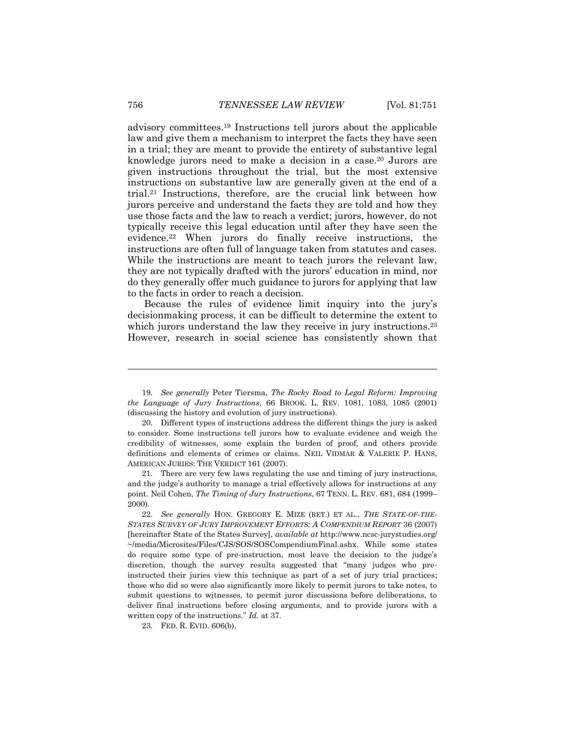advisory committees.[19] Instructions tell jurors about the applicable law and give them a mechanism to interpret the facts they have seen in a trial; they are meant to provide the entirety of substantive legal knowledge jurors need to make a decision in a case.[20] Jurors are given instructions throughout the trial, but the most extensive instructions on substantive law are generally given at the end of a trial.[21] Instructions, therefore, are the crucial link between how jurors perceive and understand the facts they are told and how they use those facts and the law to reach a verdict; jurors, however, do not typically receive this legal education until after they have seen the evidence.[22] When jurors do finally receive instructions, the instructions are often full of language taken from statutes and cases. While the instructions are meant to teach jurors the relevant law, they are not typically drafted with the jurors' education in mind, nor do they generally offer much guidance to jurors for applying that law to the facts in order to reach a decision.

Because the rules of evidence limit inquiry into the jury's decisionmaking process, it can be difficult to determine the extent to which jurors understand the law they receive in jury instructions.[23] However, research in social science has consistently shown that

---

19. *See generally* Peter Tiersma, *The Rocky Road to Legal Reform: Improving the Language of Jury Instructions*, 66 BROOK. L. REV. 1081, 1083, 1085 (2001) (discussing the history and evolution of jury instructions).

20. Different types of instructions address the different things the jury is asked to consider. Some instructions tell jurors how to evaluate evidence and weigh the credibility of witnesses, some explain the burden of proof, and others provide definitions and elements of crimes or claims. NEIL VIDMAR & VALERIE P. HANS, AMERICAN JURIES: THE VERDICT 161 (2007).

21. There are very few laws regulating the use and timing of jury instructions, and the judge's authority to manage a trial effectively allows for instructions at any point. Neil Cohen, *The Timing of Jury Instructions*, 67 TENN. L. REV. 681, 684 (1999–2000).

22. *See generally* HON. GREGORY E. MIZE (RET.) ET AL., *THE STATE-OF-THE-STATES SURVEY OF JURY IMPROVEMENT EFFORTS: A COMPENDIUM REPORT* 36 (2007) [hereinafter State of the States Survey], *available at* http://www.ncsc-jurystudies.org/~/media/Microsites/Files/CJS/SOS/SOSCompendiumFinal.ashx. While some states do require some type of pre-instruction, most leave the decision to the judge's discretion, though the survey results suggested that "many judges who pre-instructed their juries view this technique as part of a set of jury trial practices; those who did so were also significantly more likely to permit jurors to take notes, to submit questions to witnesses, to permit juror discussions before deliberations, to deliver final instructions before closing arguments, and to provide jurors with a written copy of the instructions." *Id.* at 37.

23. FED. R. EVID. 606(b).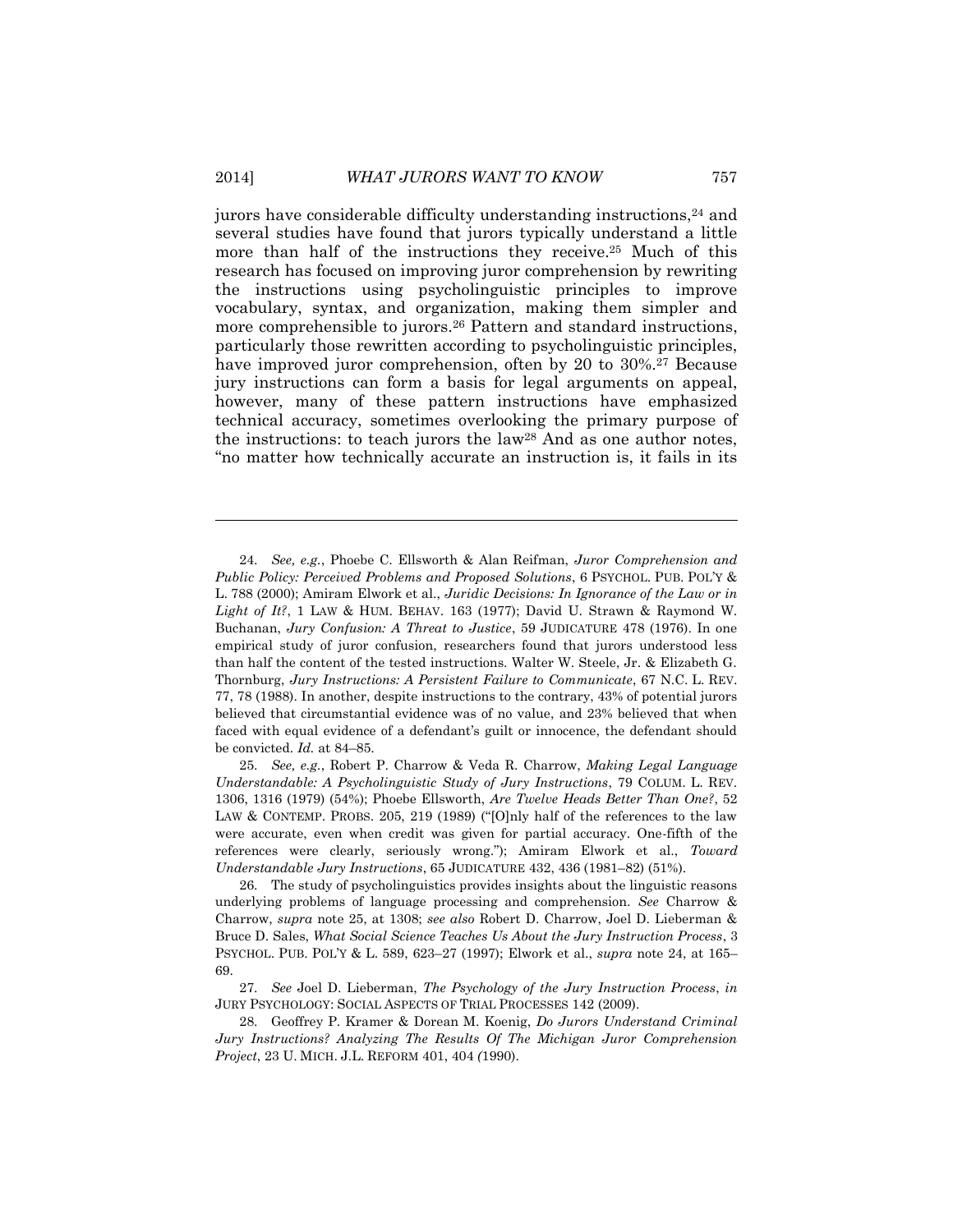jurors have considerable difficulty understanding instructions,[24] and several studies have found that jurors typically understand a little more than half of the instructions they receive.[25] Much of this research has focused on improving juror comprehension by rewriting the instructions using psycholinguistic principles to improve vocabulary, syntax, and organization, making them simpler and more comprehensible to jurors.[26] Pattern and standard instructions, particularly those rewritten according to psycholinguistic principles, have improved juror comprehension, often by 20 to 30%.[27] Because jury instructions can form a basis for legal arguments on appeal, however, many of these pattern instructions have emphasized technical accuracy, sometimes overlooking the primary purpose of the instructions: to teach jurors the law[28] And as one author notes, "no matter how technically accurate an instruction is, it fails in its

---

24. *See, e.g.*, Phoebe C. Ellsworth & Alan Reifman, *Juror Comprehension and Public Policy: Perceived Problems and Proposed Solutions*, 6 PSYCHOL. PUB. POL'Y & L. 788 (2000); Amiram Elwork et al., *Juridic Decisions: In Ignorance of the Law or in Light of It?*, 1 LAW & HUM. BEHAV. 163 (1977); David U. Strawn & Raymond W. Buchanan, *Jury Confusion: A Threat to Justice*, 59 JUDICATURE 478 (1976). In one empirical study of juror confusion, researchers found that jurors understood less than half the content of the tested instructions. Walter W. Steele, Jr. & Elizabeth G. Thornburg, *Jury Instructions: A Persistent Failure to Communicate*, 67 N.C. L. REV. 77, 78 (1988). In another, despite instructions to the contrary, 43% of potential jurors believed that circumstantial evidence was of no value, and 23% believed that when faced with equal evidence of a defendant's guilt or innocence, the defendant should be convicted. *Id.* at 84–85.

25. *See, e.g.*, Robert P. Charrow & Veda R. Charrow, *Making Legal Language Understandable: A Psycholinguistic Study of Jury Instructions*, 79 COLUM. L. REV. 1306, 1316 (1979) (54%); Phoebe Ellsworth, *Are Twelve Heads Better Than One?*, 52 LAW & CONTEMP. PROBS. 205, 219 (1989) ("[O]nly half of the references to the law were accurate, even when credit was given for partial accuracy. One-fifth of the references were clearly, seriously wrong."); Amiram Elwork et al., *Toward Understandable Jury Instructions*, 65 JUDICATURE 432, 436 (1981–82) (51%).

26. The study of psycholinguistics provides insights about the linguistic reasons underlying problems of language processing and comprehension. *See* Charrow & Charrow, *supra* note 25, at 1308; *see also* Robert D. Charrow, Joel D. Lieberman & Bruce D. Sales, *What Social Science Teaches Us About the Jury Instruction Process*, 3 PSYCHOL. PUB. POL'Y & L. 589, 623–27 (1997); Elwork et al., *supra* note 24, at 165–69.

27. *See* Joel D. Lieberman, *The Psychology of the Jury Instruction Process*, *in* JURY PSYCHOLOGY: SOCIAL ASPECTS OF TRIAL PROCESSES 142 (2009).

28. Geoffrey P. Kramer & Dorean M. Koenig, *Do Jurors Understand Criminal Jury Instructions? Analyzing The Results Of The Michigan Juror Comprehension Project*, 23 U. MICH. J.L. REFORM 401, 404 (1990).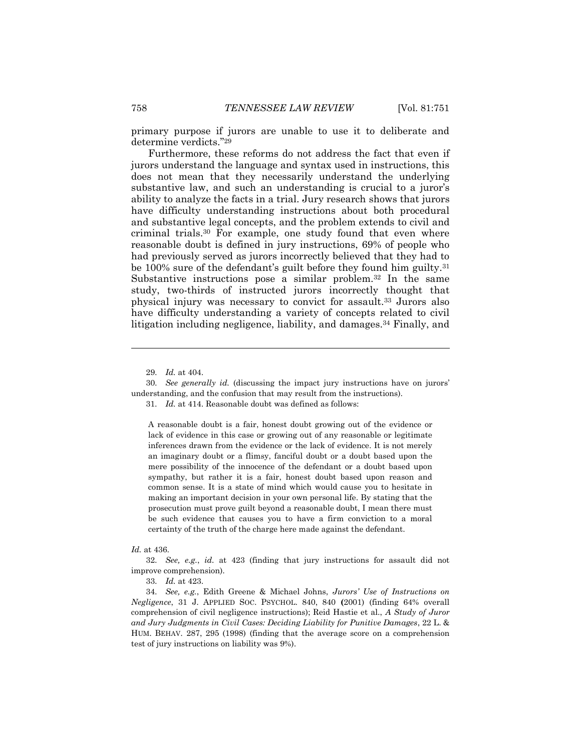primary purpose if jurors are unable to use it to deliberate and determine verdicts."[29]

Furthermore, these reforms do not address the fact that even if jurors understand the language and syntax used in instructions, this does not mean that they necessarily understand the underlying substantive law, and such an understanding is crucial to a juror's ability to analyze the facts in a trial. Jury research shows that jurors have difficulty understanding instructions about both procedural and substantive legal concepts, and the problem extends to civil and criminal trials.[30] For example, one study found that even where reasonable doubt is defined in jury instructions, 69% of people who had previously served as jurors incorrectly believed that they had to be 100% sure of the defendant's guilt before they found him guilty.[31] Substantive instructions pose a similar problem.[32] In the same study, two-thirds of instructed jurors incorrectly thought that physical injury was necessary to convict for assault.[33] Jurors also have difficulty understanding a variety of concepts related to civil litigation including negligence, liability, and damages.[34] Finally, and

---

29. *Id.* at 404.

30. *See generally id.* (discussing the impact jury instructions have on jurors' understanding, and the confusion that may result from the instructions).

31. *Id.* at 414. Reasonable doubt was defined as follows:

> A reasonable doubt is a fair, honest doubt growing out of the evidence or lack of evidence in this case or growing out of any reasonable or legitimate inferences drawn from the evidence or the lack of evidence. It is not merely an imaginary doubt or a flimsy, fanciful doubt or a doubt based upon the mere possibility of the innocence of the defendant or a doubt based upon sympathy, but rather it is a fair, honest doubt based upon reason and common sense. It is a state of mind which would cause you to hesitate in making an important decision in your own personal life. By stating that the prosecution must prove guilt beyond a reasonable doubt, I mean there must be such evidence that causes you to have a firm conviction to a moral certainty of the truth of the charge here made against the defendant.

*Id.* at 436.

32. *See, e.g.*, *id.* at 423 (finding that jury instructions for assault did not improve comprehension).

33. *Id.* at 423.

34. *See, e.g.*, Edith Greene & Michael Johns, *Jurors' Use of Instructions on Negligence*, 31 J. APPLIED SOC. PSYCHOL. 840, 840 (2001) (finding 64% overall comprehension of civil negligence instructions); Reid Hastie et al., *A Study of Juror and Jury Judgments in Civil Cases: Deciding Liability for Punitive Damages*, 22 L. & HUM. BEHAV. 287, 295 (1998) (finding that the average score on a comprehension test of jury instructions on liability was 9%).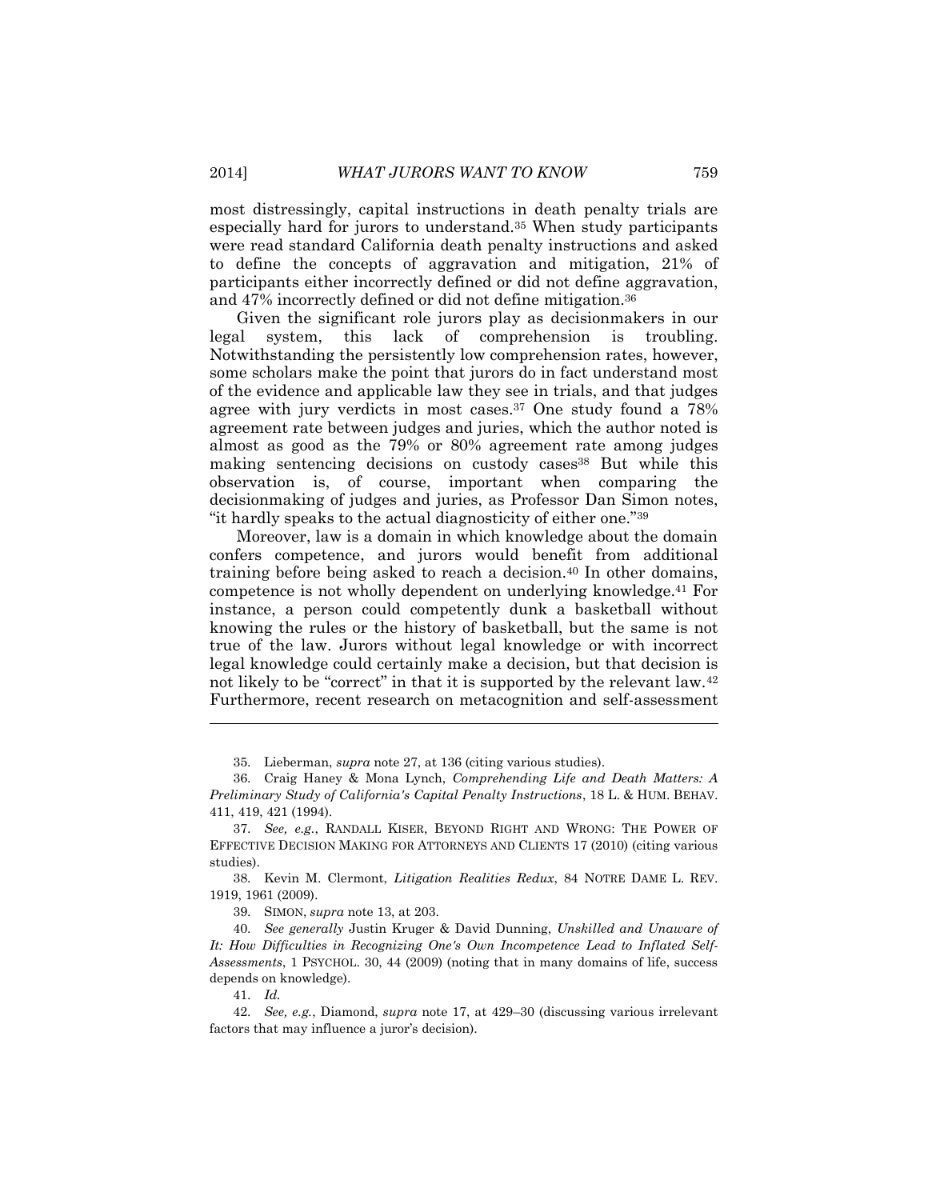most distressingly, capital instructions in death penalty trials are especially hard for jurors to understand.[35] When study participants were read standard California death penalty instructions and asked to define the concepts of aggravation and mitigation, 21% of participants either incorrectly defined or did not define aggravation, and 47% incorrectly defined or did not define mitigation.[36]

Given the significant role jurors play as decisionmakers in our legal system, this lack of comprehension is troubling. Notwithstanding the persistently low comprehension rates, however, some scholars make the point that jurors do in fact understand most of the evidence and applicable law they see in trials, and that judges agree with jury verdicts in most cases.[37] One study found a 78% agreement rate between judges and juries, which the author noted is almost as good as the 79% or 80% agreement rate among judges making sentencing decisions on custody cases[38] But while this observation is, of course, important when comparing the decisionmaking of judges and juries, as Professor Dan Simon notes, "it hardly speaks to the actual diagnosticity of either one."[39]

Moreover, law is a domain in which knowledge about the domain confers competence, and jurors would benefit from additional training before being asked to reach a decision.[40] In other domains, competence is not wholly dependent on underlying knowledge.[41] For instance, a person could competently dunk a basketball without knowing the rules or the history of basketball, but the same is not true of the law. Jurors without legal knowledge or with incorrect legal knowledge could certainly make a decision, but that decision is not likely to be "correct" in that it is supported by the relevant law.[42] Furthermore, recent research on metacognition and self-assessment

---

35. Lieberman, *supra* note 27, at 136 (citing various studies).

36. Craig Haney & Mona Lynch, *Comprehending Life and Death Matters: A Preliminary Study of California's Capital Penalty Instructions*, 18 L. & HUM. BEHAV. 411, 419, 421 (1994).

37. *See, e.g.*, RANDALL KISER, BEYOND RIGHT AND WRONG: THE POWER OF EFFECTIVE DECISION MAKING FOR ATTORNEYS AND CLIENTS 17 (2010) (citing various studies).

38. Kevin M. Clermont, *Litigation Realities Redux*, 84 NOTRE DAME L. REV. 1919, 1961 (2009).

39. SIMON, *supra* note 13, at 203.

40. *See generally* Justin Kruger & David Dunning, *Unskilled and Unaware of It: How Difficulties in Recognizing One's Own Incompetence Lead to Inflated Self-Assessments*, 1 PSYCHOL. 30, 44 (2009) (noting that in many domains of life, success depends on knowledge).

41. *Id.*

42. *See, e.g.*, Diamond, *supra* note 17, at 429–30 (discussing various irrelevant factors that may influence a juror's decision).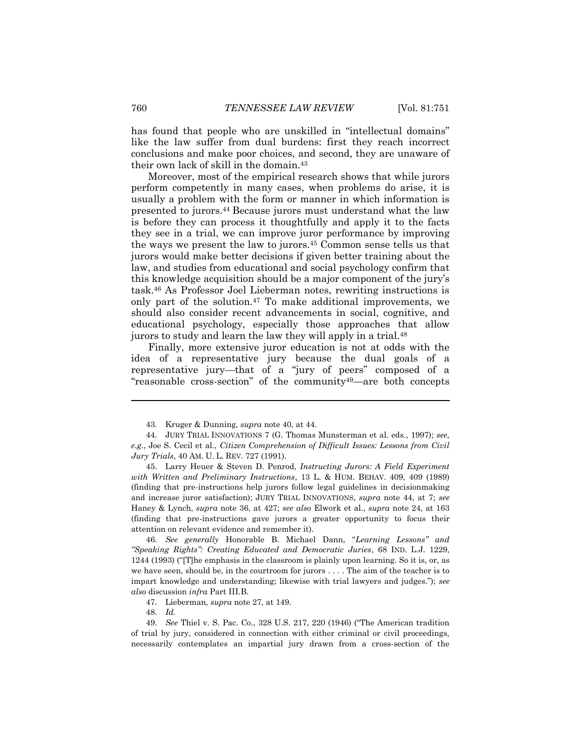has found that people who are unskilled in "intellectual domains" like the law suffer from dual burdens: first they reach incorrect conclusions and make poor choices, and second, they are unaware of their own lack of skill in the domain.[43]

Moreover, most of the empirical research shows that while jurors perform competently in many cases, when problems do arise, it is usually a problem with the form or manner in which information is presented to jurors.[44] Because jurors must understand what the law is before they can process it thoughtfully and apply it to the facts they see in a trial, we can improve juror performance by improving the ways we present the law to jurors.[45] Common sense tells us that jurors would make better decisions if given better training about the law, and studies from educational and social psychology confirm that this knowledge acquisition should be a major component of the jury's task.[46] As Professor Joel Lieberman notes, rewriting instructions is only part of the solution.[47] To make additional improvements, we should also consider recent advancements in social, cognitive, and educational psychology, especially those approaches that allow jurors to study and learn the law they will apply in a trial.[48]

Finally, more extensive juror education is not at odds with the idea of a representative jury because the dual goals of a representative jury—that of a "jury of peers" composed of a "reasonable cross-section" of the community[49]—are both concepts

---

43. Kruger & Dunning, *supra* note 40, at 44.

44. JURY TRIAL INNOVATIONS 7 (G. Thomas Munsterman et al. eds., 1997); *see, e.g.*, Joe S. Cecil et al., *Citizen Comprehension of Difficult Issues: Lessons from Civil Jury Trials*, 40 AM. U. L. REV. 727 (1991).

45. Larry Heuer & Steven D. Penrod, *Instructing Jurors: A Field Experiment with Written and Preliminary Instructions*, 13 L. & HUM. BEHAV. 409, 409 (1989) (finding that pre-instructions help jurors follow legal guidelines in decisionmaking and increase juror satisfaction); JURY TRIAL INNOVATIONS, *supra* note 44, at 7; *see* Haney & Lynch, *supra* note 36, at 427; *see also* Elwork et al., *supra* note 24, at 163 (finding that pre-instructions gave jurors a greater opportunity to focus their attention on relevant evidence and remember it).

46. *See generally* Honorable B. Michael Dann, *"Learning Lessons" and "Speaking Rights": Creating Educated and Democratic Juries*, 68 IND. L.J. 1229, 1244 (1993) ("[T]he emphasis in the classroom is plainly upon learning. So it is, or, as we have seen, should be, in the courtroom for jurors . . . . The aim of the teacher is to impart knowledge and understanding; likewise with trial lawyers and judges."); *see also* discussion *infra* Part III.B.

47. Lieberman, *supra* note 27, at 149.

48. *Id.*

49. *See* Thiel v. S. Pac. Co., 328 U.S. 217, 220 (1946) ("The American tradition of trial by jury, considered in connection with either criminal or civil proceedings, necessarily contemplates an impartial jury drawn from a cross-section of the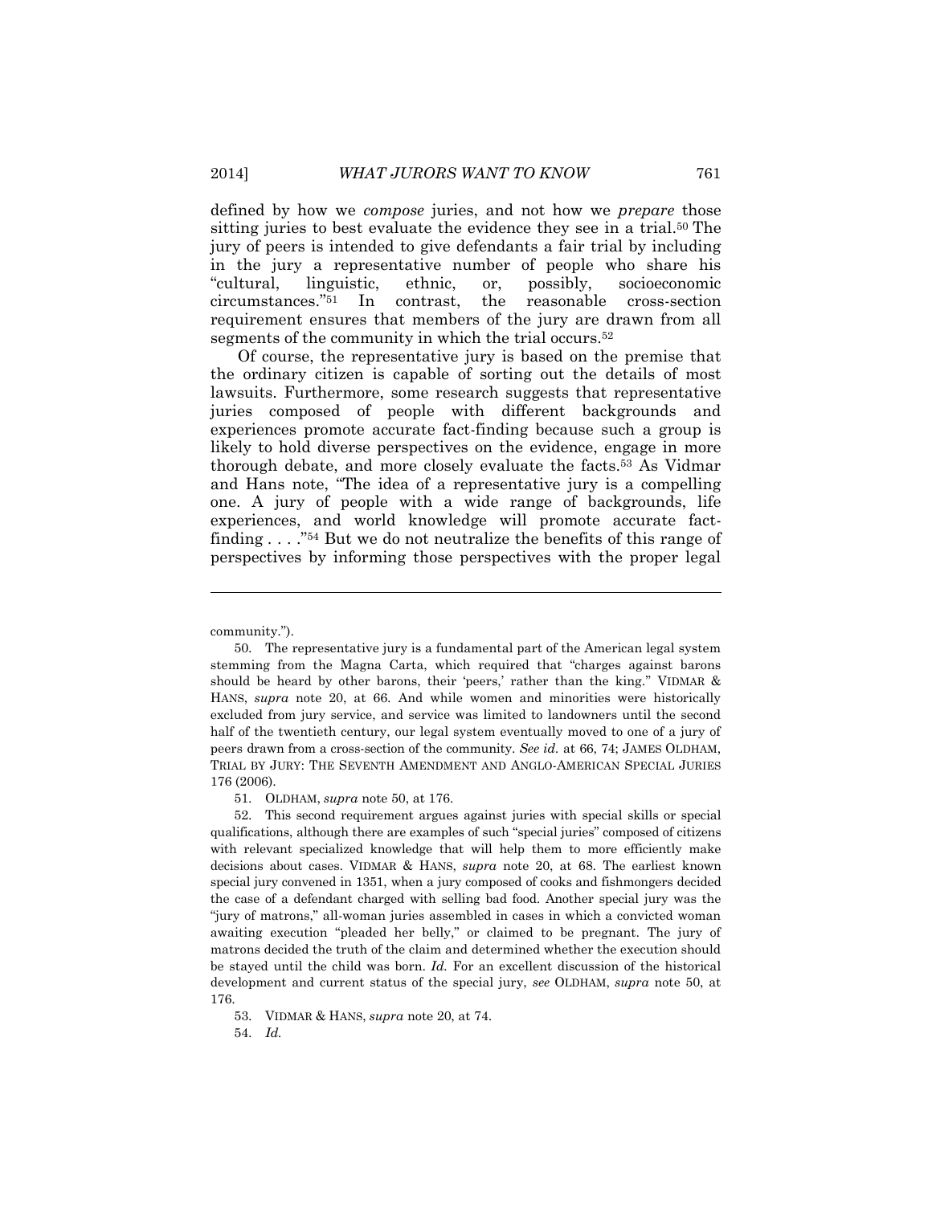defined by how we *compose* juries, and not how we *prepare* those sitting juries to best evaluate the evidence they see in a trial.[50] The jury of peers is intended to give defendants a fair trial by including in the jury a representative number of people who share his "cultural, linguistic, ethnic, or, possibly, socioeconomic circumstances."[51] In contrast, the reasonable cross-section requirement ensures that members of the jury are drawn from all segments of the community in which the trial occurs.[52]

Of course, the representative jury is based on the premise that the ordinary citizen is capable of sorting out the details of most lawsuits. Furthermore, some research suggests that representative juries composed of people with different backgrounds and experiences promote accurate fact-finding because such a group is likely to hold diverse perspectives on the evidence, engage in more thorough debate, and more closely evaluate the facts.[53] As Vidmar and Hans note, "The idea of a representative jury is a compelling one. A jury of people with a wide range of backgrounds, life experiences, and world knowledge will promote accurate fact-finding . . . ."[54] But we do not neutralize the benefits of this range of perspectives by informing those perspectives with the proper legal

---

community.").

50. The representative jury is a fundamental part of the American legal system stemming from the Magna Carta, which required that "charges against barons should be heard by other barons, their 'peers,' rather than the king." VIDMAR & HANS, *supra* note 20, at 66. And while women and minorities were historically excluded from jury service, and service was limited to landowners until the second half of the twentieth century, our legal system eventually moved to one of a jury of peers drawn from a cross-section of the community. *See id.* at 66, 74; JAMES OLDHAM, TRIAL BY JURY: THE SEVENTH AMENDMENT AND ANGLO-AMERICAN SPECIAL JURIES 176 (2006).

51. OLDHAM, *supra* note 50, at 176.

52. This second requirement argues against juries with special skills or special qualifications, although there are examples of such "special juries" composed of citizens with relevant specialized knowledge that will help them to more efficiently make decisions about cases. VIDMAR & HANS, *supra* note 20, at 68. The earliest known special jury convened in 1351, when a jury composed of cooks and fishmongers decided the case of a defendant charged with selling bad food. Another special jury was the "jury of matrons," all-woman juries assembled in cases in which a convicted woman awaiting execution "pleaded her belly," or claimed to be pregnant. The jury of matrons decided the truth of the claim and determined whether the execution should be stayed until the child was born. *Id.* For an excellent discussion of the historical development and current status of the special jury, *see* OLDHAM, *supra* note 50, at 176.

53. VIDMAR & HANS, *supra* note 20, at 74.

54. *Id.*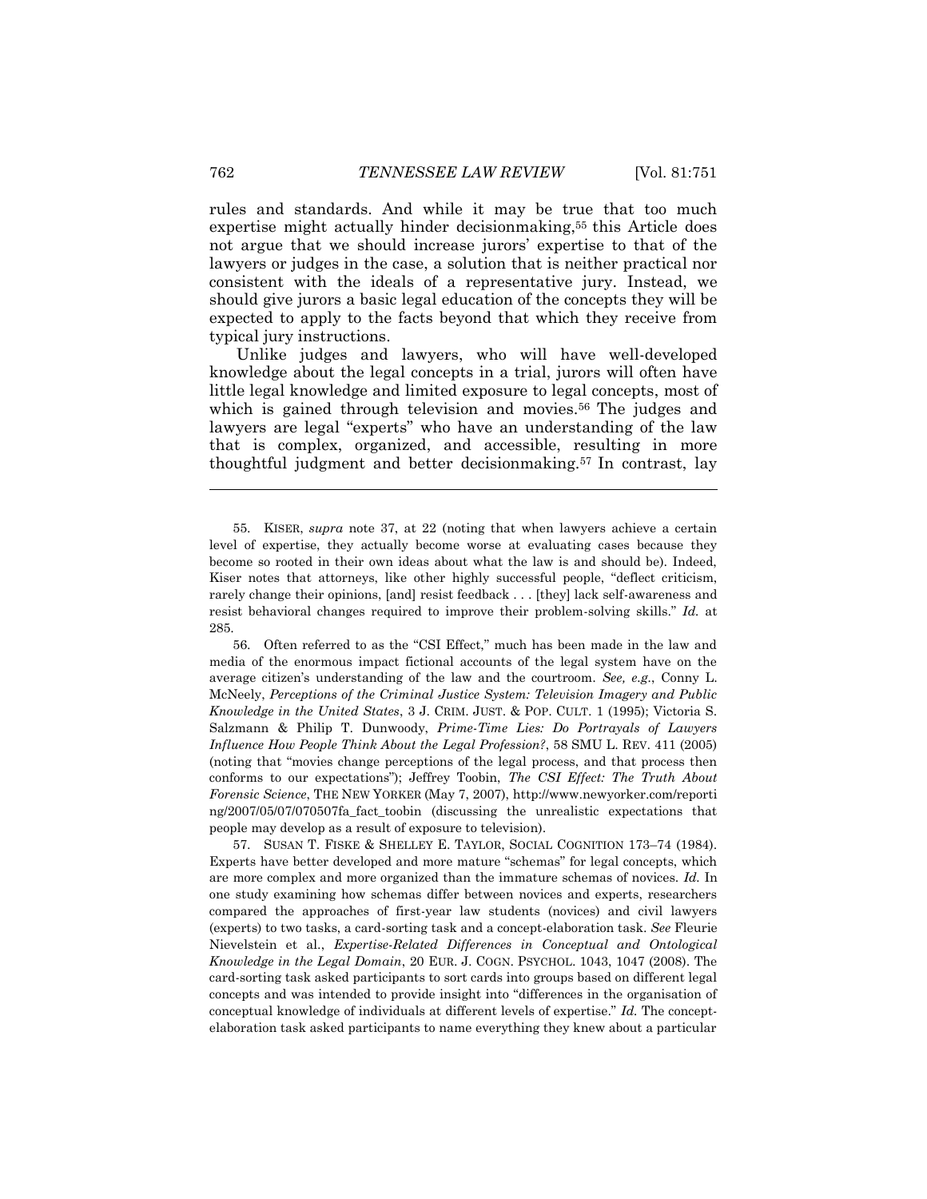rules and standards. And while it may be true that too much expertise might actually hinder decisionmaking,[55] this Article does not argue that we should increase jurors' expertise to that of the lawyers or judges in the case, a solution that is neither practical nor consistent with the ideals of a representative jury. Instead, we should give jurors a basic legal education of the concepts they will be expected to apply to the facts beyond that which they receive from typical jury instructions.

Unlike judges and lawyers, who will have well-developed knowledge about the legal concepts in a trial, jurors will often have little legal knowledge and limited exposure to legal concepts, most of which is gained through television and movies.[56] The judges and lawyers are legal "experts" who have an understanding of the law that is complex, organized, and accessible, resulting in more thoughtful judgment and better decisionmaking.[57] In contrast, lay

---

55. KISER, *supra* note 37, at 22 (noting that when lawyers achieve a certain level of expertise, they actually become worse at evaluating cases because they become so rooted in their own ideas about what the law is and should be). Indeed, Kiser notes that attorneys, like other highly successful people, "deflect criticism, rarely change their opinions, [and] resist feedback . . . [they] lack self-awareness and resist behavioral changes required to improve their problem-solving skills." *Id.* at 285.

56. Often referred to as the "CSI Effect," much has been made in the law and media of the enormous impact fictional accounts of the legal system have on the average citizen's understanding of the law and the courtroom. *See, e.g.*, Conny L. McNeely, *Perceptions of the Criminal Justice System: Television Imagery and Public Knowledge in the United States*, 3 J. CRIM. JUST. & POP. CULT. 1 (1995); Victoria S. Salzmann & Philip T. Dunwoody, *Prime-Time Lies: Do Portrayals of Lawyers Influence How People Think About the Legal Profession?*, 58 SMU L. REV. 411 (2005) (noting that "movies change perceptions of the legal process, and that process then conforms to our expectations"); Jeffrey Toobin, *The CSI Effect: The Truth About Forensic Science*, THE NEW YORKER (May 7, 2007), http://www.newyorker.com/reporting/2007/05/07/070507fa_fact_toobin (discussing the unrealistic expectations that people may develop as a result of exposure to television).

57. SUSAN T. FISKE & SHELLEY E. TAYLOR, SOCIAL COGNITION 173–74 (1984). Experts have better developed and more mature "schemas" for legal concepts, which are more complex and more organized than the immature schemas of novices. *Id.* In one study examining how schemas differ between novices and experts, researchers compared the approaches of first-year law students (novices) and civil lawyers (experts) to two tasks, a card-sorting task and a concept-elaboration task. *See* Fleurie Nievelstein et al., *Expertise-Related Differences in Conceptual and Ontological Knowledge in the Legal Domain*, 20 EUR. J. COGN. PSYCHOL. 1043, 1047 (2008). The card-sorting task asked participants to sort cards into groups based on different legal concepts and was intended to provide insight into "differences in the organisation of conceptual knowledge of individuals at different levels of expertise." *Id.* The concept-elaboration task asked participants to name everything they knew about a particular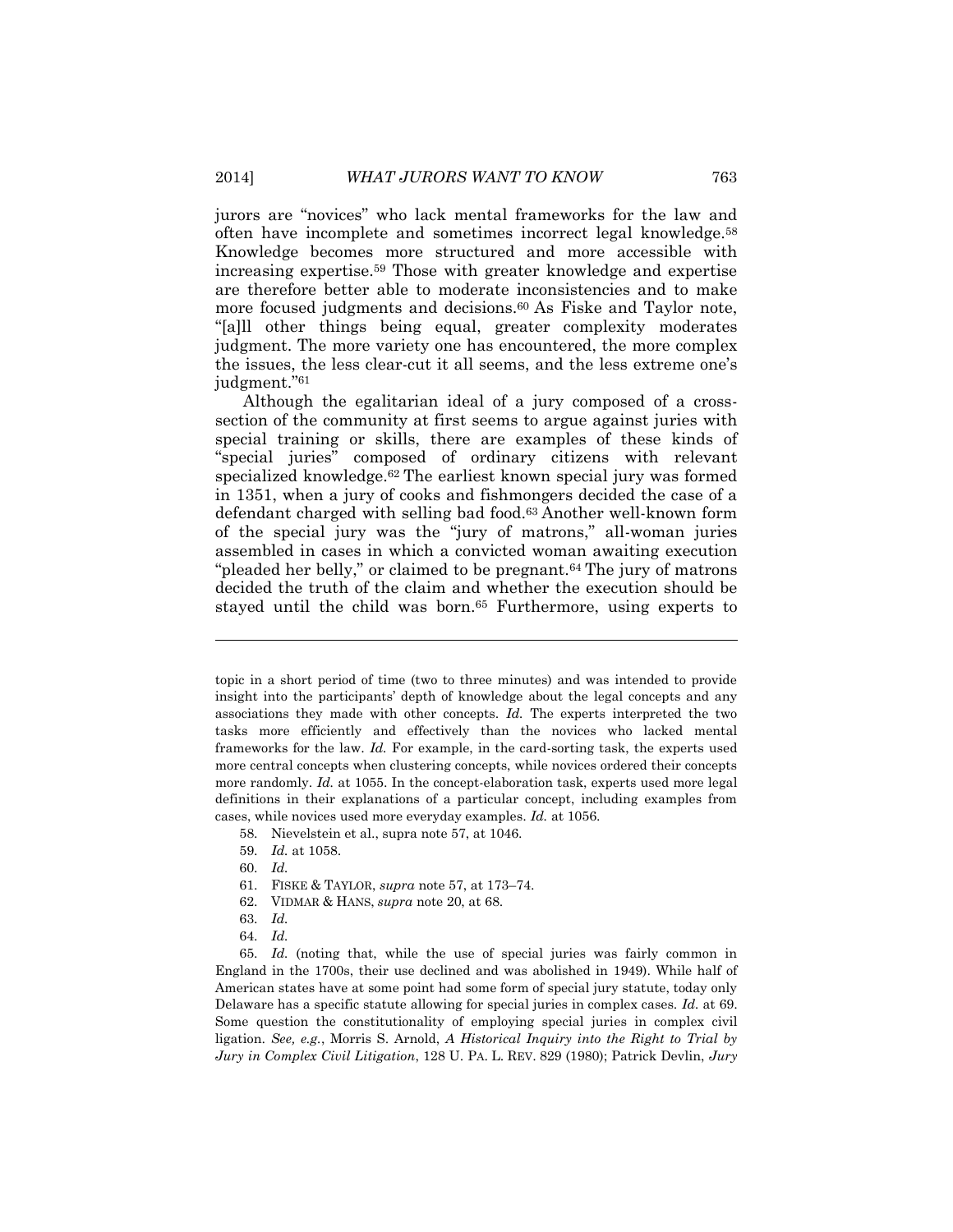jurors are "novices" who lack mental frameworks for the law and often have incomplete and sometimes incorrect legal knowledge.[58] Knowledge becomes more structured and more accessible with increasing expertise.[59] Those with greater knowledge and expertise are therefore better able to moderate inconsistencies and to make more focused judgments and decisions.[60] As Fiske and Taylor note, "[a]ll other things being equal, greater complexity moderates judgment. The more variety one has encountered, the more complex the issues, the less clear-cut it all seems, and the less extreme one's judgment."[61]

Although the egalitarian ideal of a jury composed of a cross-section of the community at first seems to argue against juries with special training or skills, there are examples of these kinds of "special juries" composed of ordinary citizens with relevant specialized knowledge.[62] The earliest known special jury was formed in 1351, when a jury of cooks and fishmongers decided the case of a defendant charged with selling bad food.[63] Another well-known form of the special jury was the "jury of matrons," all-woman juries assembled in cases in which a convicted woman awaiting execution "pleaded her belly," or claimed to be pregnant.[64] The jury of matrons decided the truth of the claim and whether the execution should be stayed until the child was born.[65] Furthermore, using experts to

---

topic in a short period of time (two to three minutes) and was intended to provide insight into the participants' depth of knowledge about the legal concepts and any associations they made with other concepts. *Id.* The experts interpreted the two tasks more efficiently and effectively than the novices who lacked mental frameworks for the law. *Id.* For example, in the card-sorting task, the experts used more central concepts when clustering concepts, while novices ordered their concepts more randomly. *Id.* at 1055. In the concept-elaboration task, experts used more legal definitions in their explanations of a particular concept, including examples from cases, while novices used more everyday examples. *Id.* at 1056.

58. Nievelstein et al., supra note 57, at 1046.

59. *Id.* at 1058.

60. *Id.*

61. FISKE & TAYLOR, *supra* note 57, at 173–74.

62. VIDMAR & HANS, *supra* note 20, at 68.

63. *Id.*

64. *Id.*

65. *Id.* (noting that, while the use of special juries was fairly common in England in the 1700s, their use declined and was abolished in 1949). While half of American states have at some point had some form of special jury statute, today only Delaware has a specific statute allowing for special juries in complex cases. *Id.* at 69. Some question the constitutionality of employing special juries in complex civil ligation. *See, e.g.*, Morris S. Arnold, *A Historical Inquiry into the Right to Trial by Jury in Complex Civil Litigation*, 128 U. PA. L. REV. 829 (1980); Patrick Devlin, *Jury*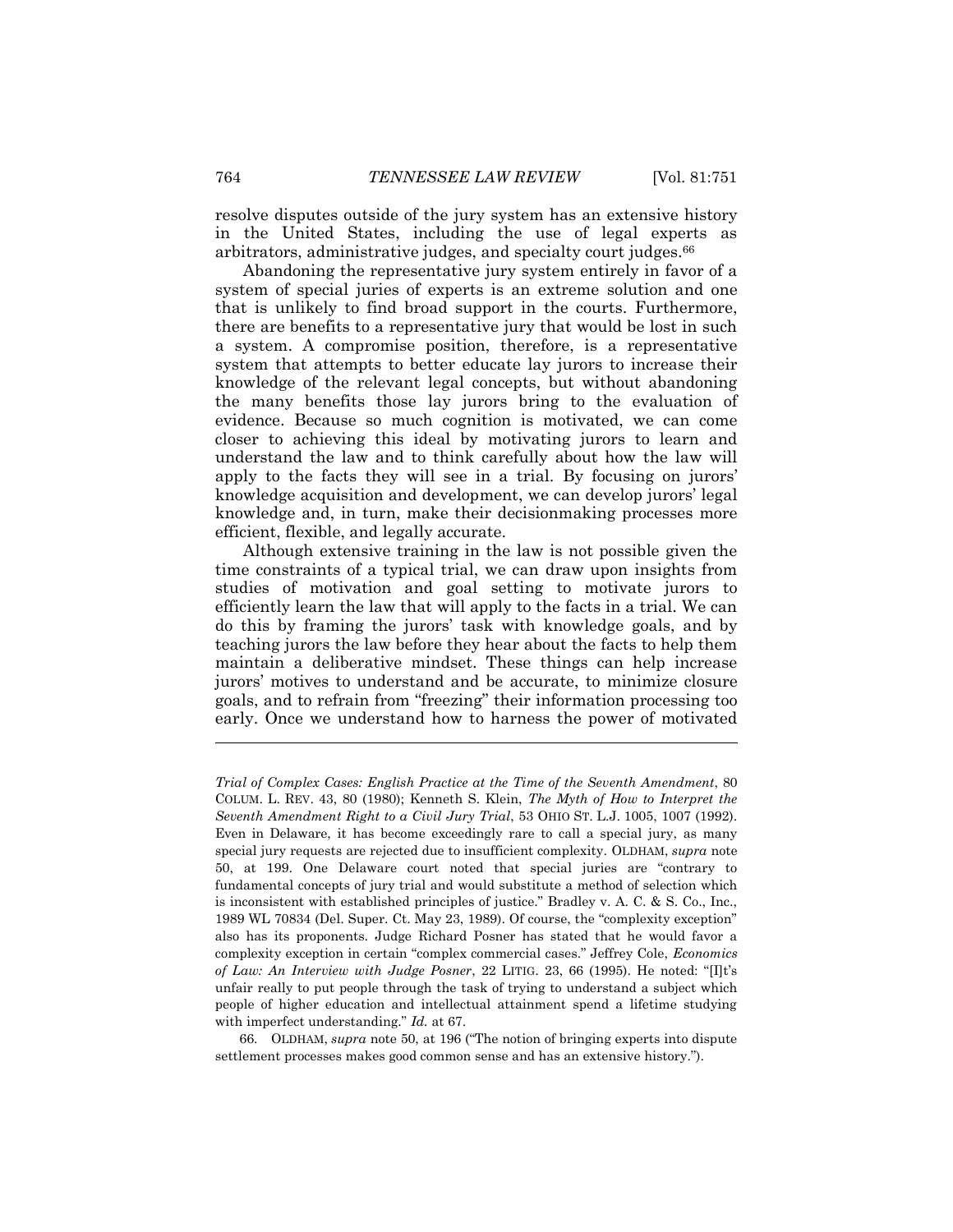resolve disputes outside of the jury system has an extensive history in the United States, including the use of legal experts as arbitrators, administrative judges, and specialty court judges.[66]

Abandoning the representative jury system entirely in favor of a system of special juries of experts is an extreme solution and one that is unlikely to find broad support in the courts. Furthermore, there are benefits to a representative jury that would be lost in such a system. A compromise position, therefore, is a representative system that attempts to better educate lay jurors to increase their knowledge of the relevant legal concepts, but without abandoning the many benefits those lay jurors bring to the evaluation of evidence. Because so much cognition is motivated, we can come closer to achieving this ideal by motivating jurors to learn and understand the law and to think carefully about how the law will apply to the facts they will see in a trial. By focusing on jurors' knowledge acquisition and development, we can develop jurors' legal knowledge and, in turn, make their decisionmaking processes more efficient, flexible, and legally accurate.

Although extensive training in the law is not possible given the time constraints of a typical trial, we can draw upon insights from studies of motivation and goal setting to motivate jurors to efficiently learn the law that will apply to the facts in a trial. We can do this by framing the jurors' task with knowledge goals, and by teaching jurors the law before they hear about the facts to help them maintain a deliberative mindset. These things can help increase jurors' motives to understand and be accurate, to minimize closure goals, and to refrain from "freezing" their information processing too early. Once we understand how to harness the power of motivated

---

*Trial of Complex Cases: English Practice at the Time of the Seventh Amendment*, 80 COLUM. L. REV. 43, 80 (1980); Kenneth S. Klein, *The Myth of How to Interpret the Seventh Amendment Right to a Civil Jury Trial*, 53 OHIO ST. L.J. 1005, 1007 (1992). Even in Delaware, it has become exceedingly rare to call a special jury, as many special jury requests are rejected due to insufficient complexity. OLDHAM, *supra* note 50, at 199. One Delaware court noted that special juries are "contrary to fundamental concepts of jury trial and would substitute a method of selection which is inconsistent with established principles of justice." Bradley v. A. C. & S. Co., Inc., 1989 WL 70834 (Del. Super. Ct. May 23, 1989). Of course, the "complexity exception" also has its proponents. Judge Richard Posner has stated that he would favor a complexity exception in certain "complex commercial cases." Jeffrey Cole, *Economics of Law: An Interview with Judge Posner*, 22 LITIG. 23, 66 (1995). He noted: "[I]t's unfair really to put people through the task of trying to understand a subject which people of higher education and intellectual attainment spend a lifetime studying with imperfect understanding." *Id.* at 67.

66. OLDHAM, *supra* note 50, at 196 ("The notion of bringing experts into dispute settlement processes makes good common sense and has an extensive history.").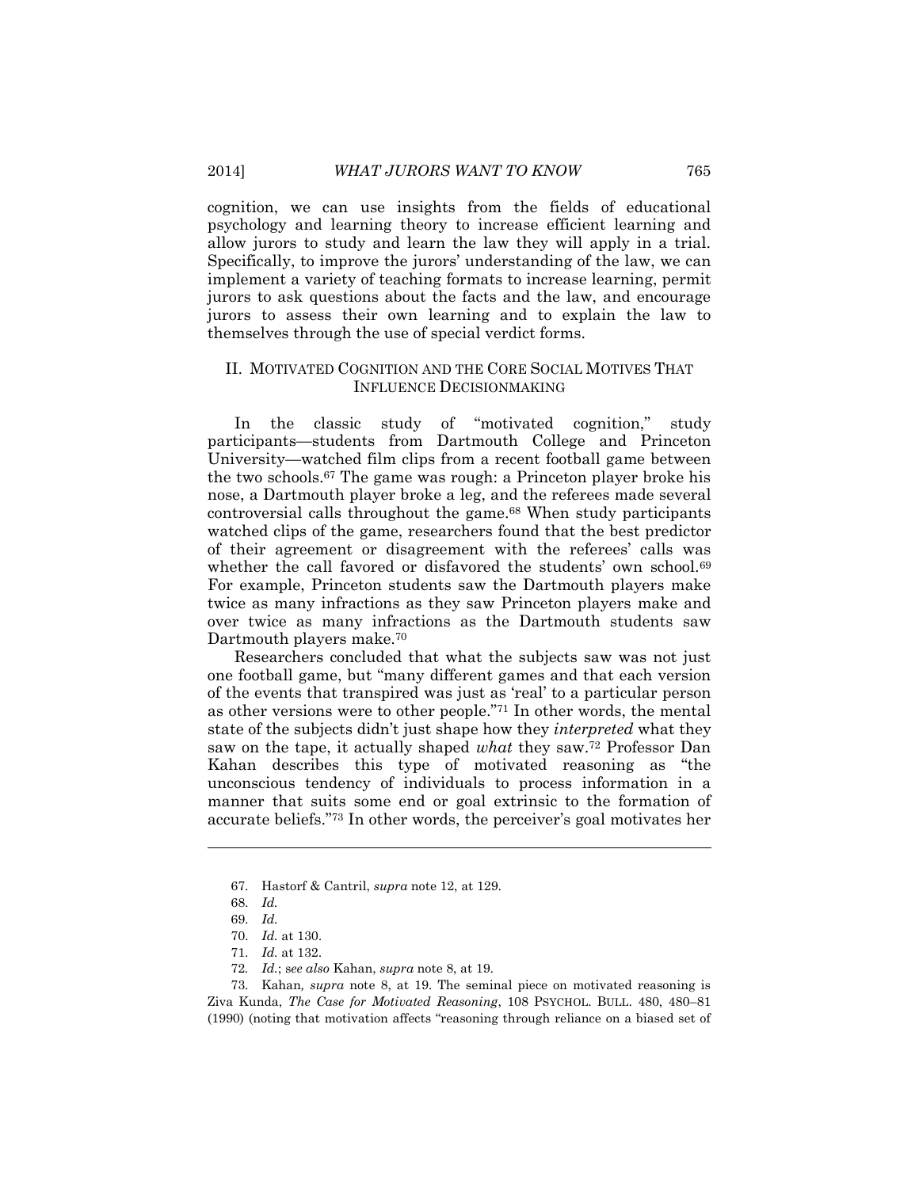cognition, we can use insights from the fields of educational psychology and learning theory to increase efficient learning and allow jurors to study and learn the law they will apply in a trial. Specifically, to improve the jurors' understanding of the law, we can implement a variety of teaching formats to increase learning, permit jurors to ask questions about the facts and the law, and encourage jurors to assess their own learning and to explain the law to themselves through the use of special verdict forms.

## II. MOTIVATED COGNITION AND THE CORE SOCIAL MOTIVES THAT INFLUENCE DECISIONMAKING

In the classic study of "motivated cognition," study participants—students from Dartmouth College and Princeton University—watched film clips from a recent football game between the two schools.[67] The game was rough: a Princeton player broke his nose, a Dartmouth player broke a leg, and the referees made several controversial calls throughout the game.[68] When study participants watched clips of the game, researchers found that the best predictor of their agreement or disagreement with the referees' calls was whether the call favored or disfavored the students' own school.[69] For example, Princeton students saw the Dartmouth players make twice as many infractions as they saw Princeton players make and over twice as many infractions as the Dartmouth students saw Dartmouth players make.[70]

Researchers concluded that what the subjects saw was not just one football game, but "many different games and that each version of the events that transpired was just as 'real' to a particular person as other versions were to other people."[71] In other words, the mental state of the subjects didn't just shape how they *interpreted* what they saw on the tape, it actually shaped *what* they saw.[72] Professor Dan Kahan describes this type of motivated reasoning as "the unconscious tendency of individuals to process information in a manner that suits some end or goal extrinsic to the formation of accurate beliefs."[73] In other words, the perceiver's goal motivates her

---

67. Hastorf & Cantril, *supra* note 12, at 129.

68. *Id.*

69. *Id.*

70. *Id.* at 130.

71. *Id.* at 132.

72. *Id.*; *see also* Kahan, *supra* note 8, at 19.

73. Kahan*, supra* note 8, at 19. The seminal piece on motivated reasoning is Ziva Kunda, *The Case for Motivated Reasoning*, 108 PSYCHOL. BULL. 480, 480–81 (1990) (noting that motivation affects "reasoning through reliance on a biased set of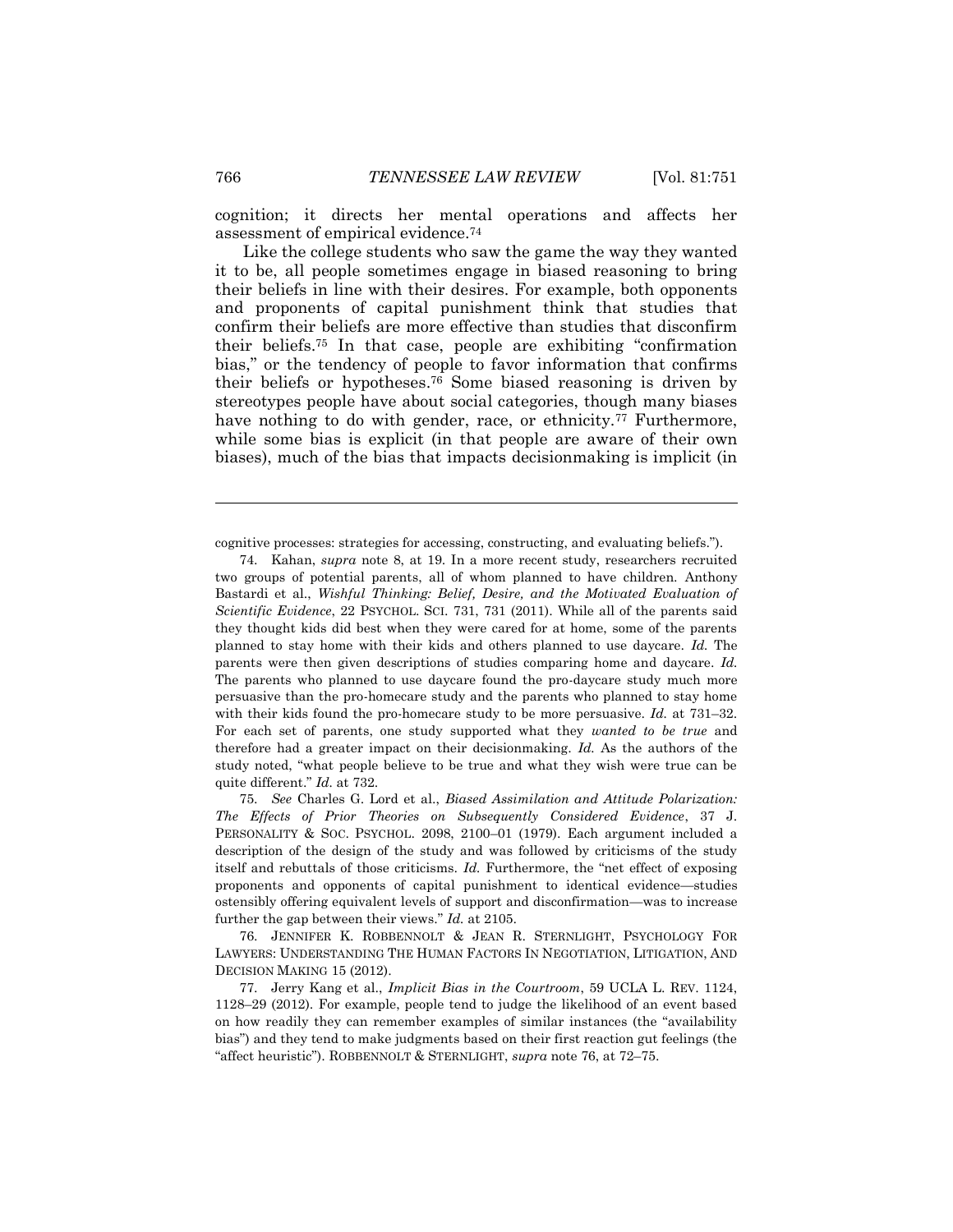cognition; it directs her mental operations and affects her assessment of empirical evidence.[74]

Like the college students who saw the game the way they wanted it to be, all people sometimes engage in biased reasoning to bring their beliefs in line with their desires. For example, both opponents and proponents of capital punishment think that studies that confirm their beliefs are more effective than studies that disconfirm their beliefs.[75] In that case, people are exhibiting "confirmation bias," or the tendency of people to favor information that confirms their beliefs or hypotheses.[76] Some biased reasoning is driven by stereotypes people have about social categories, though many biases have nothing to do with gender, race, or ethnicity.[77] Furthermore, while some bias is explicit (in that people are aware of their own biases), much of the bias that impacts decisionmaking is implicit (in

---

cognitive processes: strategies for accessing, constructing, and evaluating beliefs.").

74. Kahan, *supra* note 8, at 19. In a more recent study, researchers recruited two groups of potential parents, all of whom planned to have children. Anthony Bastardi et al., *Wishful Thinking: Belief, Desire, and the Motivated Evaluation of Scientific Evidence*, 22 PSYCHOL. SCI. 731, 731 (2011). While all of the parents said they thought kids did best when they were cared for at home, some of the parents planned to stay home with their kids and others planned to use daycare. *Id.* The parents were then given descriptions of studies comparing home and daycare. *Id.* The parents who planned to use daycare found the pro-daycare study much more persuasive than the pro-homecare study and the parents who planned to stay home with their kids found the pro-homecare study to be more persuasive. *Id.* at 731–32. For each set of parents, one study supported what they *wanted to be true* and therefore had a greater impact on their decisionmaking. *Id.* As the authors of the study noted, "what people believe to be true and what they wish were true can be quite different." *Id.* at 732.

75. *See* Charles G. Lord et al., *Biased Assimilation and Attitude Polarization: The Effects of Prior Theories on Subsequently Considered Evidence*, 37 J. PERSONALITY & SOC. PSYCHOL. 2098, 2100–01 (1979). Each argument included a description of the design of the study and was followed by criticisms of the study itself and rebuttals of those criticisms. *Id.* Furthermore, the "net effect of exposing proponents and opponents of capital punishment to identical evidence—studies ostensibly offering equivalent levels of support and disconfirmation—was to increase further the gap between their views." *Id.* at 2105.

76. JENNIFER K. ROBBENNOLT & JEAN R. STERNLIGHT, PSYCHOLOGY FOR LAWYERS: UNDERSTANDING THE HUMAN FACTORS IN NEGOTIATION, LITIGATION, AND DECISION MAKING 15 (2012).

77. Jerry Kang et al., *Implicit Bias in the Courtroom*, 59 UCLA L. REV. 1124, 1128–29 (2012). For example, people tend to judge the likelihood of an event based on how readily they can remember examples of similar instances (the "availability bias") and they tend to make judgments based on their first reaction gut feelings (the "affect heuristic"). ROBBENNOLT & STERNLIGHT, *supra* note 76, at 72–75.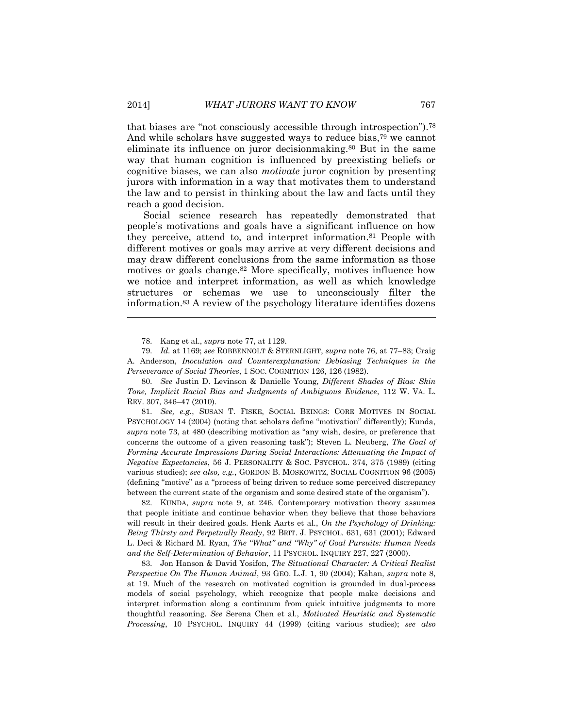that biases are "not consciously accessible through introspection").[78] And while scholars have suggested ways to reduce bias,[79] we cannot eliminate its influence on juror decisionmaking.[80] But in the same way that human cognition is influenced by preexisting beliefs or cognitive biases, we can also *motivate* juror cognition by presenting jurors with information in a way that motivates them to understand the law and to persist in thinking about the law and facts until they reach a good decision.

Social science research has repeatedly demonstrated that people's motivations and goals have a significant influence on how they perceive, attend to, and interpret information.[81] People with different motives or goals may arrive at very different decisions and may draw different conclusions from the same information as those motives or goals change.[82] More specifically, motives influence how we notice and interpret information, as well as which knowledge structures or schemas we use to unconsciously filter the information.[83] A review of the psychology literature identifies dozens

---

78. Kang et al., *supra* note 77, at 1129.

79. *Id.* at 1169; *see* ROBBENNOLT & STERNLIGHT, *supra* note 76, at 77–83; Craig A. Anderson, *Inoculation and Counterexplanation: Debiasing Techniques in the Perseverance of Social Theories*, 1 SOC. COGNITION 126, 126 (1982).

80. *See* Justin D. Levinson & Danielle Young, *Different Shades of Bias: Skin Tone, Implicit Racial Bias and Judgments of Ambiguous Evidence*, 112 W. VA. L. REV. 307, 346–47 (2010).

81. *See, e.g.*, SUSAN T. FISKE, SOCIAL BEINGS: CORE MOTIVES IN SOCIAL PSYCHOLOGY 14 (2004) (noting that scholars define "motivation" differently); Kunda, *supra* note 73, at 480 (describing motivation as "any wish, desire, or preference that concerns the outcome of a given reasoning task"); Steven L. Neuberg, *The Goal of Forming Accurate Impressions During Social Interactions: Attenuating the Impact of Negative Expectancies*, 56 J. PERSONALITY & SOC. PSYCHOL. 374, 375 (1989) (citing various studies); *see also, e.g.*, GORDON B. MOSKOWITZ, SOCIAL COGNITION 96 (2005) (defining "motive" as a "process of being driven to reduce some perceived discrepancy between the current state of the organism and some desired state of the organism").

82. KUNDA, *supra* note 9, at 246. Contemporary motivation theory assumes that people initiate and continue behavior when they believe that those behaviors will result in their desired goals. Henk Aarts et al., *On the Psychology of Drinking: Being Thirsty and Perpetually Ready*, 92 BRIT. J. PSYCHOL. 631, 631 (2001); Edward L. Deci & Richard M. Ryan, *The "What" and "Why" of Goal Pursuits: Human Needs and the Self-Determination of Behavior*, 11 PSYCHOL. INQUIRY 227, 227 (2000).

83. Jon Hanson & David Yosifon, *The Situational Character: A Critical Realist Perspective On The Human Animal*, 93 GEO. L.J. 1, 90 (2004); Kahan, *supra* note 8, at 19. Much of the research on motivated cognition is grounded in dual-process models of social psychology, which recognize that people make decisions and interpret information along a continuum from quick intuitive judgments to more thoughtful reasoning. *See* Serena Chen et al., *Motivated Heuristic and Systematic Processing*, 10 PSYCHOL. INQUIRY 44 (1999) (citing various studies); *see also*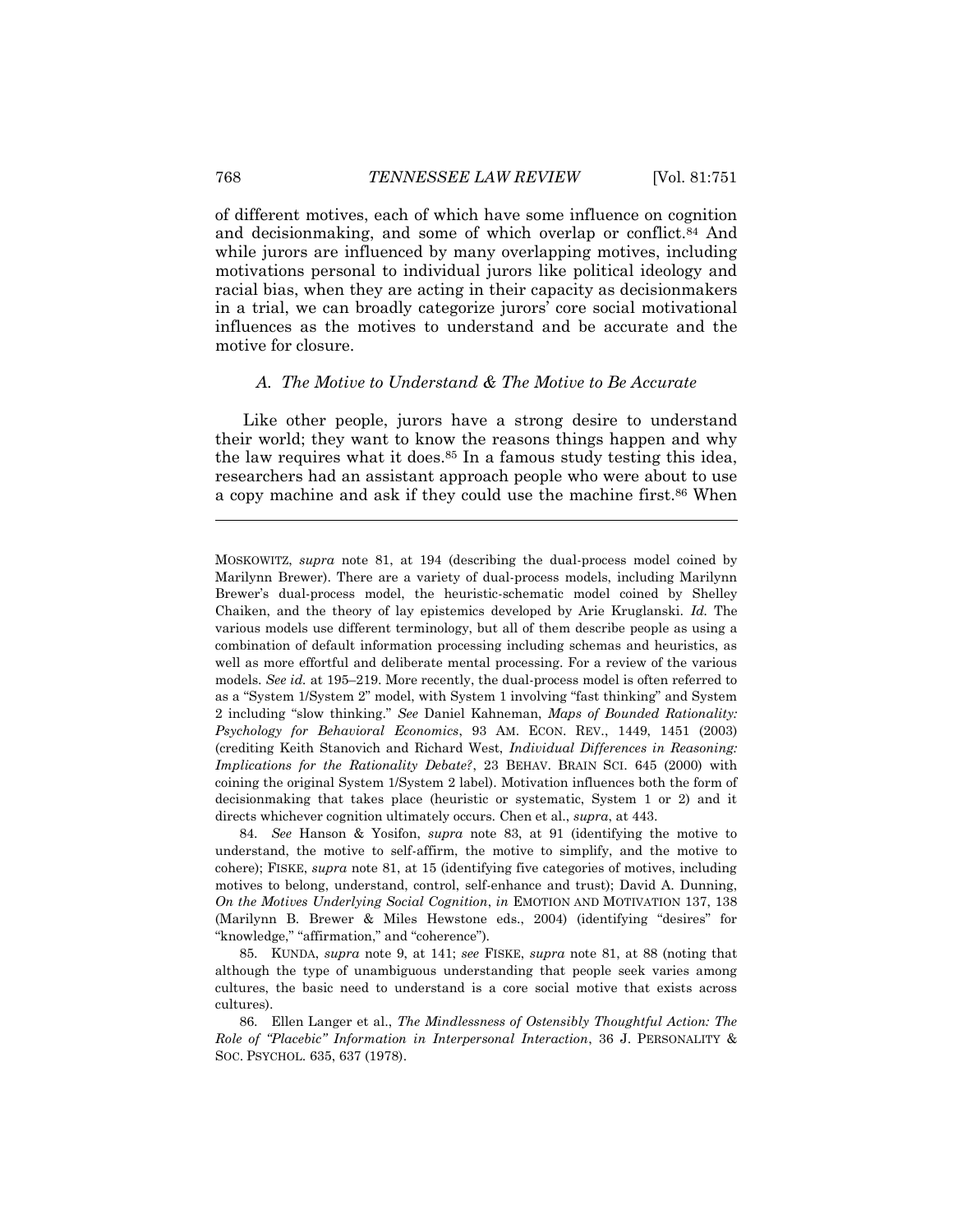of different motives, each of which have some influence on cognition and decisionmaking, and some of which overlap or conflict.[84] And while jurors are influenced by many overlapping motives, including motivations personal to individual jurors like political ideology and racial bias, when they are acting in their capacity as decisionmakers in a trial, we can broadly categorize jurors' core social motivational influences as the motives to understand and be accurate and the motive for closure.

### *A. The Motive to Understand & The Motive to Be Accurate*

Like other people, jurors have a strong desire to understand their world; they want to know the reasons things happen and why the law requires what it does.[85] In a famous study testing this idea, researchers had an assistant approach people who were about to use a copy machine and ask if they could use the machine first.[86] When

---

MOSKOWITZ, *supra* note 81, at 194 (describing the dual-process model coined by Marilynn Brewer). There are a variety of dual-process models, including Marilynn Brewer's dual-process model, the heuristic-schematic model coined by Shelley Chaiken, and the theory of lay epistemics developed by Arie Kruglanski. *Id.* The various models use different terminology, but all of them describe people as using a combination of default information processing including schemas and heuristics, as well as more effortful and deliberate mental processing. For a review of the various models. *See id.* at 195–219. More recently, the dual-process model is often referred to as a "System 1/System 2" model, with System 1 involving "fast thinking" and System 2 including "slow thinking." *See* Daniel Kahneman, *Maps of Bounded Rationality: Psychology for Behavioral Economics*, 93 AM. ECON. REV., 1449, 1451 (2003) (crediting Keith Stanovich and Richard West, *Individual Differences in Reasoning: Implications for the Rationality Debate?*, 23 BEHAV. BRAIN SCI. 645 (2000) with coining the original System 1/System 2 label). Motivation influences both the form of decisionmaking that takes place (heuristic or systematic, System 1 or 2) and it directs whichever cognition ultimately occurs. Chen et al., *supra*, at 443.

84. *See* Hanson & Yosifon, *supra* note 83, at 91 (identifying the motive to understand, the motive to self-affirm, the motive to simplify, and the motive to cohere); FISKE, *supra* note 81, at 15 (identifying five categories of motives, including motives to belong, understand, control, self-enhance and trust); David A. Dunning, *On the Motives Underlying Social Cognition*, *in* EMOTION AND MOTIVATION 137, 138 (Marilynn B. Brewer & Miles Hewstone eds., 2004) (identifying "desires" for "knowledge," "affirmation," and "coherence").

85. KUNDA, *supra* note 9, at 141; *see* FISKE, *supra* note 81, at 88 (noting that although the type of unambiguous understanding that people seek varies among cultures, the basic need to understand is a core social motive that exists across cultures).

86. Ellen Langer et al., *The Mindlessness of Ostensibly Thoughtful Action: The Role of "Placebic" Information in Interpersonal Interaction*, 36 J. PERSONALITY & SOC. PSYCHOL. 635, 637 (1978).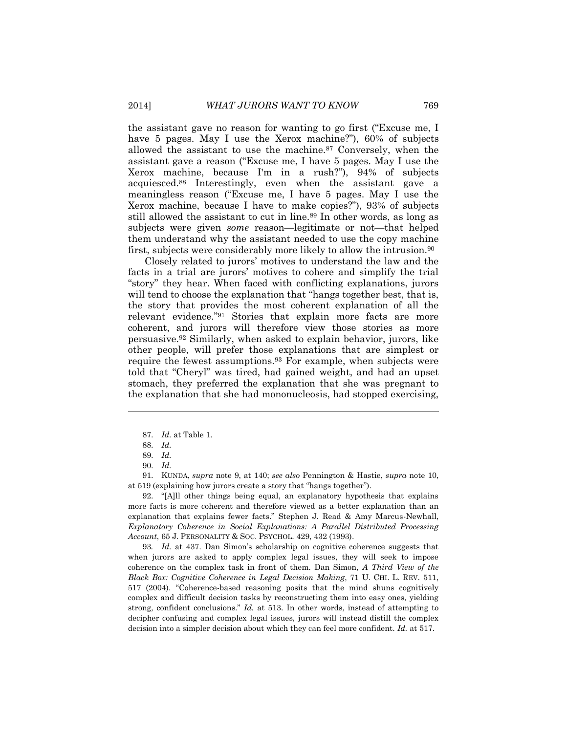the assistant gave no reason for wanting to go first ("Excuse me, I have 5 pages. May I use the Xerox machine?"), 60% of subjects allowed the assistant to use the machine.[87] Conversely, when the assistant gave a reason ("Excuse me, I have 5 pages. May I use the Xerox machine, because I'm in a rush?"), 94% of subjects acquiesced.[88] Interestingly, even when the assistant gave a meaningless reason ("Excuse me, I have 5 pages. May I use the Xerox machine, because I have to make copies?"), 93% of subjects still allowed the assistant to cut in line.[89] In other words, as long as subjects were given *some* reason—legitimate or not—that helped them understand why the assistant needed to use the copy machine first, subjects were considerably more likely to allow the intrusion.[90]

Closely related to jurors' motives to understand the law and the facts in a trial are jurors' motives to cohere and simplify the trial "story" they hear. When faced with conflicting explanations, jurors will tend to choose the explanation that "hangs together best, that is, the story that provides the most coherent explanation of all the relevant evidence."[91] Stories that explain more facts are more coherent, and jurors will therefore view those stories as more persuasive.[92] Similarly, when asked to explain behavior, jurors, like other people, will prefer those explanations that are simplest or require the fewest assumptions.[93] For example, when subjects were told that "Cheryl" was tired, had gained weight, and had an upset stomach, they preferred the explanation that she was pregnant to the explanation that she had mononucleosis, had stopped exercising,

---

87. *Id.* at Table 1.

88. *Id.*

89. *Id.*

90. *Id.*

91. KUNDA, *supra* note 9, at 140; *see also* Pennington & Hastie, *supra* note 10, at 519 (explaining how jurors create a story that "hangs together").

92. "[A]ll other things being equal, an explanatory hypothesis that explains more facts is more coherent and therefore viewed as a better explanation than an explanation that explains fewer facts." Stephen J. Read & Amy Marcus-Newhall, *Explanatory Coherence in Social Explanations: A Parallel Distributed Processing Account*, 65 J. PERSONALITY & SOC. PSYCHOL. 429, 432 (1993).

93. *Id.* at 437. Dan Simon's scholarship on cognitive coherence suggests that when jurors are asked to apply complex legal issues, they will seek to impose coherence on the complex task in front of them. Dan Simon, *A Third View of the Black Box: Cognitive Coherence in Legal Decision Making*, 71 U. CHI. L. REV. 511, 517 (2004). "Coherence-based reasoning posits that the mind shuns cognitively complex and difficult decision tasks by reconstructing them into easy ones, yielding strong, confident conclusions." *Id.* at 513. In other words, instead of attempting to decipher confusing and complex legal issues, jurors will instead distill the complex decision into a simpler decision about which they can feel more confident. *Id.* at 517.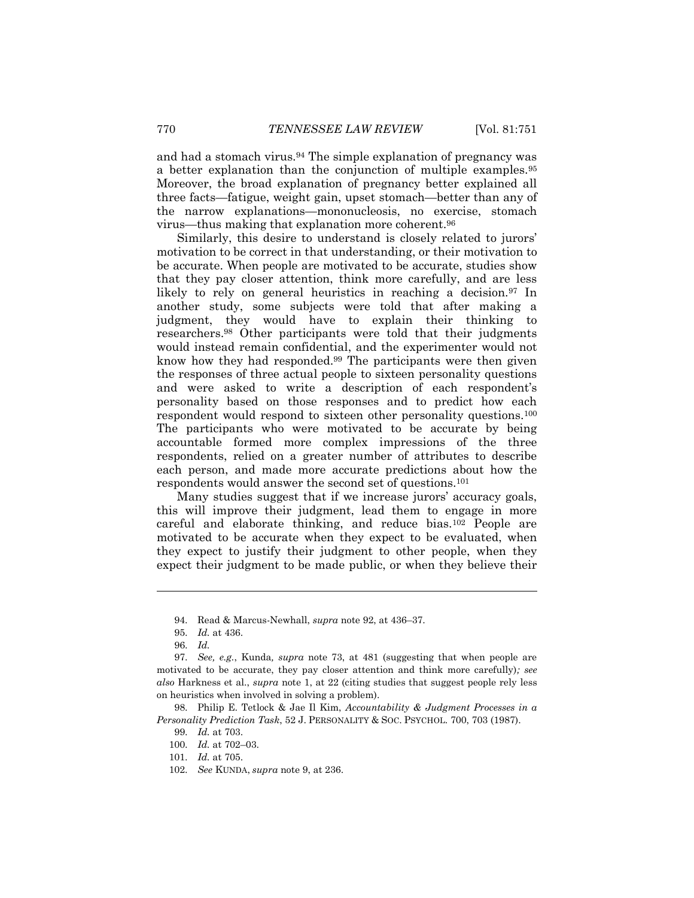and had a stomach virus.[94] The simple explanation of pregnancy was a better explanation than the conjunction of multiple examples.[95] Moreover, the broad explanation of pregnancy better explained all three facts—fatigue, weight gain, upset stomach—better than any of the narrow explanations—mononucleosis, no exercise, stomach virus—thus making that explanation more coherent.[96]

Similarly, this desire to understand is closely related to jurors' motivation to be correct in that understanding, or their motivation to be accurate. When people are motivated to be accurate, studies show that they pay closer attention, think more carefully, and are less likely to rely on general heuristics in reaching a decision.[97] In another study, some subjects were told that after making a judgment, they would have to explain their thinking to researchers.[98] Other participants were told that their judgments would instead remain confidential, and the experimenter would not know how they had responded.[99] The participants were then given the responses of three actual people to sixteen personality questions and were asked to write a description of each respondent's personality based on those responses and to predict how each respondent would respond to sixteen other personality questions.[100] The participants who were motivated to be accurate by being accountable formed more complex impressions of the three respondents, relied on a greater number of attributes to describe each person, and made more accurate predictions about how the respondents would answer the second set of questions.[101]

Many studies suggest that if we increase jurors' accuracy goals, this will improve their judgment, lead them to engage in more careful and elaborate thinking, and reduce bias.[102] People are motivated to be accurate when they expect to be evaluated, when they expect to justify their judgment to other people, when they expect their judgment to be made public, or when they believe their

---

94. Read & Marcus-Newhall, *supra* note 92, at 436–37.

95. *Id.* at 436.

96. *Id.*

97. *See, e.g.*, Kunda, *supra* note 73, at 481 (suggesting that when people are motivated to be accurate, they pay closer attention and think more carefully); *see also* Harkness et al., *supra* note 1, at 22 (citing studies that suggest people rely less on heuristics when involved in solving a problem).

98. Philip E. Tetlock & Jae Il Kim, *Accountability & Judgment Processes in a Personality Prediction Task*, 52 J. PERSONALITY & SOC. PSYCHOL. 700, 703 (1987).

99. *Id.* at 703.

100. *Id.* at 702–03.

101. *Id.* at 705.

102. *See* KUNDA, *supra* note 9, at 236.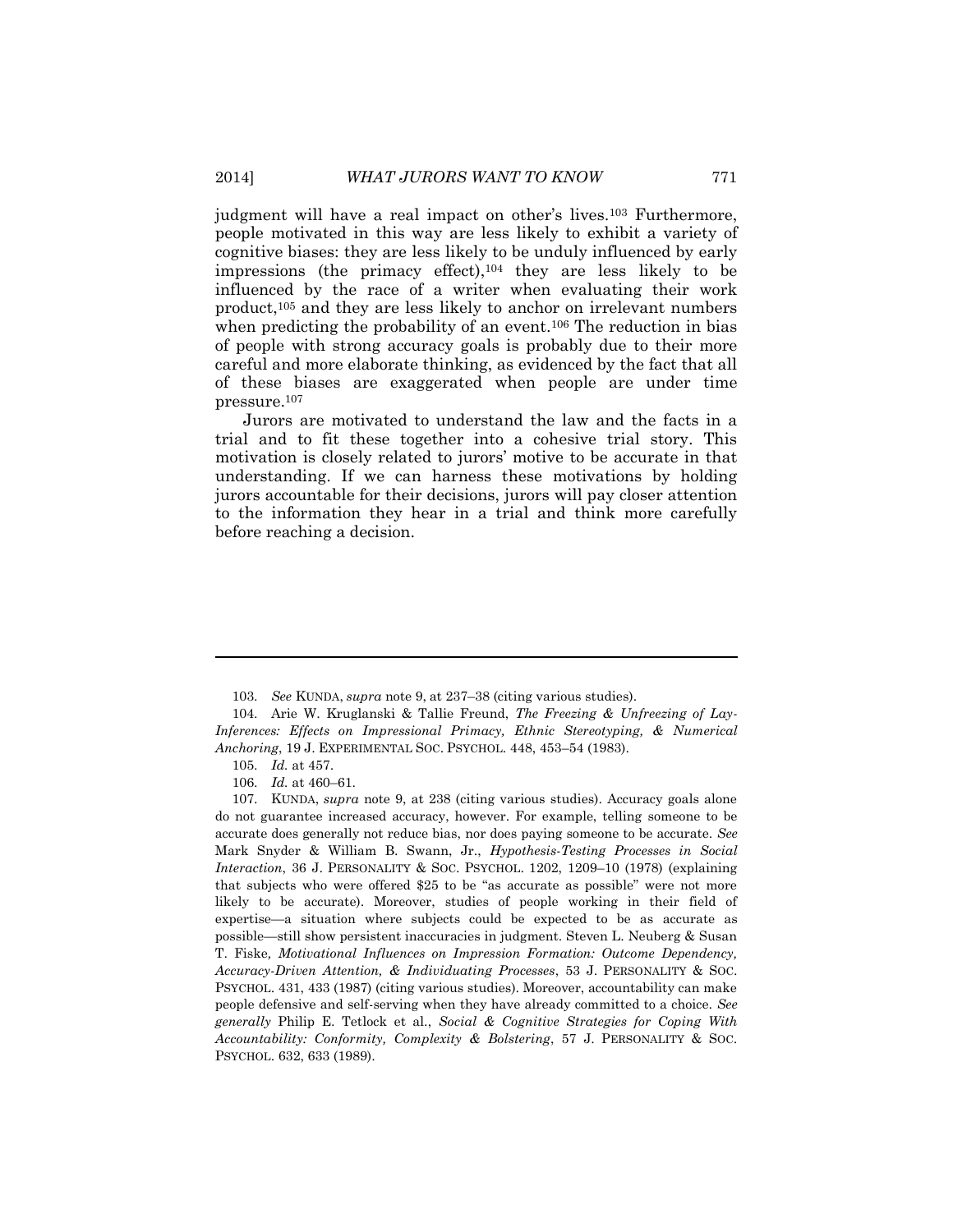judgment will have a real impact on other's lives.[103] Furthermore, people motivated in this way are less likely to exhibit a variety of cognitive biases: they are less likely to be unduly influenced by early impressions (the primacy effect),[104] they are less likely to be influenced by the race of a writer when evaluating their work product,[105] and they are less likely to anchor on irrelevant numbers when predicting the probability of an event.[106] The reduction in bias of people with strong accuracy goals is probably due to their more careful and more elaborate thinking, as evidenced by the fact that all of these biases are exaggerated when people are under time pressure.[107]

Jurors are motivated to understand the law and the facts in a trial and to fit these together into a cohesive trial story. This motivation is closely related to jurors' motive to be accurate in that understanding. If we can harness these motivations by holding jurors accountable for their decisions, jurors will pay closer attention to the information they hear in a trial and think more carefully before reaching a decision.

---

103. *See* KUNDA, *supra* note 9, at 237–38 (citing various studies).

104. Arie W. Kruglanski & Tallie Freund, *The Freezing & Unfreezing of Lay-Inferences: Effects on Impressional Primacy, Ethnic Stereotyping, & Numerical Anchoring*, 19 J. EXPERIMENTAL SOC. PSYCHOL. 448, 453–54 (1983).

105. *Id.* at 457.

106. *Id.* at 460–61.

107. KUNDA, *supra* note 9, at 238 (citing various studies). Accuracy goals alone do not guarantee increased accuracy, however. For example, telling someone to be accurate does generally not reduce bias, nor does paying someone to be accurate. *See* Mark Snyder & William B. Swann, Jr., *Hypothesis-Testing Processes in Social Interaction*, 36 J. PERSONALITY & SOC. PSYCHOL. 1202, 1209–10 (1978) (explaining that subjects who were offered $25 to be "as accurate as possible" were not more likely to be accurate). Moreover, studies of people working in their field of expertise—a situation where subjects could be expected to be as accurate as possible—still show persistent inaccuracies in judgment. Steven L. Neuberg & Susan T. Fiske, *Motivational Influences on Impression Formation: Outcome Dependency, Accuracy-Driven Attention, & Individuating Processes*, 53 J. PERSONALITY & SOC. PSYCHOL. 431, 433 (1987) (citing various studies). Moreover, accountability can make people defensive and self-serving when they have already committed to a choice. *See generally* Philip E. Tetlock et al., *Social & Cognitive Strategies for Coping With Accountability: Conformity, Complexity & Bolstering*, 57 J. PERSONALITY & SOC. PSYCHOL. 632, 633 (1989).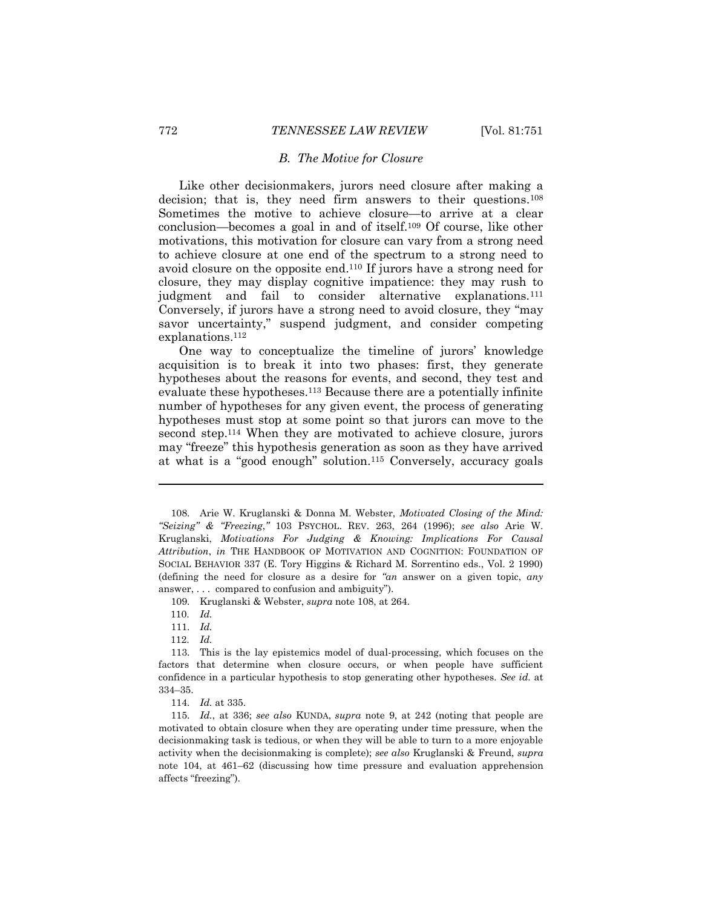### *B. The Motive for Closure*

Like other decisionmakers, jurors need closure after making a decision; that is, they need firm answers to their questions.[108] Sometimes the motive to achieve closure—to arrive at a clear conclusion—becomes a goal in and of itself.[109] Of course, like other motivations, this motivation for closure can vary from a strong need to achieve closure at one end of the spectrum to a strong need to avoid closure on the opposite end.[110] If jurors have a strong need for closure, they may display cognitive impatience: they may rush to judgment and fail to consider alternative explanations.[111] Conversely, if jurors have a strong need to avoid closure, they "may savor uncertainty," suspend judgment, and consider competing explanations.[112]

One way to conceptualize the timeline of jurors' knowledge acquisition is to break it into two phases: first, they generate hypotheses about the reasons for events, and second, they test and evaluate these hypotheses.[113] Because there are a potentially infinite number of hypotheses for any given event, the process of generating hypotheses must stop at some point so that jurors can move to the second step.[114] When they are motivated to achieve closure, jurors may "freeze" this hypothesis generation as soon as they have arrived at what is a "good enough" solution.[115] Conversely, accuracy goals

---

108. Arie W. Kruglanski & Donna M. Webster, *Motivated Closing of the Mind: "Seizing" & "Freezing*,*"* 103 PSYCHOL. REV. 263, 264 (1996); *see also* Arie W. Kruglanski, *Motivations For Judging & Knowing: Implications For Causal Attribution*, *in* THE HANDBOOK OF MOTIVATION AND COGNITION: FOUNDATION OF SOCIAL BEHAVIOR 337 (E. Tory Higgins & Richard M. Sorrentino eds., Vol. 2 1990) (defining the need for closure as a desire for *"an* answer on a given topic, *any* answer, . . . compared to confusion and ambiguity").

109. Kruglanski & Webster, *supra* note 108, at 264.

110. *Id.*

111. *Id.*

112. *Id.*

113. This is the lay epistemics model of dual-processing, which focuses on the factors that determine when closure occurs, or when people have sufficient confidence in a particular hypothesis to stop generating other hypotheses. *See id.* at 334–35.

114. *Id.* at 335.

115. *Id.*, at 336; *see also* KUNDA, *supra* note 9, at 242 (noting that people are motivated to obtain closure when they are operating under time pressure, when the decisionmaking task is tedious, or when they will be able to turn to a more enjoyable activity when the decisionmaking is complete); *see also* Kruglanski & Freund, *supra* note 104, at 461–62 (discussing how time pressure and evaluation apprehension affects "freezing").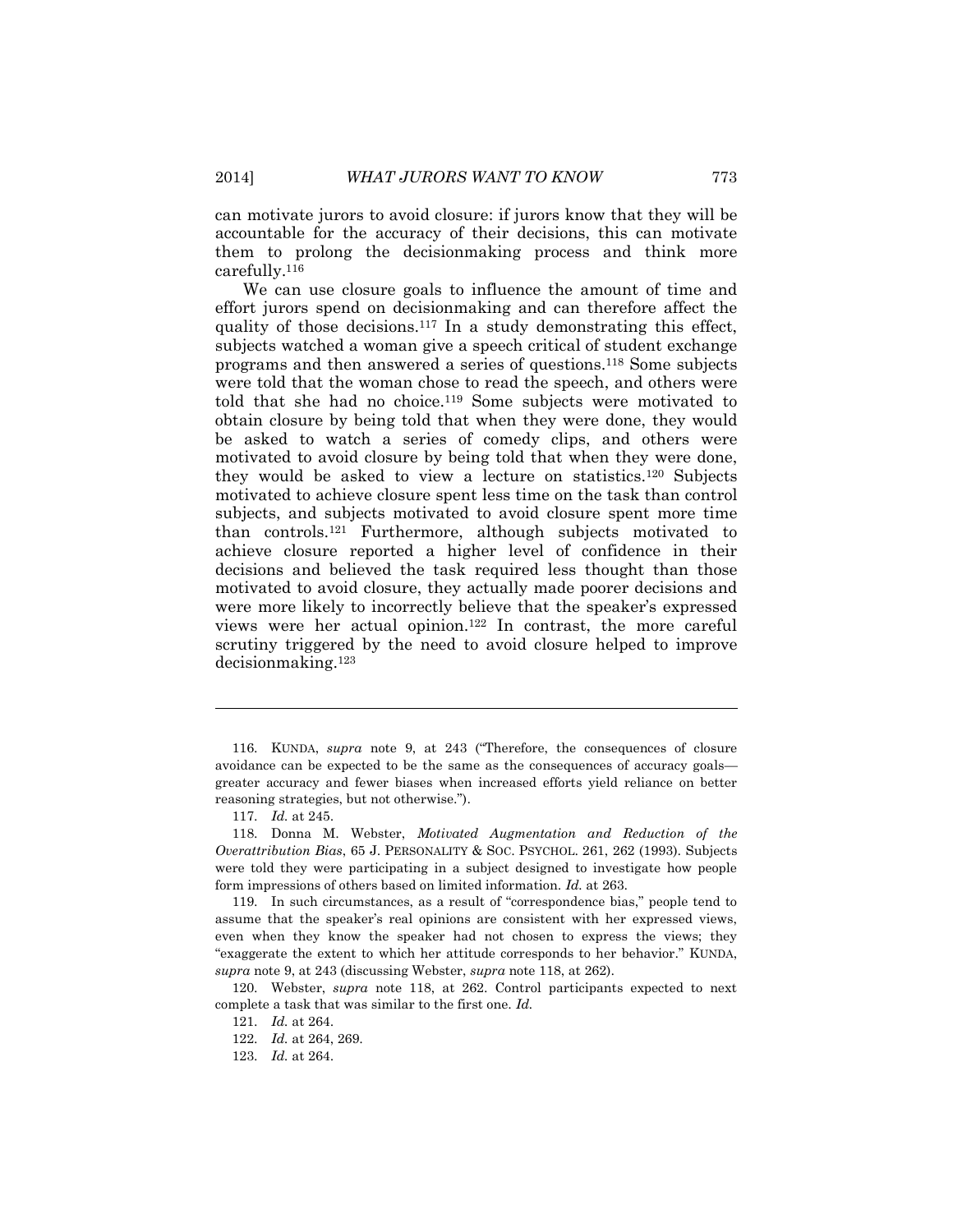can motivate jurors to avoid closure: if jurors know that they will be accountable for the accuracy of their decisions, this can motivate them to prolong the decisionmaking process and think more carefully.[116]

We can use closure goals to influence the amount of time and effort jurors spend on decisionmaking and can therefore affect the quality of those decisions.[117] In a study demonstrating this effect, subjects watched a woman give a speech critical of student exchange programs and then answered a series of questions.[118] Some subjects were told that the woman chose to read the speech, and others were told that she had no choice.[119] Some subjects were motivated to obtain closure by being told that when they were done, they would be asked to watch a series of comedy clips, and others were motivated to avoid closure by being told that when they were done, they would be asked to view a lecture on statistics.[120] Subjects motivated to achieve closure spent less time on the task than control subjects, and subjects motivated to avoid closure spent more time than controls.[121] Furthermore, although subjects motivated to achieve closure reported a higher level of confidence in their decisions and believed the task required less thought than those motivated to avoid closure, they actually made poorer decisions and were more likely to incorrectly believe that the speaker's expressed views were her actual opinion.[122] In contrast, the more careful scrutiny triggered by the need to avoid closure helped to improve decisionmaking.[123]

---

116. KUNDA, *supra* note 9, at 243 ("Therefore, the consequences of closure avoidance can be expected to be the same as the consequences of accuracy goals—greater accuracy and fewer biases when increased efforts yield reliance on better reasoning strategies, but not otherwise.").

117. *Id.* at 245.

118. Donna M. Webster, *Motivated Augmentation and Reduction of the Overattribution Bias*, 65 J. PERSONALITY & SOC. PSYCHOL. 261, 262 (1993). Subjects were told they were participating in a subject designed to investigate how people form impressions of others based on limited information. *Id.* at 263.

119. In such circumstances, as a result of "correspondence bias," people tend to assume that the speaker's real opinions are consistent with her expressed views, even when they know the speaker had not chosen to express the views; they "exaggerate the extent to which her attitude corresponds to her behavior." KUNDA, *supra* note 9, at 243 (discussing Webster, *supra* note 118, at 262).

120. Webster, *supra* note 118, at 262. Control participants expected to next complete a task that was similar to the first one. *Id.*

121. *Id.* at 264.

122. *Id.* at 264, 269.

123. *Id.* at 264.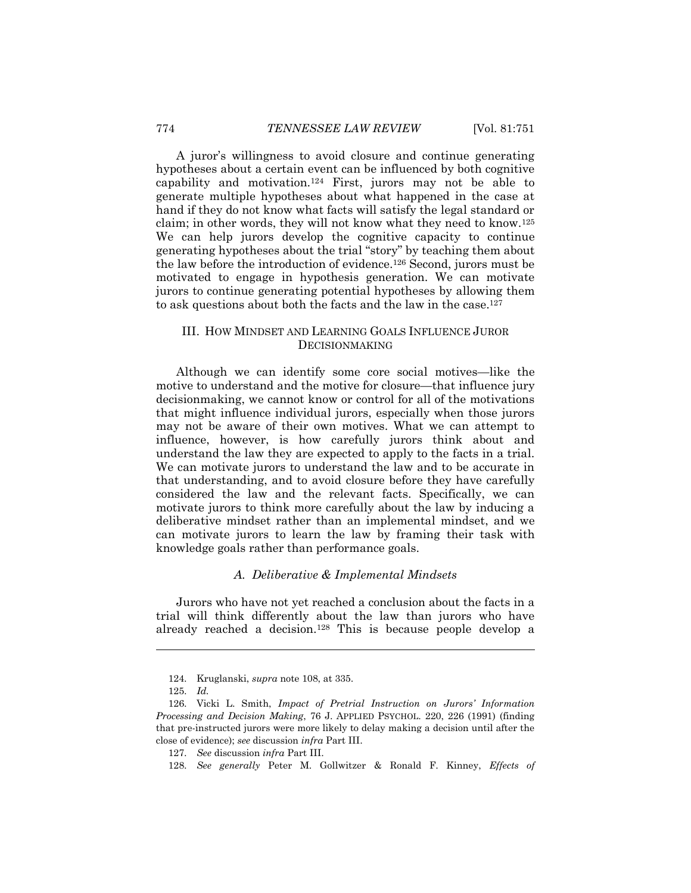A juror's willingness to avoid closure and continue generating hypotheses about a certain event can be influenced by both cognitive capability and motivation.[124] First, jurors may not be able to generate multiple hypotheses about what happened in the case at hand if they do not know what facts will satisfy the legal standard or claim; in other words, they will not know what they need to know.[125] We can help jurors develop the cognitive capacity to continue generating hypotheses about the trial "story" by teaching them about the law before the introduction of evidence.[126] Second, jurors must be motivated to engage in hypothesis generation. We can motivate jurors to continue generating potential hypotheses by allowing them to ask questions about both the facts and the law in the case.[127]

## III. HOW MINDSET AND LEARNING GOALS INFLUENCE JUROR DECISIONMAKING

Although we can identify some core social motives—like the motive to understand and the motive for closure—that influence jury decisionmaking, we cannot know or control for all of the motivations that might influence individual jurors, especially when those jurors may not be aware of their own motives. What we can attempt to influence, however, is how carefully jurors think about and understand the law they are expected to apply to the facts in a trial. We can motivate jurors to understand the law and to be accurate in that understanding, and to avoid closure before they have carefully considered the law and the relevant facts. Specifically, we can motivate jurors to think more carefully about the law by inducing a deliberative mindset rather than an implemental mindset, and we can motivate jurors to learn the law by framing their task with knowledge goals rather than performance goals.

### *A. Deliberative & Implemental Mindsets*

Jurors who have not yet reached a conclusion about the facts in a trial will think differently about the law than jurors who have already reached a decision.[128] This is because people develop a

---

124. Kruglanski, *supra* note 108, at 335.

125. *Id.*

126. Vicki L. Smith, *Impact of Pretrial Instruction on Jurors' Information Processing and Decision Making*, 76 J. APPLIED PSYCHOL. 220, 226 (1991) (finding that pre-instructed jurors were more likely to delay making a decision until after the close of evidence); *see* discussion *infra* Part III.

127. *See* discussion *infra* Part III.

128. *See generally* Peter M. Gollwitzer & Ronald F. Kinney, *Effects of*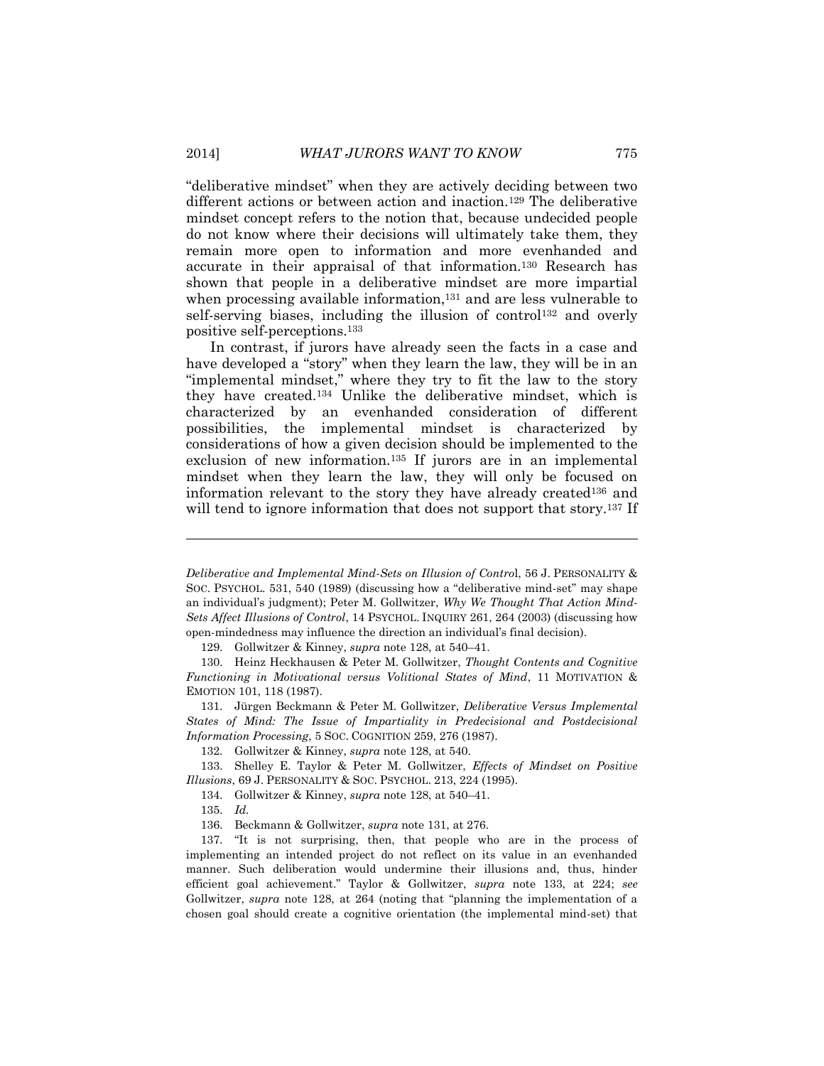"deliberative mindset" when they are actively deciding between two different actions or between action and inaction.[129] The deliberative mindset concept refers to the notion that, because undecided people do not know where their decisions will ultimately take them, they remain more open to information and more evenhanded and accurate in their appraisal of that information.[130] Research has shown that people in a deliberative mindset are more impartial when processing available information,[131] and are less vulnerable to self-serving biases, including the illusion of control[132] and overly positive self-perceptions.[133]

In contrast, if jurors have already seen the facts in a case and have developed a "story" when they learn the law, they will be in an "implemental mindset," where they try to fit the law to the story they have created.[134] Unlike the deliberative mindset, which is characterized by an evenhanded consideration of different possibilities, the implemental mindset is characterized by considerations of how a given decision should be implemented to the exclusion of new information.[135] If jurors are in an implemental mindset when they learn the law, they will only be focused on information relevant to the story they have already created[136] and will tend to ignore information that does not support that story.[137] If

---

*Deliberative and Implemental Mind-Sets on Illusion of Control*, 56 J. PERSONALITY & SOC. PSYCHOL. 531, 540 (1989) (discussing how a "deliberative mind-set" may shape an individual's judgment); Peter M. Gollwitzer, *Why We Thought That Action Mind-Sets Affect Illusions of Control*, 14 PSYCHOL. INQUIRY 261, 264 (2003) (discussing how open-mindedness may influence the direction an individual's final decision).

129. Gollwitzer & Kinney, *supra* note 128, at 540–41.

130. Heinz Heckhausen & Peter M. Gollwitzer, *Thought Contents and Cognitive Functioning in Motivational versus Volitional States of Mind*, 11 MOTIVATION & EMOTION 101, 118 (1987).

131. Jürgen Beckmann & Peter M. Gollwitzer, *Deliberative Versus Implemental States of Mind: The Issue of Impartiality in Predecisional and Postdecisional Information Processing*, 5 SOC. COGNITION 259, 276 (1987).

132. Gollwitzer & Kinney, *supra* note 128, at 540.

133. Shelley E. Taylor & Peter M. Gollwitzer, *Effects of Mindset on Positive Illusions*, 69 J. PERSONALITY & SOC. PSYCHOL. 213, 224 (1995).

134. Gollwitzer & Kinney, *supra* note 128, at 540–41.

135. *Id.*

136. Beckmann & Gollwitzer, *supra* note 131, at 276.

137. "It is not surprising, then, that people who are in the process of implementing an intended project do not reflect on its value in an evenhanded manner. Such deliberation would undermine their illusions and, thus, hinder efficient goal achievement." Taylor & Gollwitzer, *supra* note 133, at 224; *see* Gollwitzer, *supra* note 128, at 264 (noting that "planning the implementation of a chosen goal should create a cognitive orientation (the implemental mind-set) that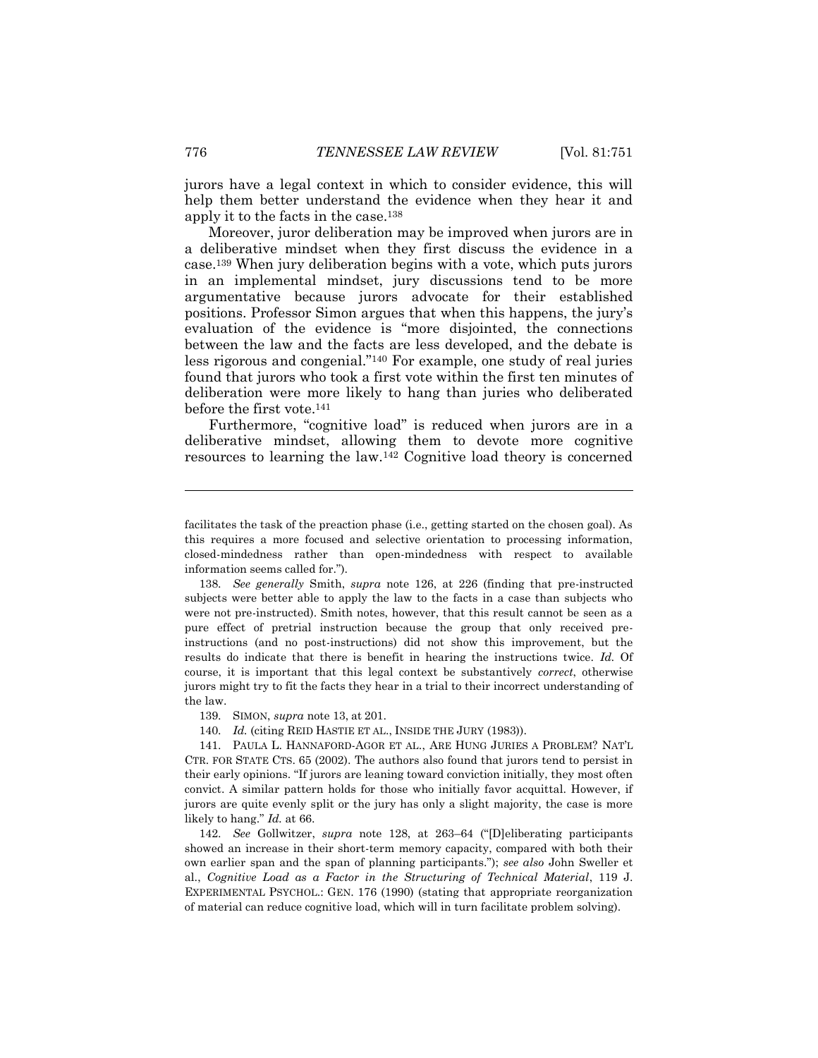jurors have a legal context in which to consider evidence, this will help them better understand the evidence when they hear it and apply it to the facts in the case.[138]

Moreover, juror deliberation may be improved when jurors are in a deliberative mindset when they first discuss the evidence in a case.[139] When jury deliberation begins with a vote, which puts jurors in an implemental mindset, jury discussions tend to be more argumentative because jurors advocate for their established positions. Professor Simon argues that when this happens, the jury's evaluation of the evidence is "more disjointed, the connections between the law and the facts are less developed, and the debate is less rigorous and congenial."[140] For example, one study of real juries found that jurors who took a first vote within the first ten minutes of deliberation were more likely to hang than juries who deliberated before the first vote.[141]

Furthermore, "cognitive load" is reduced when jurors are in a deliberative mindset, allowing them to devote more cognitive resources to learning the law.[142] Cognitive load theory is concerned

---

facilitates the task of the preaction phase (i.e., getting started on the chosen goal). As this requires a more focused and selective orientation to processing information, closed-mindedness rather than open-mindedness with respect to available information seems called for.").

138. *See generally* Smith, *supra* note 126, at 226 (finding that pre-instructed subjects were better able to apply the law to the facts in a case than subjects who were not pre-instructed). Smith notes, however, that this result cannot be seen as a pure effect of pretrial instruction because the group that only received pre-instructions (and no post-instructions) did not show this improvement, but the results do indicate that there is benefit in hearing the instructions twice. *Id.* Of course, it is important that this legal context be substantively *correct*, otherwise jurors might try to fit the facts they hear in a trial to their incorrect understanding of the law.

139. SIMON, *supra* note 13, at 201.

140. *Id.* (citing REID HASTIE ET AL., INSIDE THE JURY (1983)).

141. PAULA L. HANNAFORD-AGOR ET AL., ARE HUNG JURIES A PROBLEM? NAT'L CTR. FOR STATE CTS. 65 (2002). The authors also found that jurors tend to persist in their early opinions. "If jurors are leaning toward conviction initially, they most often convict. A similar pattern holds for those who initially favor acquittal. However, if jurors are quite evenly split or the jury has only a slight majority, the case is more likely to hang." *Id.* at 66.

142. *See* Gollwitzer, *supra* note 128, at 263–64 ("[D]eliberating participants showed an increase in their short-term memory capacity, compared with both their own earlier span and the span of planning participants."); *see also* John Sweller et al., *Cognitive Load as a Factor in the Structuring of Technical Material*, 119 J. EXPERIMENTAL PSYCHOL.: GEN. 176 (1990) (stating that appropriate reorganization of material can reduce cognitive load, which will in turn facilitate problem solving).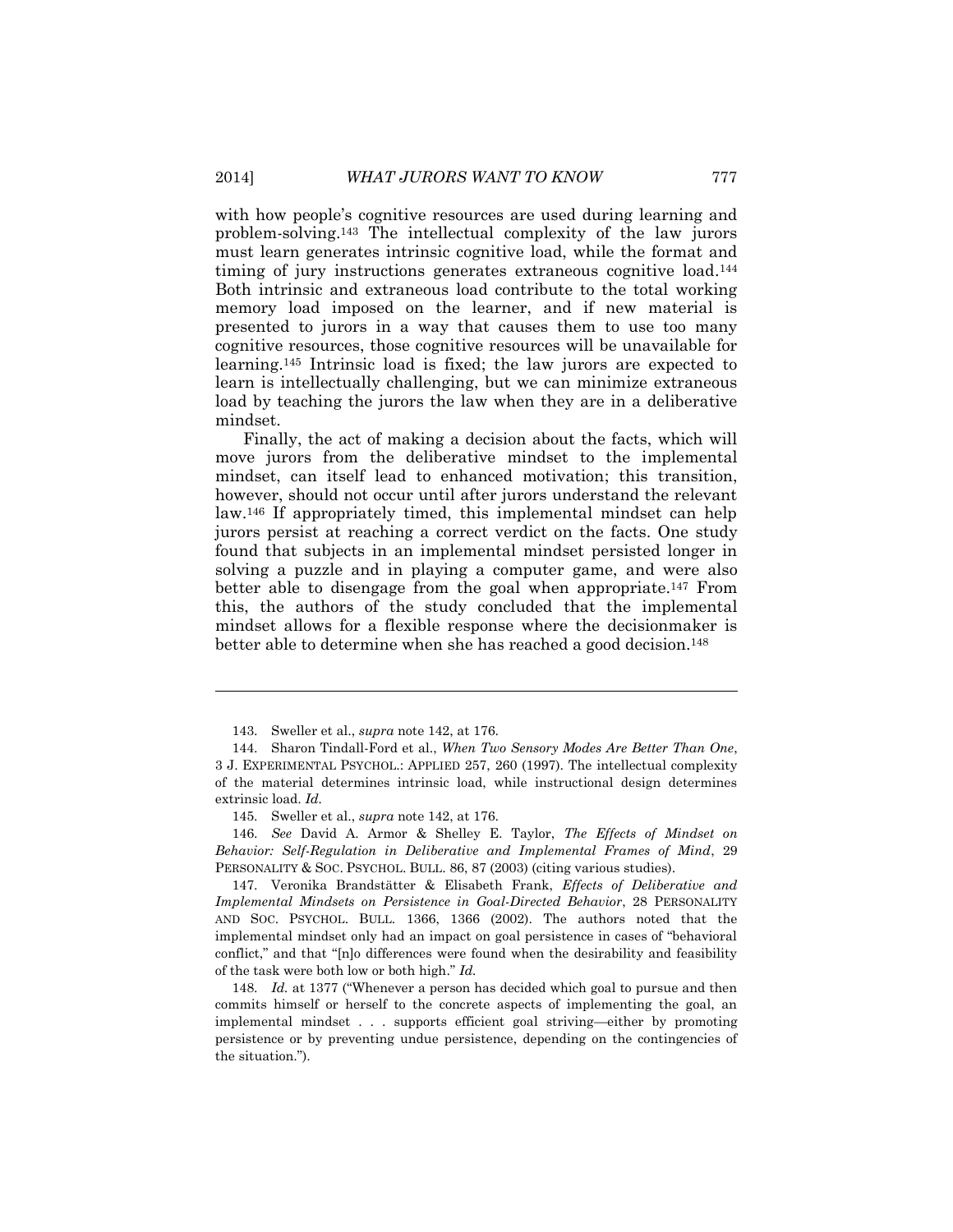with how people's cognitive resources are used during learning and problem-solving.[143] The intellectual complexity of the law jurors must learn generates intrinsic cognitive load, while the format and timing of jury instructions generates extraneous cognitive load.[144] Both intrinsic and extraneous load contribute to the total working memory load imposed on the learner, and if new material is presented to jurors in a way that causes them to use too many cognitive resources, those cognitive resources will be unavailable for learning.[145] Intrinsic load is fixed; the law jurors are expected to learn is intellectually challenging, but we can minimize extraneous load by teaching the jurors the law when they are in a deliberative mindset.

Finally, the act of making a decision about the facts, which will move jurors from the deliberative mindset to the implemental mindset, can itself lead to enhanced motivation; this transition, however, should not occur until after jurors understand the relevant law.[146] If appropriately timed, this implemental mindset can help jurors persist at reaching a correct verdict on the facts. One study found that subjects in an implemental mindset persisted longer in solving a puzzle and in playing a computer game, and were also better able to disengage from the goal when appropriate.[147] From this, the authors of the study concluded that the implemental mindset allows for a flexible response where the decisionmaker is better able to determine when she has reached a good decision.[148]

---

143. Sweller et al., *supra* note 142, at 176.

144. Sharon Tindall-Ford et al., *When Two Sensory Modes Are Better Than One*, 3 J. EXPERIMENTAL PSYCHOL.: APPLIED 257, 260 (1997). The intellectual complexity of the material determines intrinsic load, while instructional design determines extrinsic load. *Id*.

145. Sweller et al., *supra* note 142, at 176.

146. *See* David A. Armor & Shelley E. Taylor, *The Effects of Mindset on Behavior: Self-Regulation in Deliberative and Implemental Frames of Mind*, 29 PERSONALITY & SOC. PSYCHOL. BULL. 86, 87 (2003) (citing various studies).

147. Veronika Brandstätter & Elisabeth Frank, *Effects of Deliberative and Implemental Mindsets on Persistence in Goal-Directed Behavior*, 28 PERSONALITY AND SOC. PSYCHOL. BULL. 1366, 1366 (2002). The authors noted that the implemental mindset only had an impact on goal persistence in cases of "behavioral conflict," and that "[n]o differences were found when the desirability and feasibility of the task were both low or both high." *Id.*

148. *Id.* at 1377 ("Whenever a person has decided which goal to pursue and then commits himself or herself to the concrete aspects of implementing the goal, an implemental mindset . . . supports efficient goal striving—either by promoting persistence or by preventing undue persistence, depending on the contingencies of the situation.").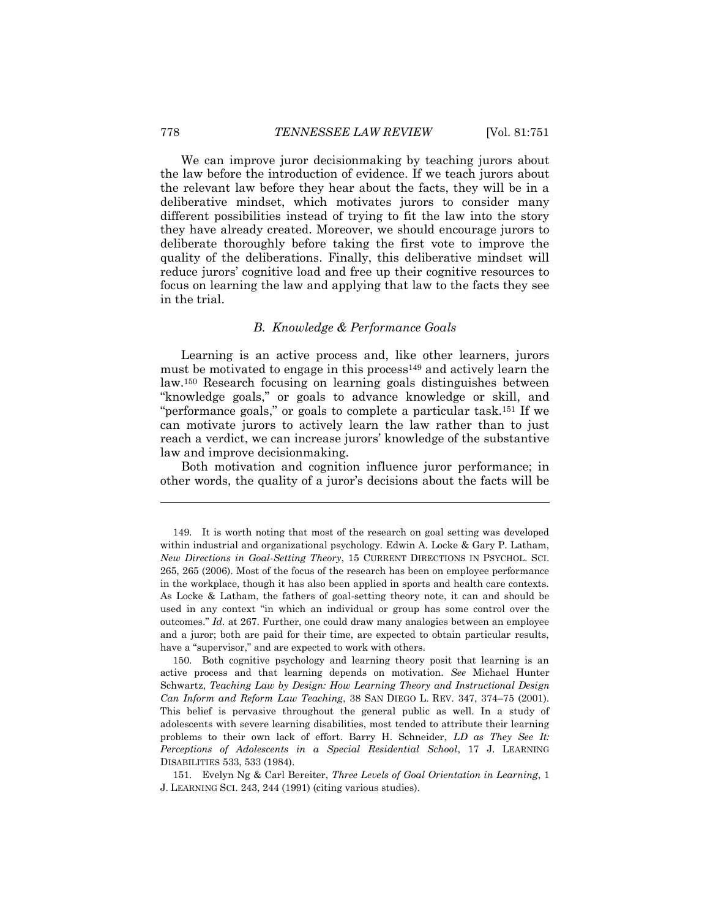We can improve juror decisionmaking by teaching jurors about the law before the introduction of evidence. If we teach jurors about the relevant law before they hear about the facts, they will be in a deliberative mindset, which motivates jurors to consider many different possibilities instead of trying to fit the law into the story they have already created. Moreover, we should encourage jurors to deliberate thoroughly before taking the first vote to improve the quality of the deliberations. Finally, this deliberative mindset will reduce jurors' cognitive load and free up their cognitive resources to focus on learning the law and applying that law to the facts they see in the trial.

### *B. Knowledge & Performance Goals*

Learning is an active process and, like other learners, jurors must be motivated to engage in this process[149] and actively learn the law.[150] Research focusing on learning goals distinguishes between "knowledge goals," or goals to advance knowledge or skill, and "performance goals," or goals to complete a particular task.[151] If we can motivate jurors to actively learn the law rather than to just reach a verdict, we can increase jurors' knowledge of the substantive law and improve decisionmaking.

Both motivation and cognition influence juror performance; in other words, the quality of a juror's decisions about the facts will be

---

149. It is worth noting that most of the research on goal setting was developed within industrial and organizational psychology. Edwin A. Locke & Gary P. Latham, *New Directions in Goal-Setting Theory*, 15 CURRENT DIRECTIONS IN PSYCHOL. SCI. 265, 265 (2006). Most of the focus of the research has been on employee performance in the workplace, though it has also been applied in sports and health care contexts. As Locke & Latham, the fathers of goal-setting theory note, it can and should be used in any context "in which an individual or group has some control over the outcomes." *Id.* at 267. Further, one could draw many analogies between an employee and a juror; both are paid for their time, are expected to obtain particular results, have a "supervisor," and are expected to work with others.

150. Both cognitive psychology and learning theory posit that learning is an active process and that learning depends on motivation. *See* Michael Hunter Schwartz, *Teaching Law by Design: How Learning Theory and Instructional Design Can Inform and Reform Law Teaching*, 38 SAN DIEGO L. REV. 347, 374–75 (2001). This belief is pervasive throughout the general public as well. In a study of adolescents with severe learning disabilities, most tended to attribute their learning problems to their own lack of effort. Barry H. Schneider, *LD as They See It: Perceptions of Adolescents in a Special Residential School*, 17 J. LEARNING DISABILITIES 533, 533 (1984).

151. Evelyn Ng & Carl Bereiter, *Three Levels of Goal Orientation in Learning*, 1 J. LEARNING SCI. 243, 244 (1991) (citing various studies).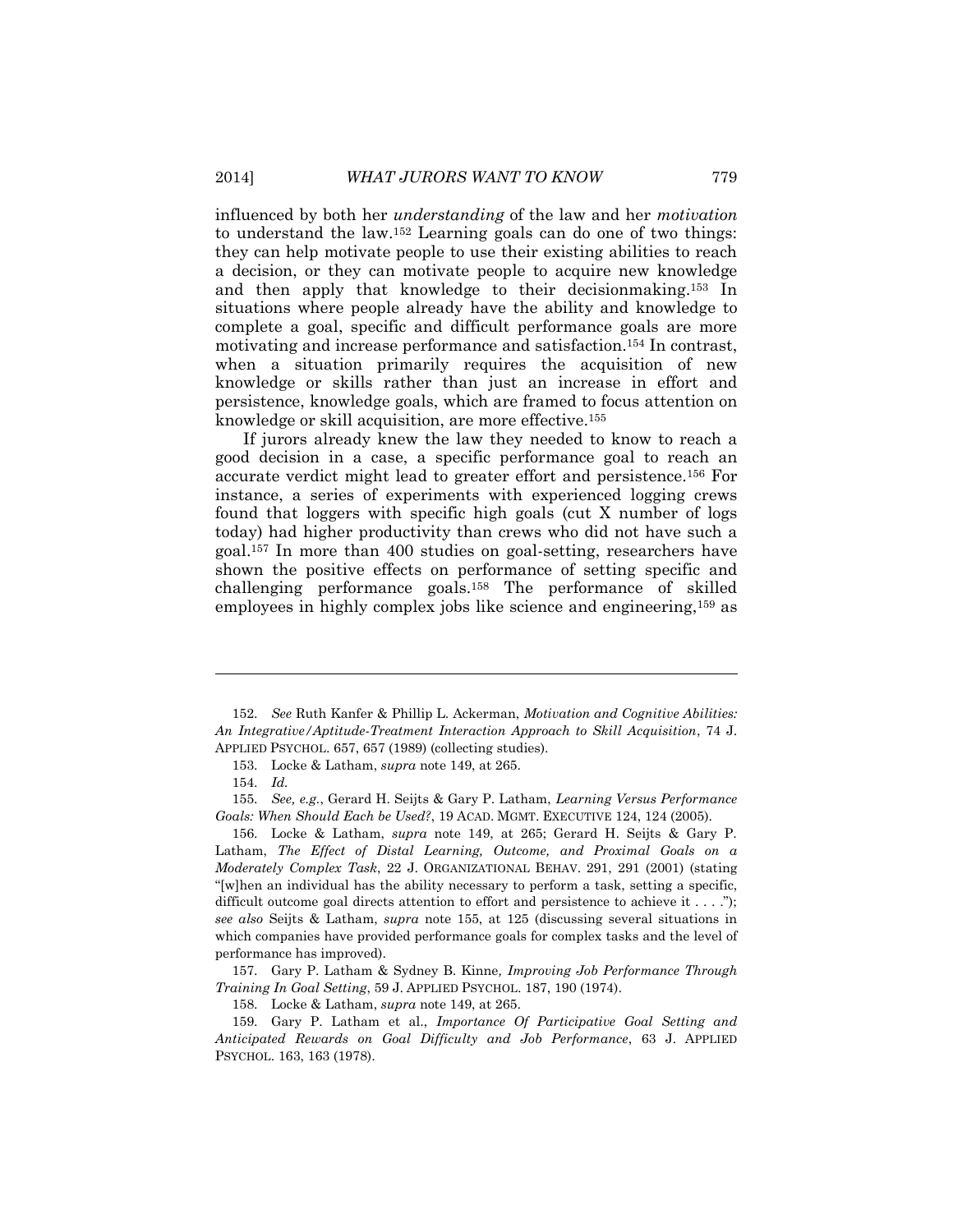influenced by both her *understanding* of the law and her *motivation* to understand the law.[152] Learning goals can do one of two things: they can help motivate people to use their existing abilities to reach a decision, or they can motivate people to acquire new knowledge and then apply that knowledge to their decisionmaking.[153] In situations where people already have the ability and knowledge to complete a goal, specific and difficult performance goals are more motivating and increase performance and satisfaction.[154] In contrast, when a situation primarily requires the acquisition of new knowledge or skills rather than just an increase in effort and persistence, knowledge goals, which are framed to focus attention on knowledge or skill acquisition, are more effective.[155]

If jurors already knew the law they needed to know to reach a good decision in a case, a specific performance goal to reach an accurate verdict might lead to greater effort and persistence.[156] For instance, a series of experiments with experienced logging crews found that loggers with specific high goals (cut X number of logs today) had higher productivity than crews who did not have such a goal.[157] In more than 400 studies on goal-setting, researchers have shown the positive effects on performance of setting specific and challenging performance goals.[158] The performance of skilled employees in highly complex jobs like science and engineering,[159] as

---

152. *See* Ruth Kanfer & Phillip L. Ackerman, *Motivation and Cognitive Abilities: An Integrative/Aptitude-Treatment Interaction Approach to Skill Acquisition*, 74 J. APPLIED PSYCHOL. 657, 657 (1989) (collecting studies).

153. Locke & Latham, *supra* note 149, at 265.

154. *Id.*

155. *See, e.g.*, Gerard H. Seijts & Gary P. Latham, *Learning Versus Performance Goals: When Should Each be Used?*, 19 ACAD. MGMT. EXECUTIVE 124, 124 (2005).

156. Locke & Latham, *supra* note 149, at 265; Gerard H. Seijts & Gary P. Latham, *The Effect of Distal Learning, Outcome, and Proximal Goals on a Moderately Complex Task*, 22 J. ORGANIZATIONAL BEHAV. 291, 291 (2001) (stating "[w]hen an individual has the ability necessary to perform a task, setting a specific, difficult outcome goal directs attention to effort and persistence to achieve it . . . ."); *see also* Seijts & Latham, *supra* note 155, at 125 (discussing several situations in which companies have provided performance goals for complex tasks and the level of performance has improved).

157. Gary P. Latham & Sydney B. Kinne*, Improving Job Performance Through Training In Goal Setting*, 59 J. APPLIED PSYCHOL. 187, 190 (1974).

158. Locke & Latham, *supra* note 149, at 265.

159. Gary P. Latham et al., *Importance Of Participative Goal Setting and Anticipated Rewards on Goal Difficulty and Job Performance*, 63 J. APPLIED PSYCHOL. 163, 163 (1978).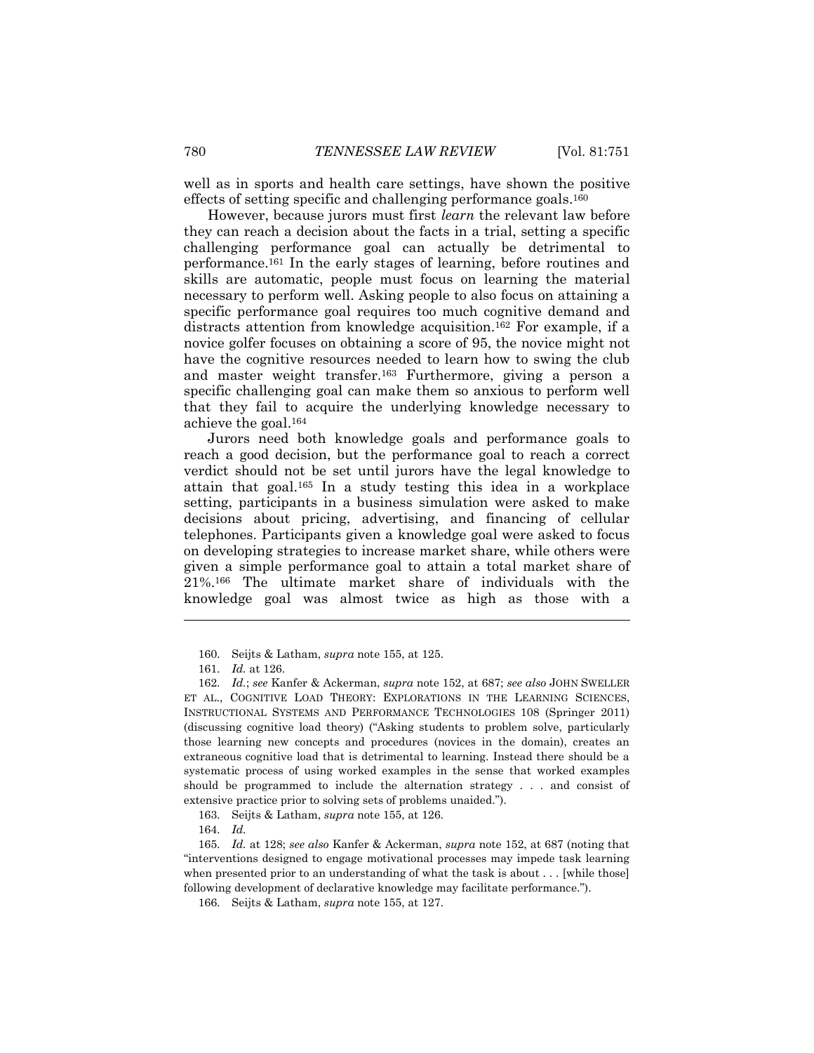well as in sports and health care settings, have shown the positive effects of setting specific and challenging performance goals.[160]

However, because jurors must first *learn* the relevant law before they can reach a decision about the facts in a trial, setting a specific challenging performance goal can actually be detrimental to performance.[161] In the early stages of learning, before routines and skills are automatic, people must focus on learning the material necessary to perform well. Asking people to also focus on attaining a specific performance goal requires too much cognitive demand and distracts attention from knowledge acquisition.[162] For example, if a novice golfer focuses on obtaining a score of 95, the novice might not have the cognitive resources needed to learn how to swing the club and master weight transfer.[163] Furthermore, giving a person a specific challenging goal can make them so anxious to perform well that they fail to acquire the underlying knowledge necessary to achieve the goal.[164]

Jurors need both knowledge goals and performance goals to reach a good decision, but the performance goal to reach a correct verdict should not be set until jurors have the legal knowledge to attain that goal.[165] In a study testing this idea in a workplace setting, participants in a business simulation were asked to make decisions about pricing, advertising, and financing of cellular telephones. Participants given a knowledge goal were asked to focus on developing strategies to increase market share, while others were given a simple performance goal to attain a total market share of 21%.[166] The ultimate market share of individuals with the knowledge goal was almost twice as high as those with a

---

160. Seijts & Latham, *supra* note 155, at 125.

161. *Id.* at 126.

162. *Id.*; *see* Kanfer & Ackerman, *supra* note 152, at 687; *see also* JOHN SWELLER ET AL., COGNITIVE LOAD THEORY: EXPLORATIONS IN THE LEARNING SCIENCES, INSTRUCTIONAL SYSTEMS AND PERFORMANCE TECHNOLOGIES 108 (Springer 2011) (discussing cognitive load theory) ("Asking students to problem solve, particularly those learning new concepts and procedures (novices in the domain), creates an extraneous cognitive load that is detrimental to learning. Instead there should be a systematic process of using worked examples in the sense that worked examples should be programmed to include the alternation strategy . . . and consist of extensive practice prior to solving sets of problems unaided.").

163. Seijts & Latham, *supra* note 155, at 126.

164. *Id.*

165. *Id.* at 128; *see also* Kanfer & Ackerman, *supra* note 152, at 687 (noting that "interventions designed to engage motivational processes may impede task learning when presented prior to an understanding of what the task is about . . . [while those] following development of declarative knowledge may facilitate performance.").

166. Seijts & Latham, *supra* note 155, at 127.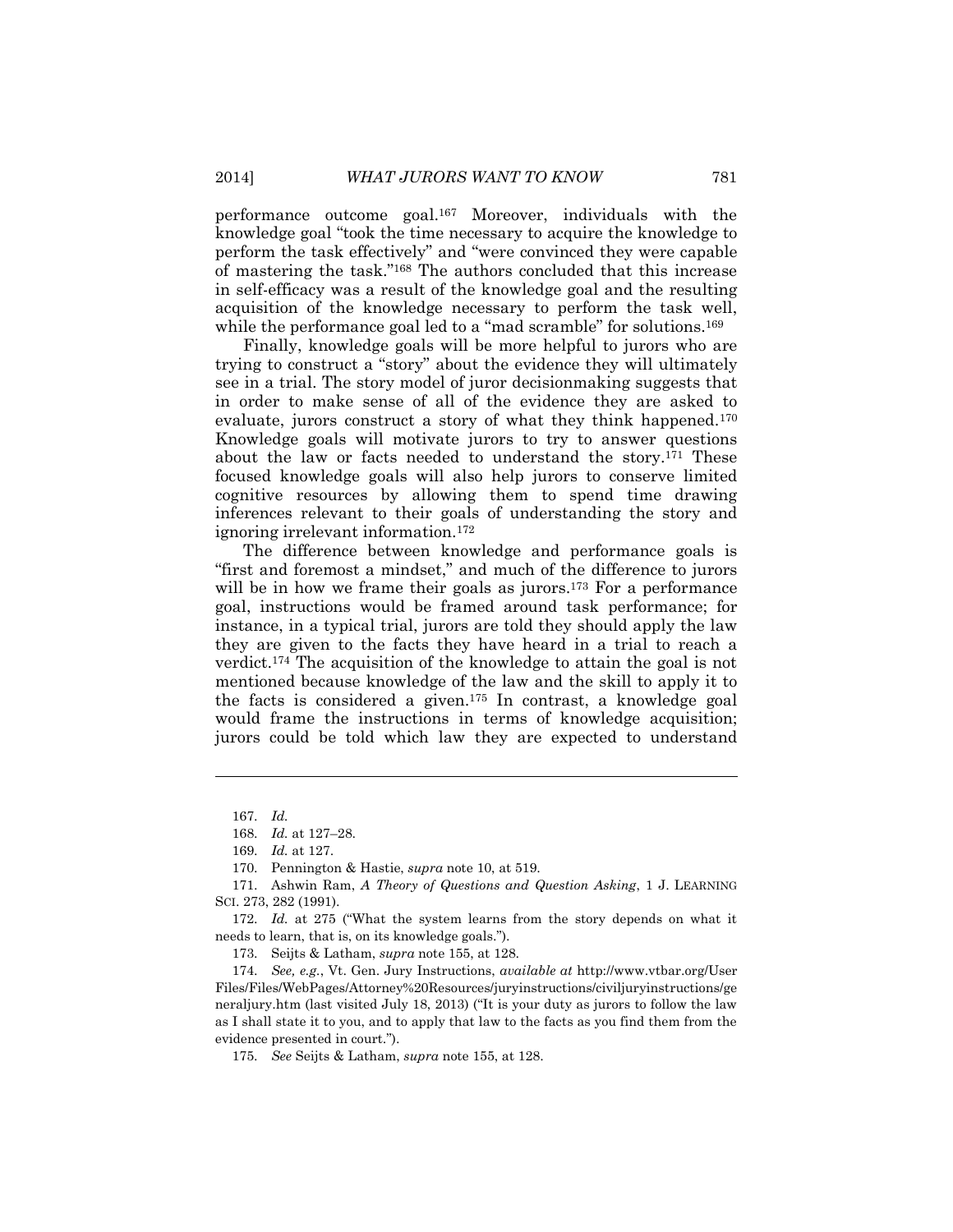performance outcome goal.[167] Moreover, individuals with the knowledge goal "took the time necessary to acquire the knowledge to perform the task effectively" and "were convinced they were capable of mastering the task."[168] The authors concluded that this increase in self-efficacy was a result of the knowledge goal and the resulting acquisition of the knowledge necessary to perform the task well, while the performance goal led to a "mad scramble" for solutions.[169]

Finally, knowledge goals will be more helpful to jurors who are trying to construct a "story" about the evidence they will ultimately see in a trial. The story model of juror decisionmaking suggests that in order to make sense of all of the evidence they are asked to evaluate, jurors construct a story of what they think happened.[170] Knowledge goals will motivate jurors to try to answer questions about the law or facts needed to understand the story.[171] These focused knowledge goals will also help jurors to conserve limited cognitive resources by allowing them to spend time drawing inferences relevant to their goals of understanding the story and ignoring irrelevant information.[172]

The difference between knowledge and performance goals is "first and foremost a mindset," and much of the difference to jurors will be in how we frame their goals as jurors.[173] For a performance goal, instructions would be framed around task performance; for instance, in a typical trial, jurors are told they should apply the law they are given to the facts they have heard in a trial to reach a verdict.[174] The acquisition of the knowledge to attain the goal is not mentioned because knowledge of the law and the skill to apply it to the facts is considered a given.[175] In contrast, a knowledge goal would frame the instructions in terms of knowledge acquisition; jurors could be told which law they are expected to understand

---

167. *Id.*

168. *Id.* at 127–28.

169. *Id.* at 127.

170. Pennington & Hastie, *supra* note 10, at 519.

171. Ashwin Ram, *A Theory of Questions and Question Asking*, 1 J. LEARNING SCI. 273, 282 (1991).

172. *Id.* at 275 ("What the system learns from the story depends on what it needs to learn, that is, on its knowledge goals.").

173. Seijts & Latham, *supra* note 155, at 128.

174. *See, e.g.*, Vt. Gen. Jury Instructions, *available at* http://www.vtbar.org/UserFiles/Files/WebPages/Attorney%20Resources/juryinstructions/civiljuryinstructions/generaljury.htm (last visited July 18, 2013) ("It is your duty as jurors to follow the law as I shall state it to you, and to apply that law to the facts as you find them from the evidence presented in court.").

175. *See* Seijts & Latham, *supra* note 155, at 128.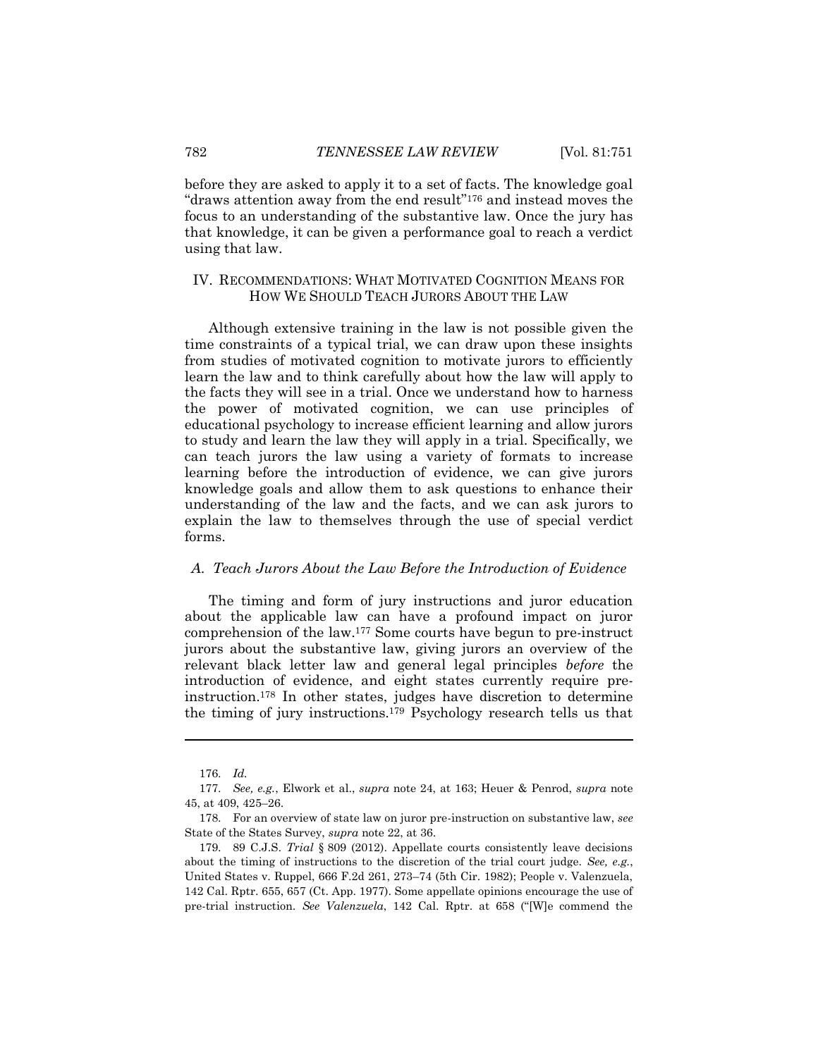before they are asked to apply it to a set of facts. The knowledge goal "draws attention away from the end result"[176] and instead moves the focus to an understanding of the substantive law. Once the jury has that knowledge, it can be given a performance goal to reach a verdict using that law.

## IV. RECOMMENDATIONS: WHAT MOTIVATED COGNITION MEANS FOR HOW WE SHOULD TEACH JURORS ABOUT THE LAW

Although extensive training in the law is not possible given the time constraints of a typical trial, we can draw upon these insights from studies of motivated cognition to motivate jurors to efficiently learn the law and to think carefully about how the law will apply to the facts they will see in a trial. Once we understand how to harness the power of motivated cognition, we can use principles of educational psychology to increase efficient learning and allow jurors to study and learn the law they will apply in a trial. Specifically, we can teach jurors the law using a variety of formats to increase learning before the introduction of evidence, we can give jurors knowledge goals and allow them to ask questions to enhance their understanding of the law and the facts, and we can ask jurors to explain the law to themselves through the use of special verdict forms.

### *A. Teach Jurors About the Law Before the Introduction of Evidence*

The timing and form of jury instructions and juror education about the applicable law can have a profound impact on juror comprehension of the law.[177] Some courts have begun to pre-instruct jurors about the substantive law, giving jurors an overview of the relevant black letter law and general legal principles *before* the introduction of evidence, and eight states currently require pre-instruction.[178] In other states, judges have discretion to determine the timing of jury instructions.[179] Psychology research tells us that

---

176. *Id.*

177. *See, e.g.*, Elwork et al., *supra* note 24, at 163; Heuer & Penrod, *supra* note 45, at 409, 425–26.

178. For an overview of state law on juror pre-instruction on substantive law, *see* State of the States Survey, *supra* note 22, at 36.

179. 89 C.J.S. *Trial* § 809 (2012). Appellate courts consistently leave decisions about the timing of instructions to the discretion of the trial court judge. *See, e.g.*, United States v. Ruppel, 666 F.2d 261, 273–74 (5th Cir. 1982); People v. Valenzuela, 142 Cal. Rptr. 655, 657 (Ct. App. 1977). Some appellate opinions encourage the use of pre-trial instruction. *See Valenzuela*, 142 Cal. Rptr. at 658 ("[W]e commend the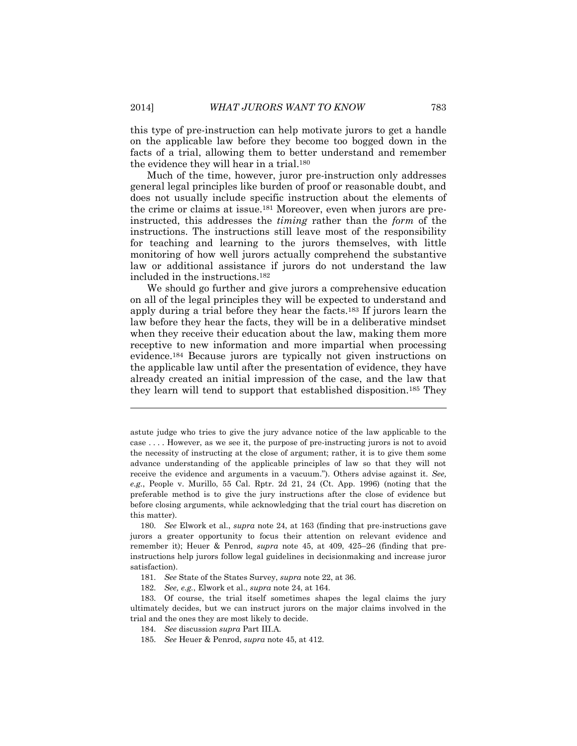this type of pre-instruction can help motivate jurors to get a handle on the applicable law before they become too bogged down in the facts of a trial, allowing them to better understand and remember the evidence they will hear in a trial.[180]

Much of the time, however, juror pre-instruction only addresses general legal principles like burden of proof or reasonable doubt, and does not usually include specific instruction about the elements of the crime or claims at issue.[181] Moreover, even when jurors are pre-instructed, this addresses the *timing* rather than the *form* of the instructions. The instructions still leave most of the responsibility for teaching and learning to the jurors themselves, with little monitoring of how well jurors actually comprehend the substantive law or additional assistance if jurors do not understand the law included in the instructions.[182]

We should go further and give jurors a comprehensive education on all of the legal principles they will be expected to understand and apply during a trial before they hear the facts.[183] If jurors learn the law before they hear the facts, they will be in a deliberative mindset when they receive their education about the law, making them more receptive to new information and more impartial when processing evidence.[184] Because jurors are typically not given instructions on the applicable law until after the presentation of evidence, they have already created an initial impression of the case, and the law that they learn will tend to support that established disposition.[185] They

---

astute judge who tries to give the jury advance notice of the law applicable to the case . . . . However, as we see it, the purpose of pre-instructing jurors is not to avoid the necessity of instructing at the close of argument; rather, it is to give them some advance understanding of the applicable principles of law so that they will not receive the evidence and arguments in a vacuum."). Others advise against it. *See, e.g.*, People v. Murillo, 55 Cal. Rptr. 2d 21, 24 (Ct. App. 1996) (noting that the preferable method is to give the jury instructions after the close of evidence but before closing arguments, while acknowledging that the trial court has discretion on this matter).

180. *See* Elwork et al., *supra* note 24, at 163 (finding that pre-instructions gave jurors a greater opportunity to focus their attention on relevant evidence and remember it); Heuer & Penrod, *supra* note 45, at 409, 425–26 (finding that pre-instructions help jurors follow legal guidelines in decisionmaking and increase juror satisfaction).

181. *See* State of the States Survey, *supra* note 22, at 36.

182. *See, e.g.*, Elwork et al., *supra* note 24, at 164.

183. Of course, the trial itself sometimes shapes the legal claims the jury ultimately decides, but we can instruct jurors on the major claims involved in the trial and the ones they are most likely to decide.

184. *See* discussion *supra* Part III.A.

185. *See* Heuer & Penrod, *supra* note 45, at 412.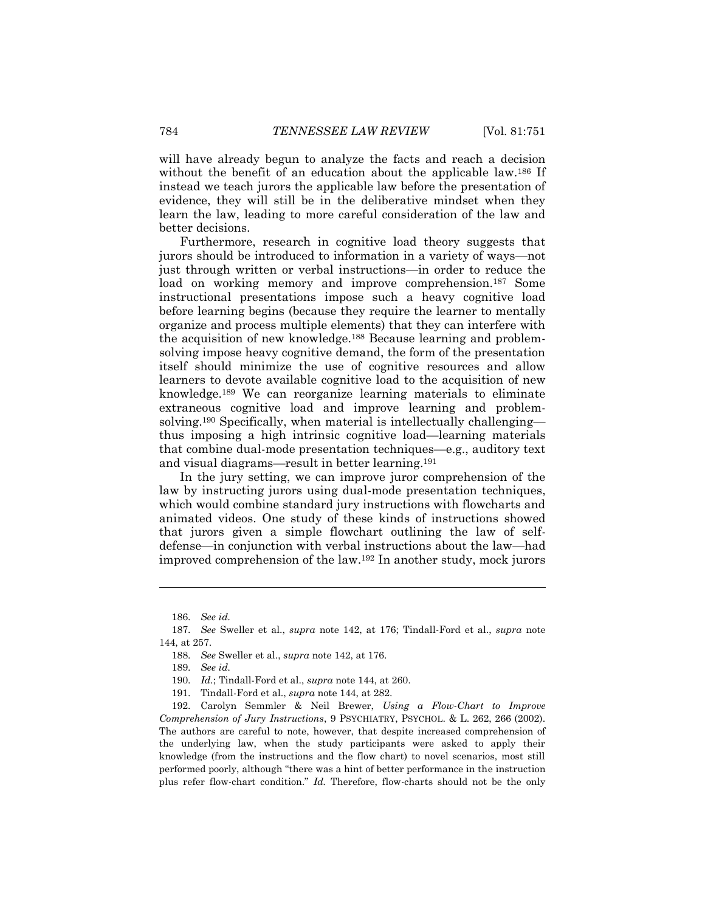will have already begun to analyze the facts and reach a decision without the benefit of an education about the applicable law.[186] If instead we teach jurors the applicable law before the presentation of evidence, they will still be in the deliberative mindset when they learn the law, leading to more careful consideration of the law and better decisions.

Furthermore, research in cognitive load theory suggests that jurors should be introduced to information in a variety of ways—not just through written or verbal instructions—in order to reduce the load on working memory and improve comprehension.[187] Some instructional presentations impose such a heavy cognitive load before learning begins (because they require the learner to mentally organize and process multiple elements) that they can interfere with the acquisition of new knowledge.[188] Because learning and problem-solving impose heavy cognitive demand, the form of the presentation itself should minimize the use of cognitive resources and allow learners to devote available cognitive load to the acquisition of new knowledge.[189] We can reorganize learning materials to eliminate extraneous cognitive load and improve learning and problem-solving.[190] Specifically, when material is intellectually challenging—thus imposing a high intrinsic cognitive load—learning materials that combine dual-mode presentation techniques—e.g., auditory text and visual diagrams—result in better learning.[191]

In the jury setting, we can improve juror comprehension of the law by instructing jurors using dual-mode presentation techniques, which would combine standard jury instructions with flowcharts and animated videos. One study of these kinds of instructions showed that jurors given a simple flowchart outlining the law of self-defense—in conjunction with verbal instructions about the law—had improved comprehension of the law.[192] In another study, mock jurors

---

186. *See id.*

187. *See* Sweller et al., *supra* note 142, at 176; Tindall-Ford et al., *supra* note 144, at 257.

188. *See* Sweller et al., *supra* note 142, at 176.

189. *See id.*

190. *Id.*; Tindall-Ford et al., *supra* note 144, at 260.

191. Tindall-Ford et al., *supra* note 144, at 282.

192. Carolyn Semmler & Neil Brewer, *Using a Flow-Chart to Improve Comprehension of Jury Instructions*, 9 PSYCHIATRY, PSYCHOL. & L. 262, 266 (2002). The authors are careful to note, however, that despite increased comprehension of the underlying law, when the study participants were asked to apply their knowledge (from the instructions and the flow chart) to novel scenarios, most still performed poorly, although "there was a hint of better performance in the instruction plus refer flow-chart condition." *Id.* Therefore, flow-charts should not be the only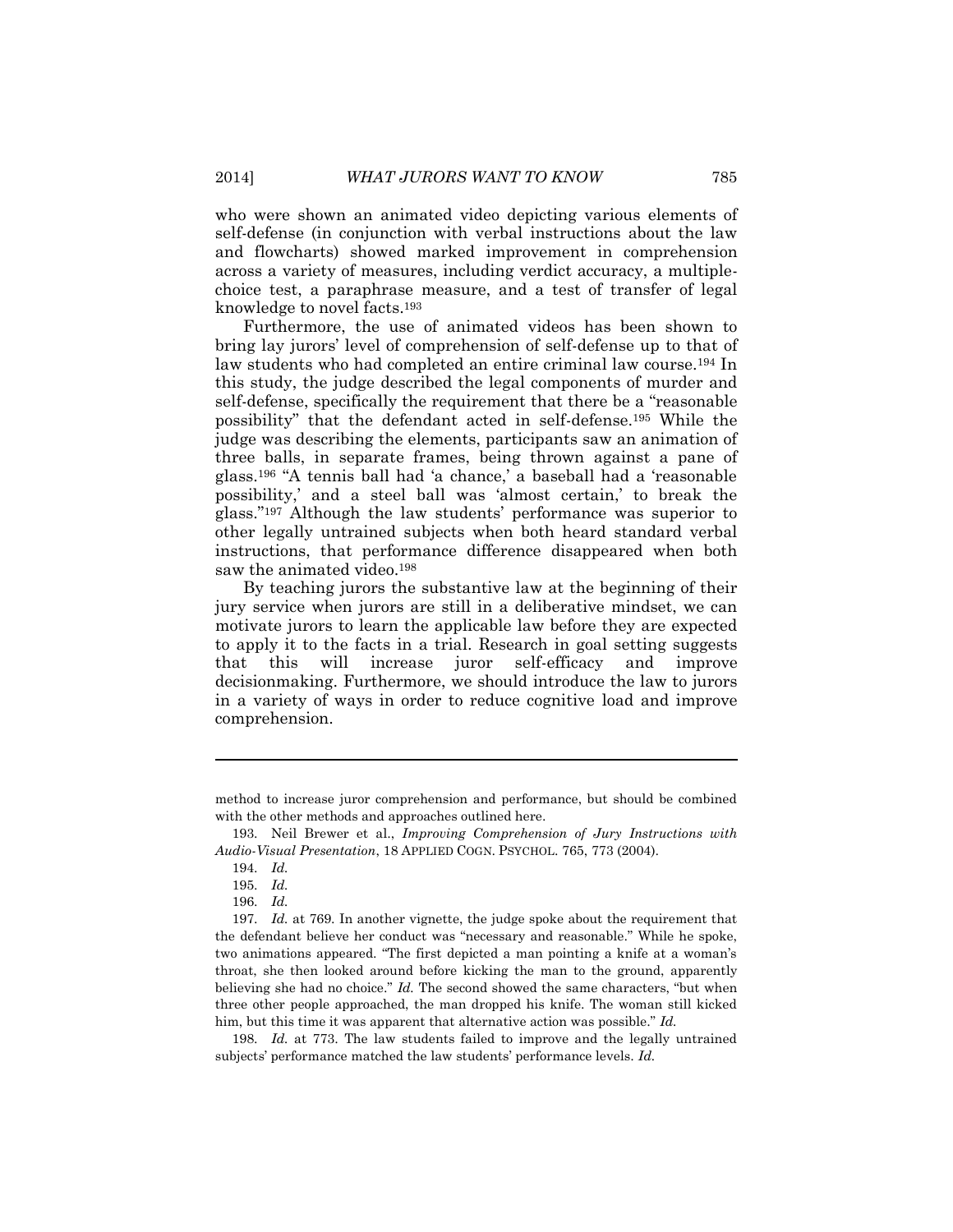who were shown an animated video depicting various elements of self-defense (in conjunction with verbal instructions about the law and flowcharts) showed marked improvement in comprehension across a variety of measures, including verdict accuracy, a multiple-choice test, a paraphrase measure, and a test of transfer of legal knowledge to novel facts.[193]

Furthermore, the use of animated videos has been shown to bring lay jurors' level of comprehension of self-defense up to that of law students who had completed an entire criminal law course.[194] In this study, the judge described the legal components of murder and self-defense, specifically the requirement that there be a "reasonable possibility" that the defendant acted in self-defense.[195] While the judge was describing the elements, participants saw an animation of three balls, in separate frames, being thrown against a pane of glass.[196] "A tennis ball had 'a chance,' a baseball had a 'reasonable possibility,' and a steel ball was 'almost certain,' to break the glass."[197] Although the law students' performance was superior to other legally untrained subjects when both heard standard verbal instructions, that performance difference disappeared when both saw the animated video.[198]

By teaching jurors the substantive law at the beginning of their jury service when jurors are still in a deliberative mindset, we can motivate jurors to learn the applicable law before they are expected to apply it to the facts in a trial. Research in goal setting suggests that this will increase juror self-efficacy and improve decisionmaking. Furthermore, we should introduce the law to jurors in a variety of ways in order to reduce cognitive load and improve comprehension.

---

method to increase juror comprehension and performance, but should be combined with the other methods and approaches outlined here.

193. Neil Brewer et al., *Improving Comprehension of Jury Instructions with Audio-Visual Presentation*, 18 APPLIED COGN. PSYCHOL. 765, 773 (2004).

194. *Id.*

195. *Id.*

196. *Id.*

197. *Id.* at 769. In another vignette, the judge spoke about the requirement that the defendant believe her conduct was "necessary and reasonable." While he spoke, two animations appeared. "The first depicted a man pointing a knife at a woman's throat, she then looked around before kicking the man to the ground, apparently believing she had no choice." *Id.* The second showed the same characters, "but when three other people approached, the man dropped his knife. The woman still kicked him, but this time it was apparent that alternative action was possible." *Id.*

198. *Id.* at 773. The law students failed to improve and the legally untrained subjects' performance matched the law students' performance levels. *Id.*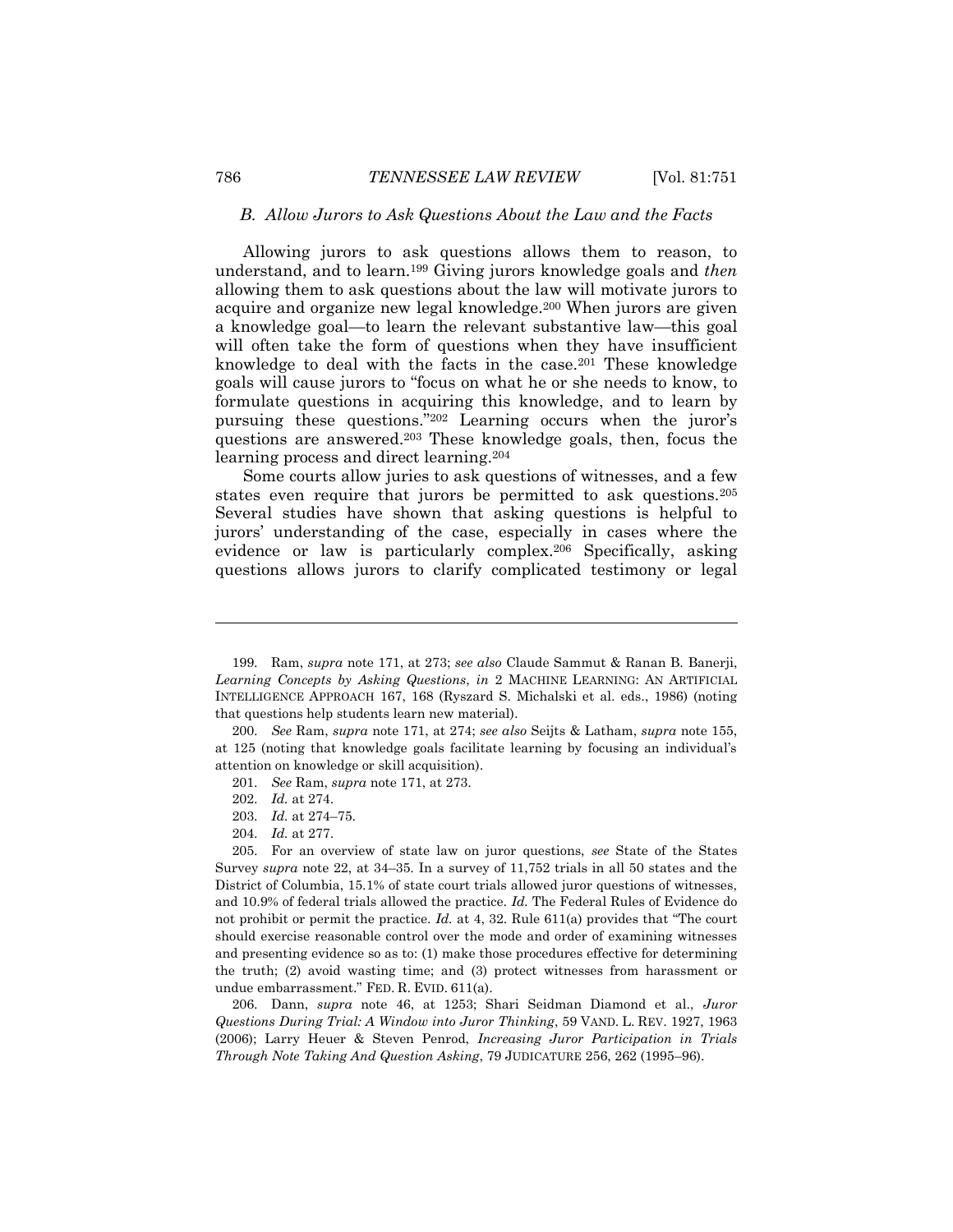### B. Allow Jurors to Ask Questions About the Law and the Facts

Allowing jurors to ask questions allows them to reason, to understand, and to learn.[199] Giving jurors knowledge goals and *then* allowing them to ask questions about the law will motivate jurors to acquire and organize new legal knowledge.[200] When jurors are given a knowledge goal—to learn the relevant substantive law—this goal will often take the form of questions when they have insufficient knowledge to deal with the facts in the case.[201] These knowledge goals will cause jurors to "focus on what he or she needs to know, to formulate questions in acquiring this knowledge, and to learn by pursuing these questions."[202] Learning occurs when the juror's questions are answered.[203] These knowledge goals, then, focus the learning process and direct learning.[204]

Some courts allow juries to ask questions of witnesses, and a few states even require that jurors be permitted to ask questions.[205] Several studies have shown that asking questions is helpful to jurors' understanding of the case, especially in cases where the evidence or law is particularly complex.[206] Specifically, asking questions allows jurors to clarify complicated testimony or legal

---

199. Ram, *supra* note 171, at 273; *see also* Claude Sammut & Ranan B. Banerji, *Learning Concepts by Asking Questions*, *in* 2 MACHINE LEARNING: AN ARTIFICIAL INTELLIGENCE APPROACH 167, 168 (Ryszard S. Michalski et al. eds., 1986) (noting that questions help students learn new material).

200. *See* Ram, *supra* note 171, at 274; *see also* Seijts & Latham, *supra* note 155, at 125 (noting that knowledge goals facilitate learning by focusing an individual's attention on knowledge or skill acquisition).

201. *See* Ram, *supra* note 171, at 273.

202. *Id.* at 274.

203. *Id.* at 274–75.

204. *Id.* at 277.

205. For an overview of state law on juror questions, *see* State of the States Survey *supra* note 22, at 34–35. In a survey of 11,752 trials in all 50 states and the District of Columbia, 15.1% of state court trials allowed juror questions of witnesses, and 10.9% of federal trials allowed the practice. *Id.* The Federal Rules of Evidence do not prohibit or permit the practice. *Id.* at 4, 32. Rule 611(a) provides that "The court should exercise reasonable control over the mode and order of examining witnesses and presenting evidence so as to: (1) make those procedures effective for determining the truth; (2) avoid wasting time; and (3) protect witnesses from harassment or undue embarrassment." FED. R. EVID. 611(a).

206. Dann, *supra* note 46, at 1253; Shari Seidman Diamond et al., *Juror Questions During Trial: A Window into Juror Thinking*, 59 VAND. L. REV. 1927, 1963 (2006); Larry Heuer & Steven Penrod, *Increasing Juror Participation in Trials Through Note Taking And Question Asking*, 79 JUDICATURE 256, 262 (1995–96).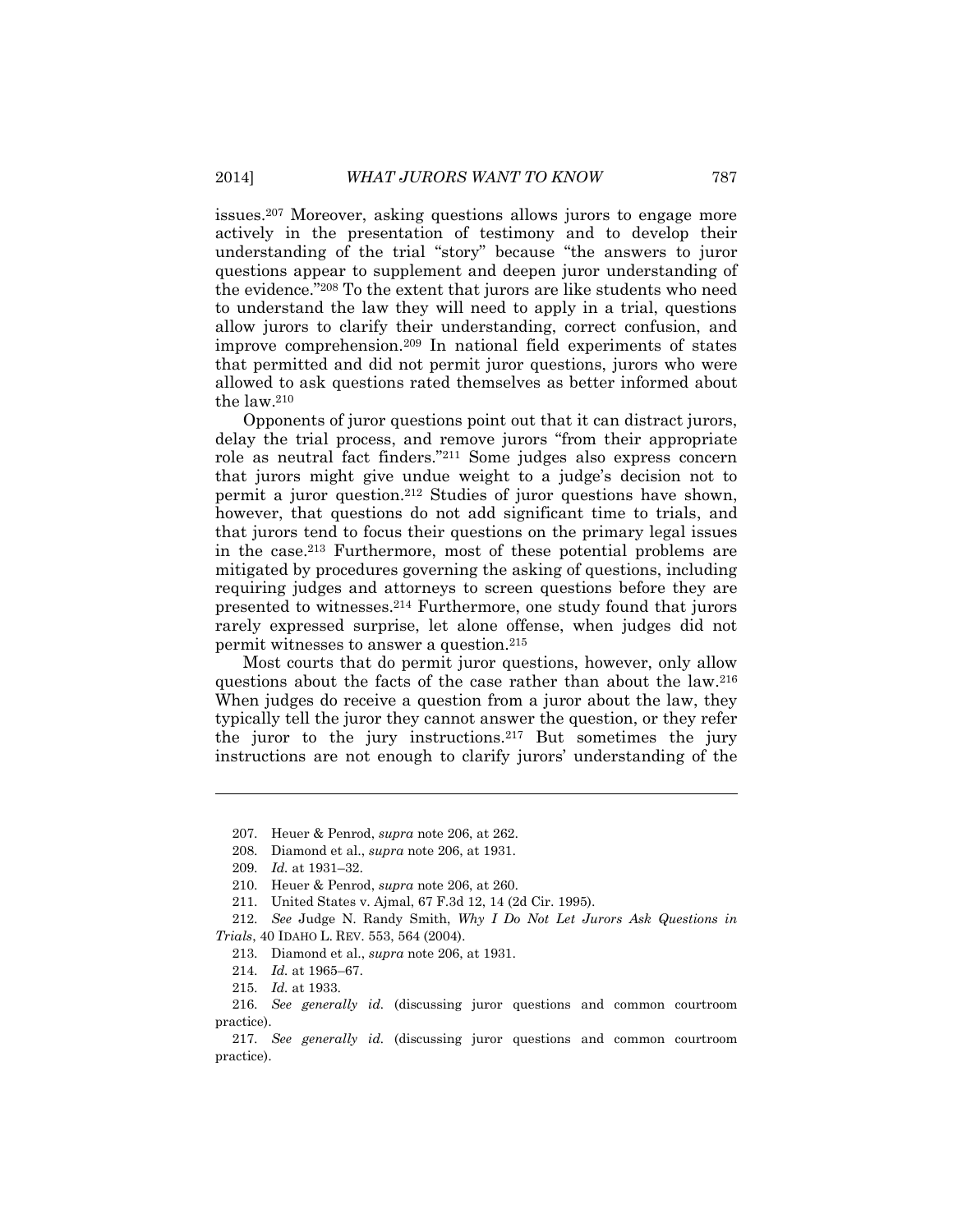issues.[207] Moreover, asking questions allows jurors to engage more actively in the presentation of testimony and to develop their understanding of the trial "story" because "the answers to juror questions appear to supplement and deepen juror understanding of the evidence."[208] To the extent that jurors are like students who need to understand the law they will need to apply in a trial, questions allow jurors to clarify their understanding, correct confusion, and improve comprehension.[209] In national field experiments of states that permitted and did not permit juror questions, jurors who were allowed to ask questions rated themselves as better informed about the law.[210]

Opponents of juror questions point out that it can distract jurors, delay the trial process, and remove jurors "from their appropriate role as neutral fact finders."[211] Some judges also express concern that jurors might give undue weight to a judge's decision not to permit a juror question.[212] Studies of juror questions have shown, however, that questions do not add significant time to trials, and that jurors tend to focus their questions on the primary legal issues in the case.[213] Furthermore, most of these potential problems are mitigated by procedures governing the asking of questions, including requiring judges and attorneys to screen questions before they are presented to witnesses.[214] Furthermore, one study found that jurors rarely expressed surprise, let alone offense, when judges did not permit witnesses to answer a question.[215]

Most courts that do permit juror questions, however, only allow questions about the facts of the case rather than about the law.[216] When judges do receive a question from a juror about the law, they typically tell the juror they cannot answer the question, or they refer the juror to the jury instructions.[217] But sometimes the jury instructions are not enough to clarify jurors' understanding of the

---

207. Heuer & Penrod, *supra* note 206, at 262.

208. Diamond et al., *supra* note 206, at 1931.

209. *Id.* at 1931–32.

210. Heuer & Penrod, *supra* note 206, at 260.

211. United States v. Ajmal, 67 F.3d 12, 14 (2d Cir. 1995).

212. *See* Judge N. Randy Smith, *Why I Do Not Let Jurors Ask Questions in Trials*, 40 IDAHO L. REV. 553, 564 (2004).

213. Diamond et al., *supra* note 206, at 1931.

214. *Id.* at 1965–67.

215. *Id.* at 1933.

216. *See generally id.* (discussing juror questions and common courtroom practice).

217. *See generally id.* (discussing juror questions and common courtroom practice).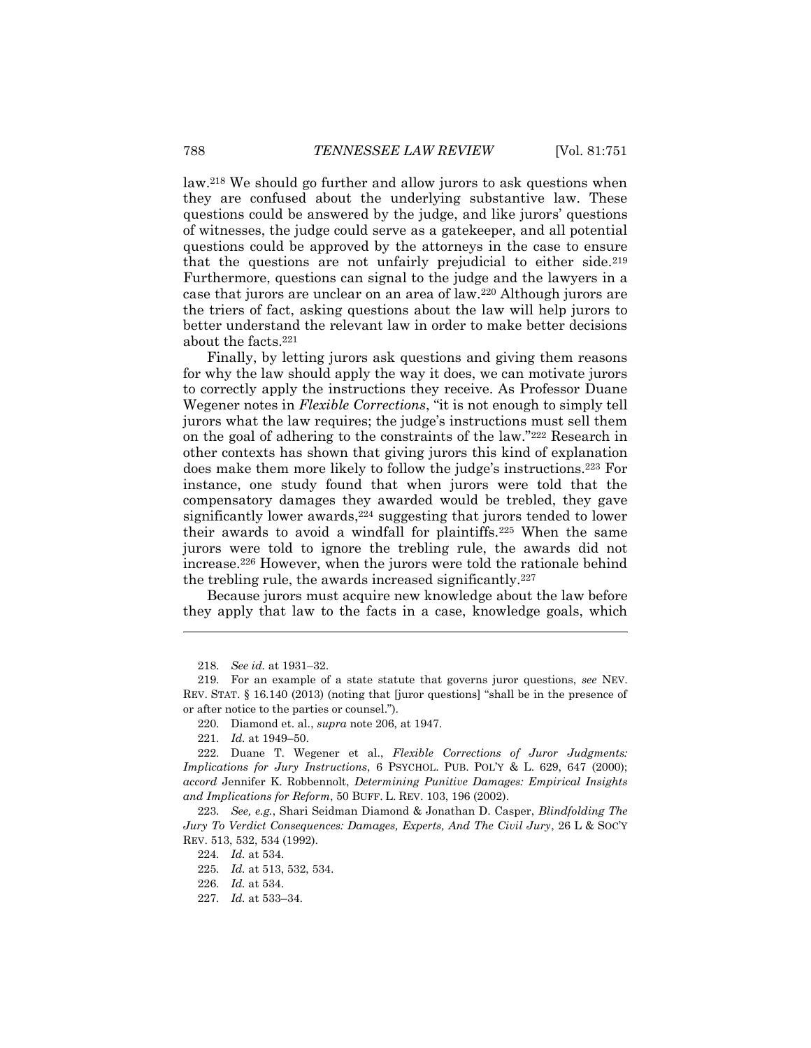law.[218] We should go further and allow jurors to ask questions when they are confused about the underlying substantive law. These questions could be answered by the judge, and like jurors' questions of witnesses, the judge could serve as a gatekeeper, and all potential questions could be approved by the attorneys in the case to ensure that the questions are not unfairly prejudicial to either side.[219] Furthermore, questions can signal to the judge and the lawyers in a case that jurors are unclear on an area of law.[220] Although jurors are the triers of fact, asking questions about the law will help jurors to better understand the relevant law in order to make better decisions about the facts.[221]

Finally, by letting jurors ask questions and giving them reasons for why the law should apply the way it does, we can motivate jurors to correctly apply the instructions they receive. As Professor Duane Wegener notes in *Flexible Corrections*, "it is not enough to simply tell jurors what the law requires; the judge's instructions must sell them on the goal of adhering to the constraints of the law."[222] Research in other contexts has shown that giving jurors this kind of explanation does make them more likely to follow the judge's instructions.[223] For instance, one study found that when jurors were told that the compensatory damages they awarded would be trebled, they gave significantly lower awards,[224] suggesting that jurors tended to lower their awards to avoid a windfall for plaintiffs.[225] When the same jurors were told to ignore the trebling rule, the awards did not increase.[226] However, when the jurors were told the rationale behind the trebling rule, the awards increased significantly.[227]

Because jurors must acquire new knowledge about the law before they apply that law to the facts in a case, knowledge goals, which

---

218. *See id.* at 1931–32.

219. For an example of a state statute that governs juror questions, *see* NEV. REV. STAT. § 16.140 (2013) (noting that [juror questions] "shall be in the presence of or after notice to the parties or counsel.").

220. Diamond et. al., *supra* note 206, at 1947.

221. *Id.* at 1949–50.

222. Duane T. Wegener et al., *Flexible Corrections of Juror Judgments: Implications for Jury Instructions*, 6 PSYCHOL. PUB. POL'Y & L. 629, 647 (2000); *accord* Jennifer K. Robbennolt, *Determining Punitive Damages: Empirical Insights and Implications for Reform*, 50 BUFF. L. REV. 103, 196 (2002).

223. *See, e.g.*, Shari Seidman Diamond & Jonathan D. Casper, *Blindfolding The Jury To Verdict Consequences: Damages, Experts, And The Civil Jury*, 26 L & SOC'Y REV. 513, 532, 534 (1992).

224. *Id.* at 534.

225. *Id.* at 513, 532, 534.

226. *Id.* at 534.

227. *Id.* at 533–34.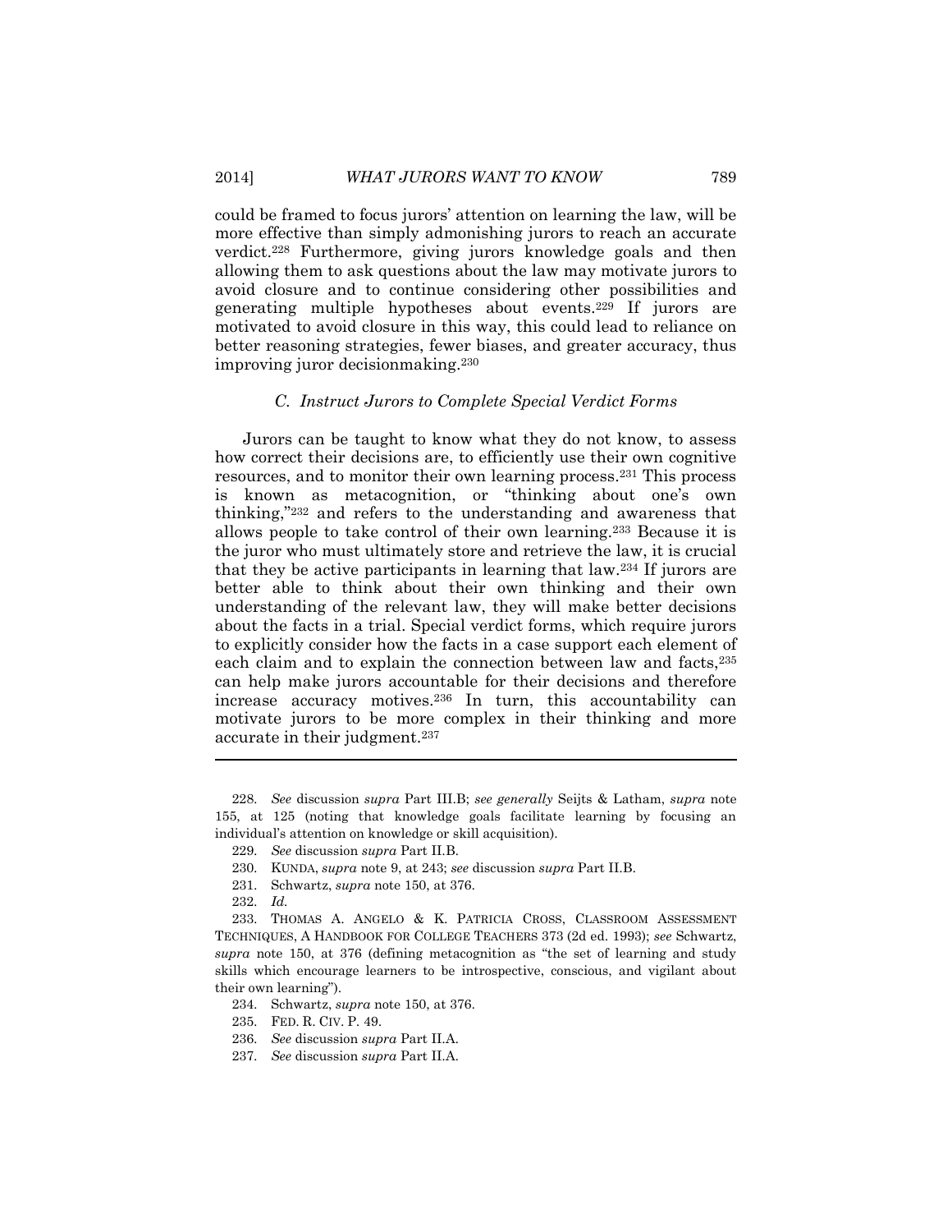could be framed to focus jurors' attention on learning the law, will be more effective than simply admonishing jurors to reach an accurate verdict.[228] Furthermore, giving jurors knowledge goals and then allowing them to ask questions about the law may motivate jurors to avoid closure and to continue considering other possibilities and generating multiple hypotheses about events.[229] If jurors are motivated to avoid closure in this way, this could lead to reliance on better reasoning strategies, fewer biases, and greater accuracy, thus improving juror decisionmaking.[230]

### *C. Instruct Jurors to Complete Special Verdict Forms*

Jurors can be taught to know what they do not know, to assess how correct their decisions are, to efficiently use their own cognitive resources, and to monitor their own learning process.[231] This process is known as metacognition, or "thinking about one's own thinking,"[232] and refers to the understanding and awareness that allows people to take control of their own learning.[233] Because it is the juror who must ultimately store and retrieve the law, it is crucial that they be active participants in learning that law.[234] If jurors are better able to think about their own thinking and their own understanding of the relevant law, they will make better decisions about the facts in a trial. Special verdict forms, which require jurors to explicitly consider how the facts in a case support each element of each claim and to explain the connection between law and facts,[235] can help make jurors accountable for their decisions and therefore increase accuracy motives.[236] In turn, this accountability can motivate jurors to be more complex in their thinking and more accurate in their judgment.[237]

---

228. *See* discussion *supra* Part III.B; *see generally* Seijts & Latham, *supra* note 155, at 125 (noting that knowledge goals facilitate learning by focusing an individual's attention on knowledge or skill acquisition).

229. *See* discussion *supra* Part II.B.

230. KUNDA, *supra* note 9, at 243; *see* discussion *supra* Part II.B.

231. Schwartz, *supra* note 150, at 376.

232. *Id.*

233. THOMAS A. ANGELO & K. PATRICIA CROSS, CLASSROOM ASSESSMENT TECHNIQUES, A HANDBOOK FOR COLLEGE TEACHERS 373 (2d ed. 1993); *see* Schwartz, *supra* note 150, at 376 (defining metacognition as "the set of learning and study skills which encourage learners to be introspective, conscious, and vigilant about their own learning").

234. Schwartz, *supra* note 150, at 376.

235. FED. R. CIV. P. 49.

236. *See* discussion *supra* Part II.A.

237. *See* discussion *supra* Part II.A.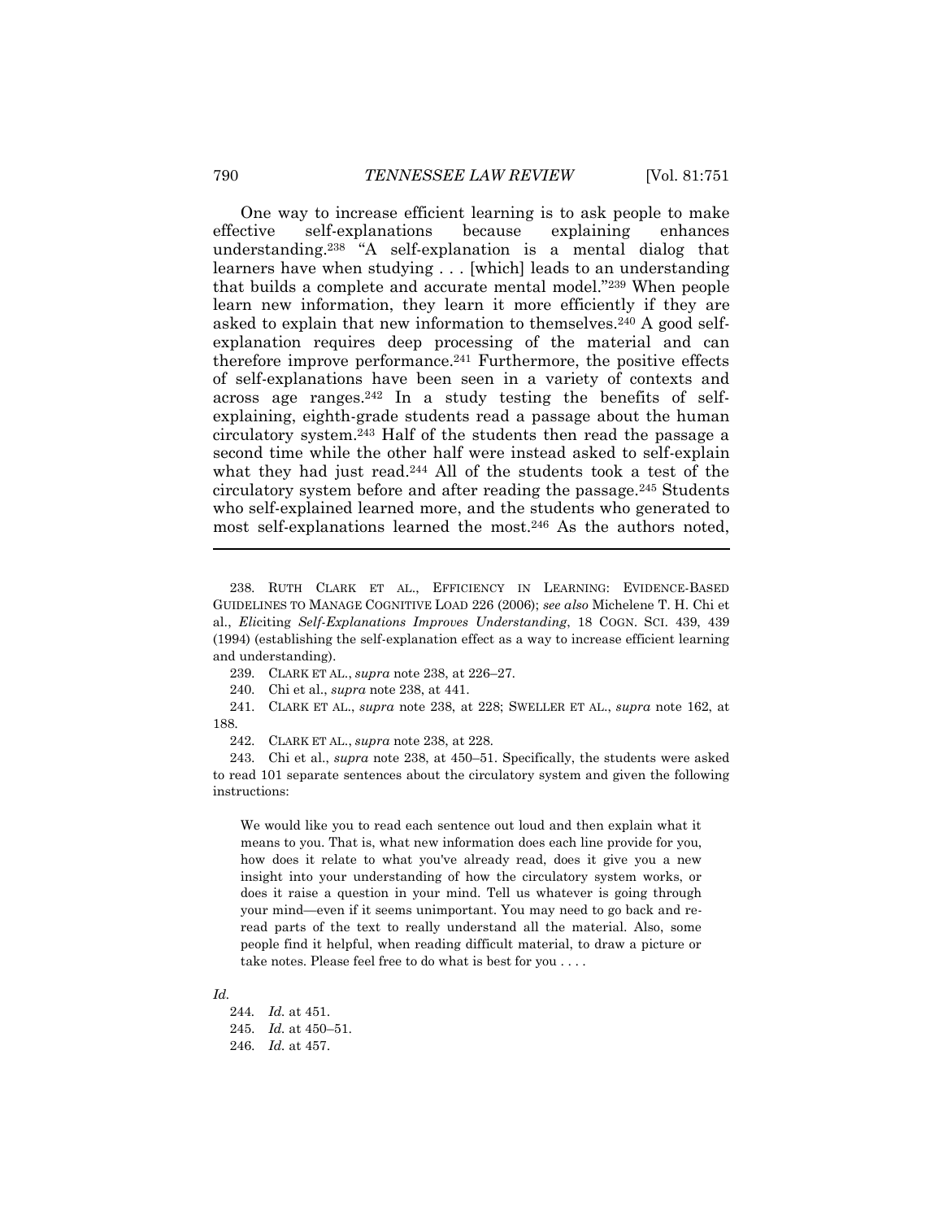One way to increase efficient learning is to ask people to make effective self-explanations because explaining enhances understanding.[238] "A self-explanation is a mental dialog that learners have when studying . . . [which] leads to an understanding that builds a complete and accurate mental model."[239] When people learn new information, they learn it more efficiently if they are asked to explain that new information to themselves.[240] A good self-explanation requires deep processing of the material and can therefore improve performance.[241] Furthermore, the positive effects of self-explanations have been seen in a variety of contexts and across age ranges.[242] In a study testing the benefits of self-explaining, eighth-grade students read a passage about the human circulatory system.[243] Half of the students then read the passage a second time while the other half were instead asked to self-explain what they had just read.[244] All of the students took a test of the circulatory system before and after reading the passage.[245] Students who self-explained learned more, and the students who generated to most self-explanations learned the most.[246] As the authors noted,

---

238. RUTH CLARK ET AL., EFFICIENCY IN LEARNING: EVIDENCE-BASED GUIDELINES TO MANAGE COGNITIVE LOAD 226 (2006); *see also* Michelene T. H. Chi et al., *Eliciting Self-Explanations Improves Understanding*, 18 COGN. SCI. 439, 439 (1994) (establishing the self-explanation effect as a way to increase efficient learning and understanding).

239. CLARK ET AL., *supra* note 238, at 226–27.

240. Chi et al., *supra* note 238, at 441.

241. CLARK ET AL., *supra* note 238, at 228; SWELLER ET AL., *supra* note 162, at 188.

242. CLARK ET AL., *supra* note 238, at 228.

243. Chi et al., *supra* note 238, at 450–51. Specifically, the students were asked to read 101 separate sentences about the circulatory system and given the following instructions:

> We would like you to read each sentence out loud and then explain what it means to you. That is, what new information does each line provide for you, how does it relate to what you've already read, does it give you a new insight into your understanding of how the circulatory system works, or does it raise a question in your mind. Tell us whatever is going through your mind—even if it seems unimportant. You may need to go back and re-read parts of the text to really understand all the material. Also, some people find it helpful, when reading difficult material, to draw a picture or take notes. Please feel free to do what is best for you . . . .

*Id.*

244. *Id.* at 451.

245. *Id.* at 450–51.

246. *Id.* at 457.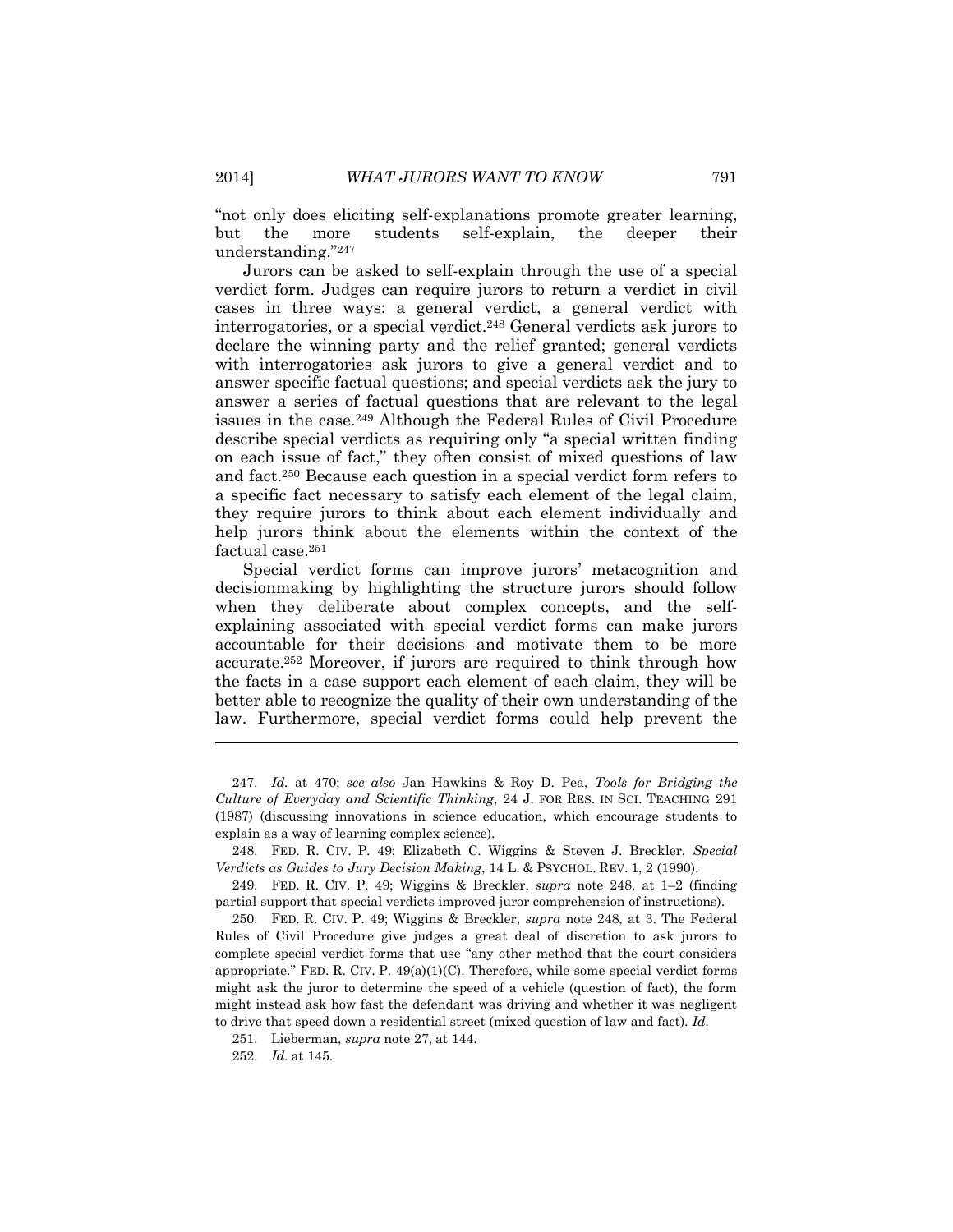"not only does eliciting self-explanations promote greater learning, but the more students self-explain, the deeper their understanding."[247]

Jurors can be asked to self-explain through the use of a special verdict form. Judges can require jurors to return a verdict in civil cases in three ways: a general verdict, a general verdict with interrogatories, or a special verdict.[248] General verdicts ask jurors to declare the winning party and the relief granted; general verdicts with interrogatories ask jurors to give a general verdict and to answer specific factual questions; and special verdicts ask the jury to answer a series of factual questions that are relevant to the legal issues in the case.[249] Although the Federal Rules of Civil Procedure describe special verdicts as requiring only "a special written finding on each issue of fact," they often consist of mixed questions of law and fact.[250] Because each question in a special verdict form refers to a specific fact necessary to satisfy each element of the legal claim, they require jurors to think about each element individually and help jurors think about the elements within the context of the factual case.[251]

Special verdict forms can improve jurors' metacognition and decisionmaking by highlighting the structure jurors should follow when they deliberate about complex concepts, and the self-explaining associated with special verdict forms can make jurors accountable for their decisions and motivate them to be more accurate.[252] Moreover, if jurors are required to think through how the facts in a case support each element of each claim, they will be better able to recognize the quality of their own understanding of the law. Furthermore, special verdict forms could help prevent the

---

247. *Id.* at 470; *see also* Jan Hawkins & Roy D. Pea, *Tools for Bridging the Culture of Everyday and Scientific Thinking*, 24 J. FOR RES. IN SCI. TEACHING 291 (1987) (discussing innovations in science education, which encourage students to explain as a way of learning complex science).

248. FED. R. CIV. P. 49; Elizabeth C. Wiggins & Steven J. Breckler, *Special Verdicts as Guides to Jury Decision Making*, 14 L. & PSYCHOL. REV. 1, 2 (1990).

249. FED. R. CIV. P. 49; Wiggins & Breckler, *supra* note 248, at 1–2 (finding partial support that special verdicts improved juror comprehension of instructions).

250. FED. R. CIV. P. 49; Wiggins & Breckler, *supra* note 248, at 3. The Federal Rules of Civil Procedure give judges a great deal of discretion to ask jurors to complete special verdict forms that use "any other method that the court considers appropriate." FED. R. CIV. P. 49(a)(1)(C). Therefore, while some special verdict forms might ask the juror to determine the speed of a vehicle (question of fact), the form might instead ask how fast the defendant was driving and whether it was negligent to drive that speed down a residential street (mixed question of law and fact). *Id.*

251. Lieberman, *supra* note 27, at 144.

252. *Id.* at 145.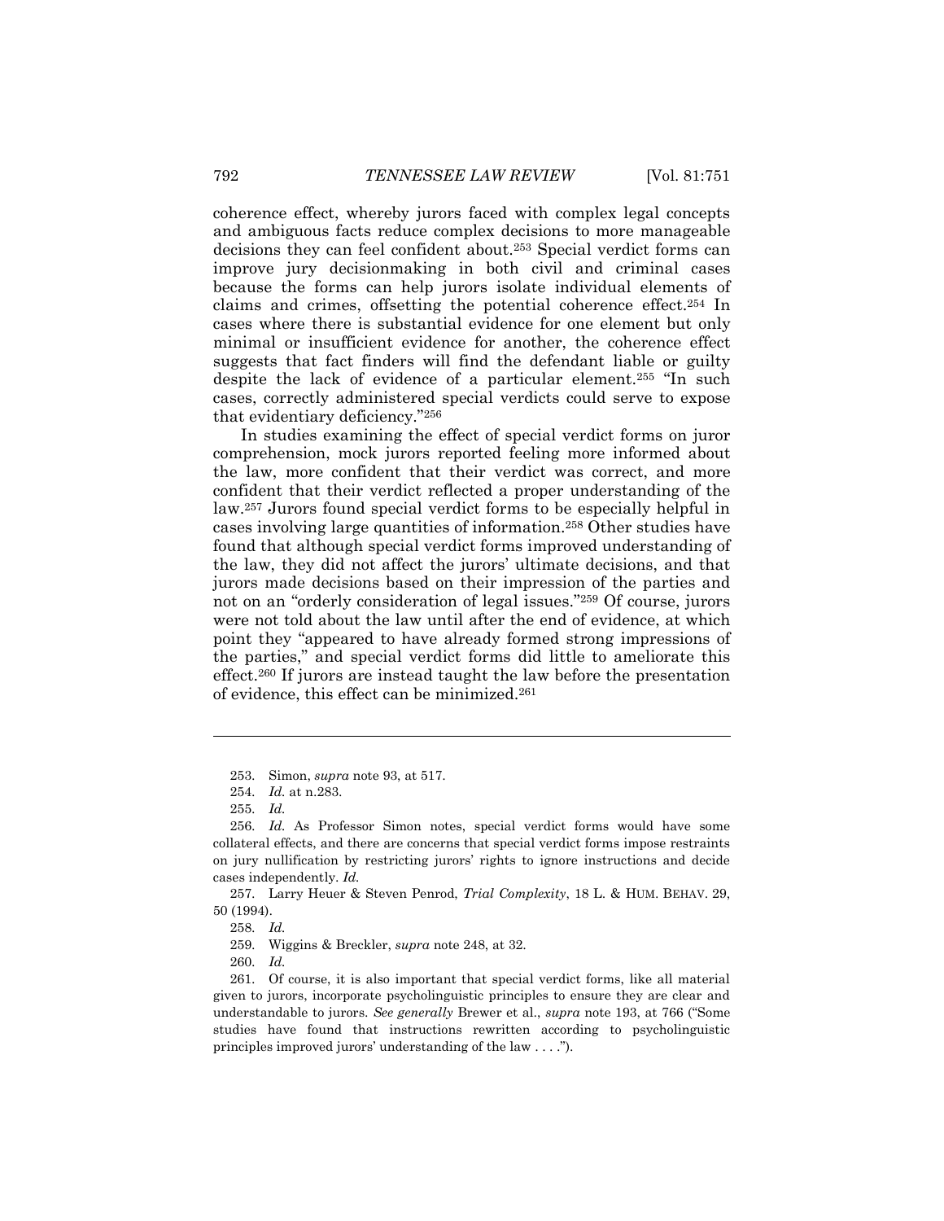coherence effect, whereby jurors faced with complex legal concepts and ambiguous facts reduce complex decisions to more manageable decisions they can feel confident about.[253] Special verdict forms can improve jury decisionmaking in both civil and criminal cases because the forms can help jurors isolate individual elements of claims and crimes, offsetting the potential coherence effect.[254] In cases where there is substantial evidence for one element but only minimal or insufficient evidence for another, the coherence effect suggests that fact finders will find the defendant liable or guilty despite the lack of evidence of a particular element.[255] "In such cases, correctly administered special verdicts could serve to expose that evidentiary deficiency."[256]

In studies examining the effect of special verdict forms on juror comprehension, mock jurors reported feeling more informed about the law, more confident that their verdict was correct, and more confident that their verdict reflected a proper understanding of the law.[257] Jurors found special verdict forms to be especially helpful in cases involving large quantities of information.[258] Other studies have found that although special verdict forms improved understanding of the law, they did not affect the jurors' ultimate decisions, and that jurors made decisions based on their impression of the parties and not on an "orderly consideration of legal issues."[259] Of course, jurors were not told about the law until after the end of evidence, at which point they "appeared to have already formed strong impressions of the parties," and special verdict forms did little to ameliorate this effect.[260] If jurors are instead taught the law before the presentation of evidence, this effect can be minimized.[261]

---

253. Simon, *supra* note 93, at 517.

254. *Id.* at n.283.

255. *Id.*

256. *Id.* As Professor Simon notes, special verdict forms would have some collateral effects, and there are concerns that special verdict forms impose restraints on jury nullification by restricting jurors' rights to ignore instructions and decide cases independently. *Id.*

257. Larry Heuer & Steven Penrod, *Trial Complexity*, 18 L. & HUM. BEHAV. 29, 50 (1994).

258. *Id.*

259. Wiggins & Breckler, *supra* note 248, at 32.

260. *Id.*

261. Of course, it is also important that special verdict forms, like all material given to jurors, incorporate psycholinguistic principles to ensure they are clear and understandable to jurors. *See generally* Brewer et al., *supra* note 193, at 766 ("Some studies have found that instructions rewritten according to psycholinguistic principles improved jurors' understanding of the law . . . .").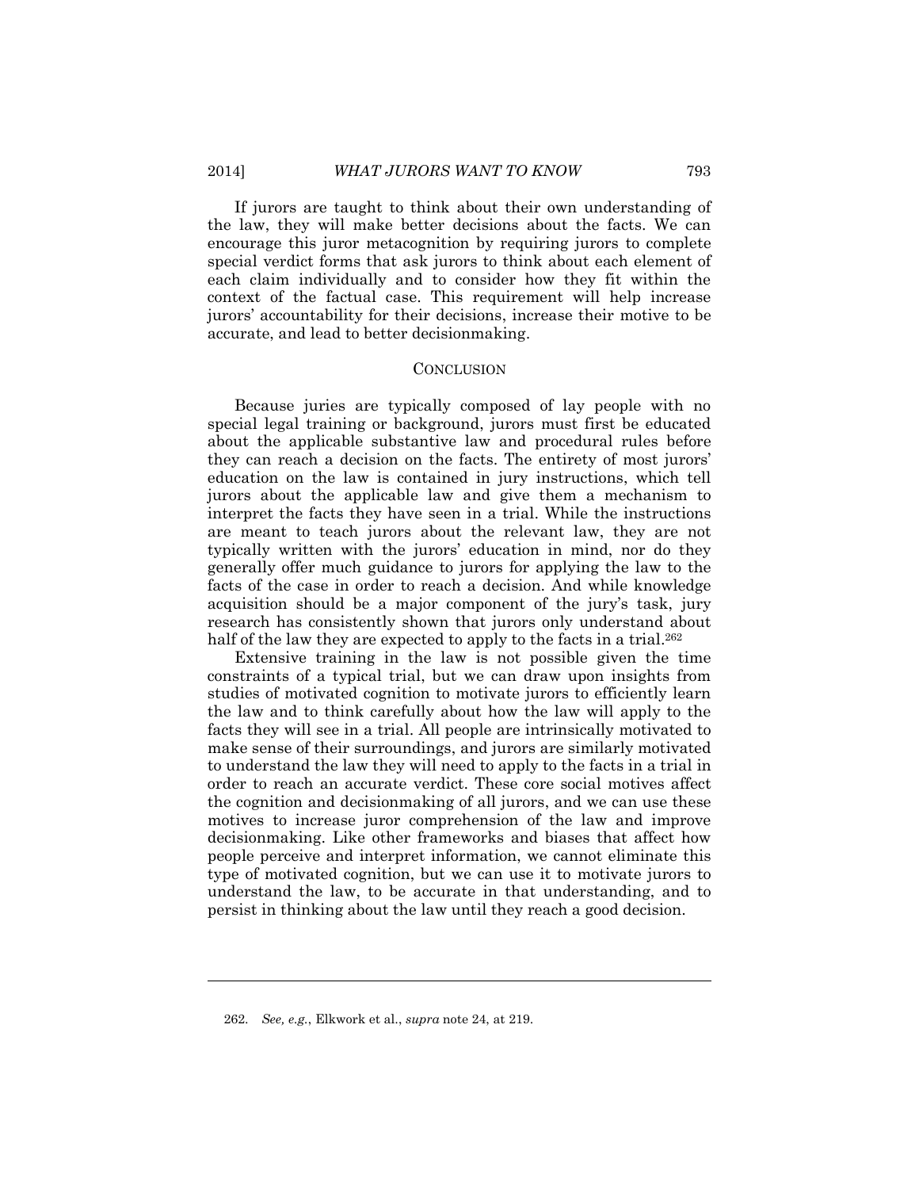If jurors are taught to think about their own understanding of the law, they will make better decisions about the facts. We can encourage this juror metacognition by requiring jurors to complete special verdict forms that ask jurors to think about each element of each claim individually and to consider how they fit within the context of the factual case. This requirement will help increase jurors' accountability for their decisions, increase their motive to be accurate, and lead to better decisionmaking.

## CONCLUSION

Because juries are typically composed of lay people with no special legal training or background, jurors must first be educated about the applicable substantive law and procedural rules before they can reach a decision on the facts. The entirety of most jurors' education on the law is contained in jury instructions, which tell jurors about the applicable law and give them a mechanism to interpret the facts they have seen in a trial. While the instructions are meant to teach jurors about the relevant law, they are not typically written with the jurors' education in mind, nor do they generally offer much guidance to jurors for applying the law to the facts of the case in order to reach a decision. And while knowledge acquisition should be a major component of the jury's task, jury research has consistently shown that jurors only understand about half of the law they are expected to apply to the facts in a trial.[262]

Extensive training in the law is not possible given the time constraints of a typical trial, but we can draw upon insights from studies of motivated cognition to motivate jurors to efficiently learn the law and to think carefully about how the law will apply to the facts they will see in a trial. All people are intrinsically motivated to make sense of their surroundings, and jurors are similarly motivated to understand the law they will need to apply to the facts in a trial in order to reach an accurate verdict. These core social motives affect the cognition and decisionmaking of all jurors, and we can use these motives to increase juror comprehension of the law and improve decisionmaking. Like other frameworks and biases that affect how people perceive and interpret information, we cannot eliminate this type of motivated cognition, but we can use it to motivate jurors to understand the law, to be accurate in that understanding, and to persist in thinking about the law until they reach a good decision.

---

262. *See, e.g.*, Elkwork et al., *supra* note 24, at 219.